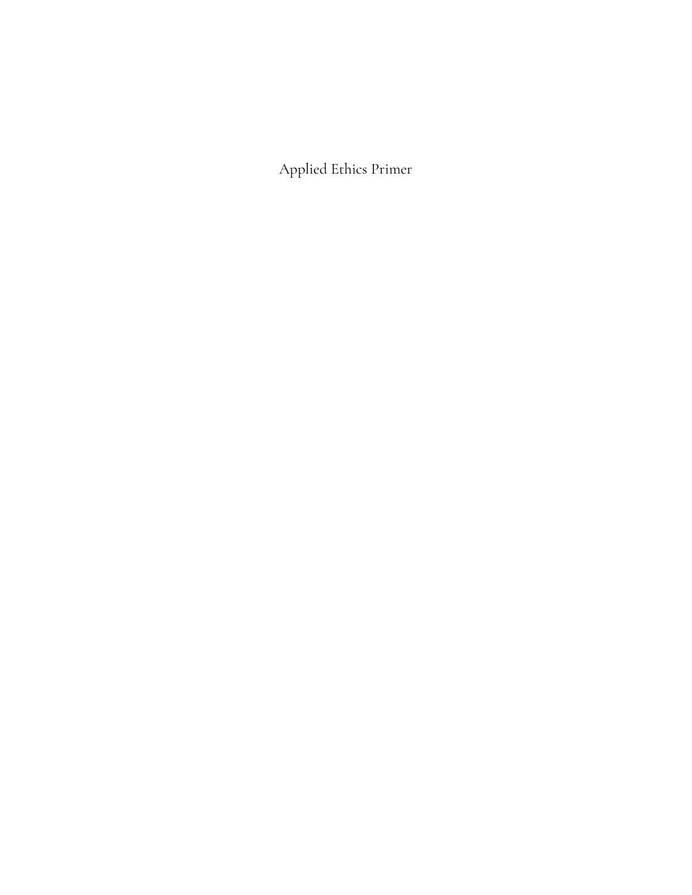# Applied Ethics Primer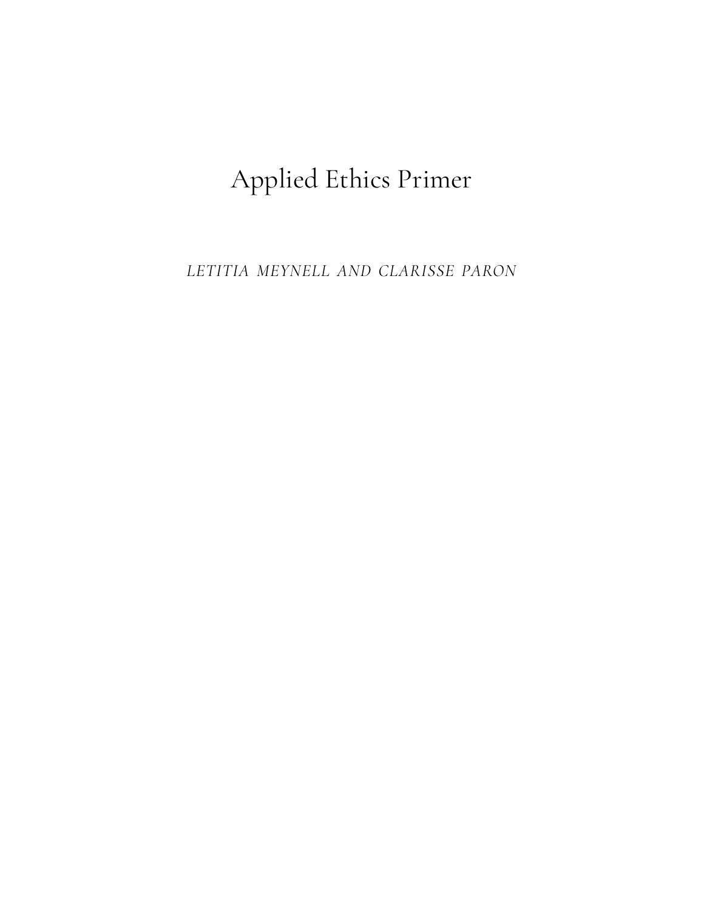# Applied Ethics Primer

*LETITIA MEYNELL AND CLARISSE PARON*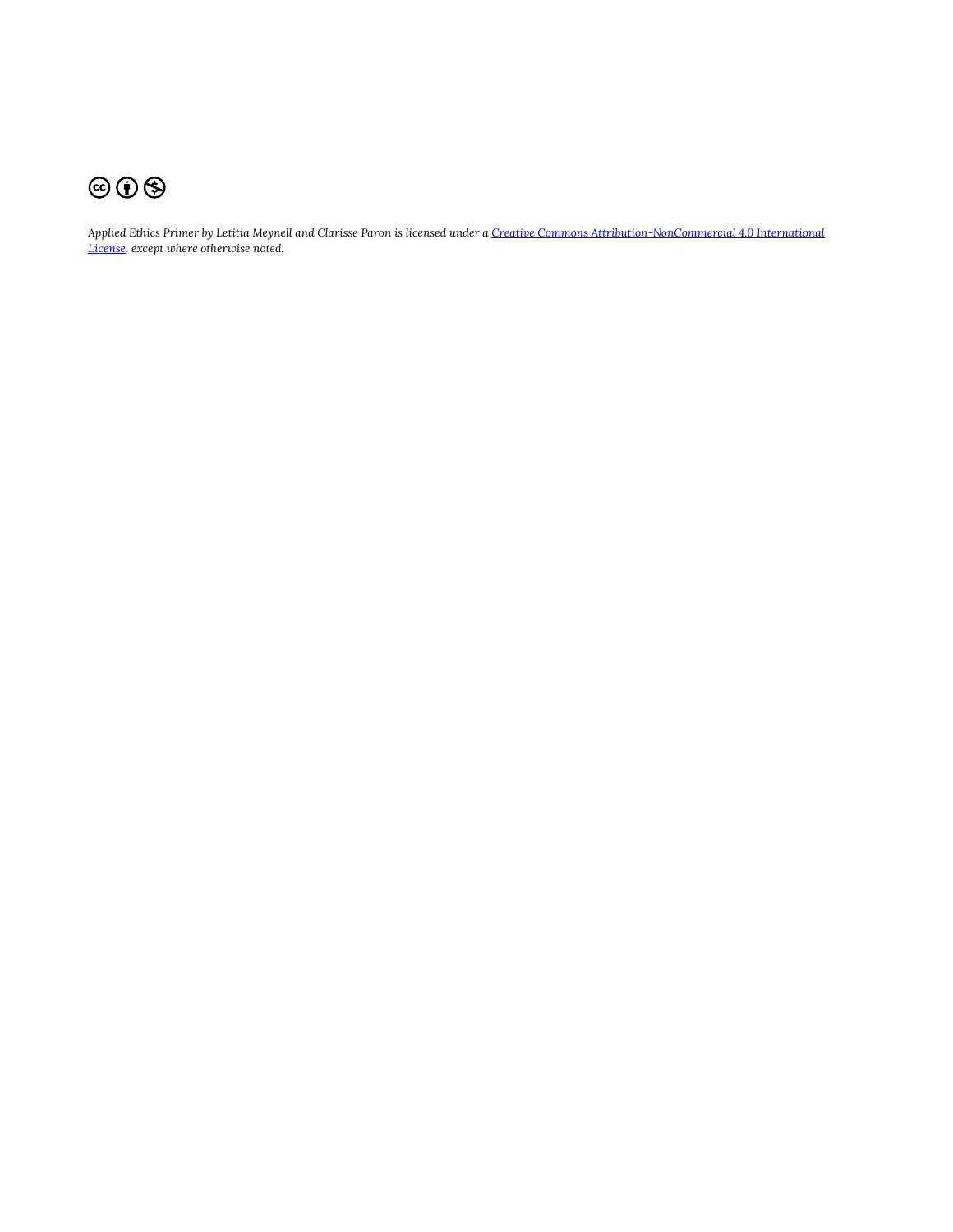*Applied Ethics Primer by Letitia Meynell and Clarisse Paron is licensed under a [Creative Commons Attribution-NonCommercial 4.0 International License](), except where otherwise noted.*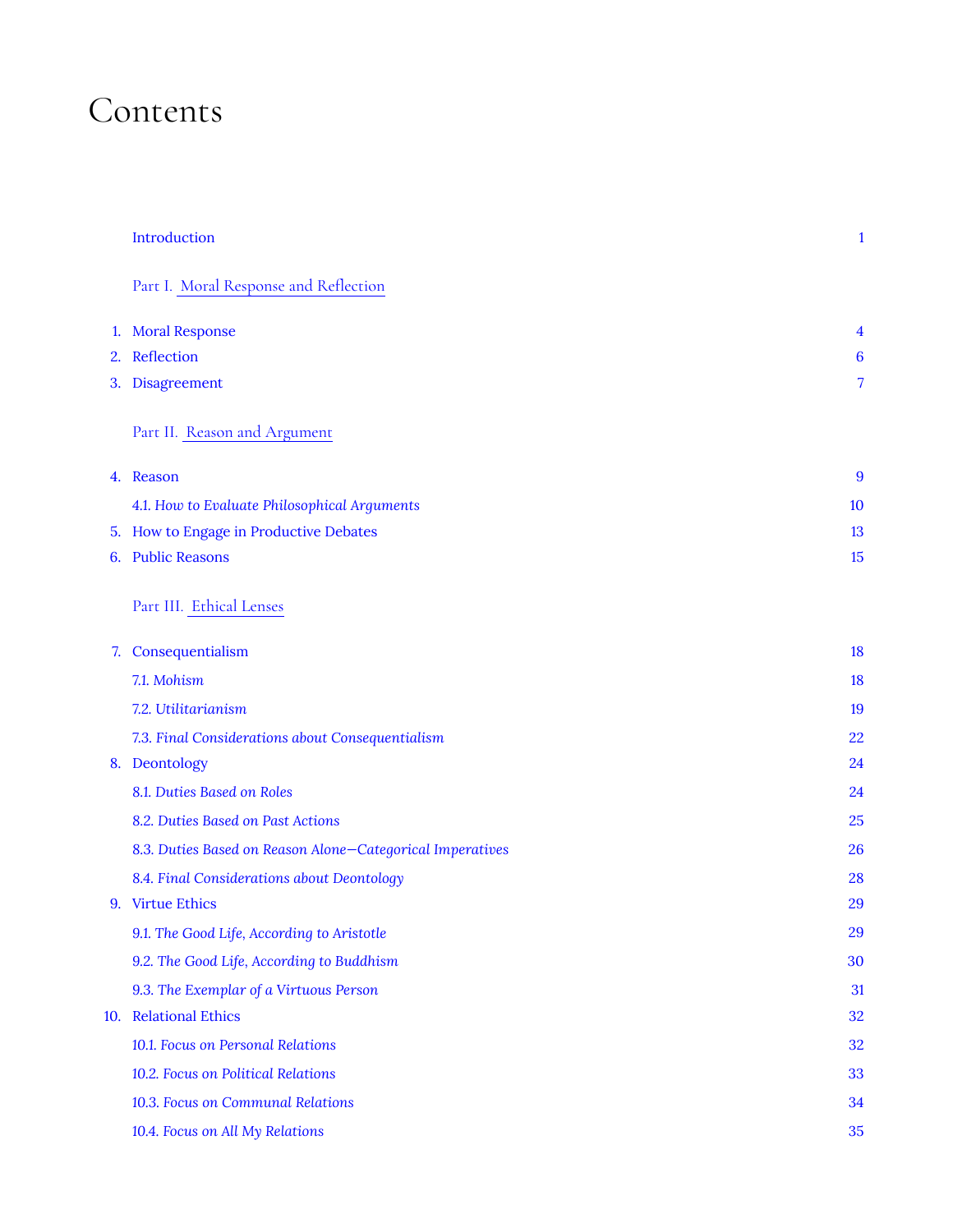# Contents

Introduction 1

Part I. Moral Response and Reflection

1. Moral Response 4
2. Reflection 6
3. Disagreement 7

Part II. Reason and Argument

4. Reason 9
   - *4.1. How to Evaluate Philosophical Arguments* 10
5. How to Engage in Productive Debates 13
6. Public Reasons 15

Part III. Ethical Lenses

7. Consequentialism 18
   - *7.1. Mohism* 18
   - *7.2. Utilitarianism* 19
   - *7.3. Final Considerations about Consequentialism* 22
8. Deontology 24
   - *8.1. Duties Based on Roles* 24
   - *8.2. Duties Based on Past Actions* 25
   - *8.3. Duties Based on Reason Alone—Categorical Imperatives* 26
   - *8.4. Final Considerations about Deontology* 28
9. Virtue Ethics 29
   - *9.1. The Good Life, According to Aristotle* 29
   - *9.2. The Good Life, According to Buddhism* 30
   - *9.3. The Exemplar of a Virtuous Person* 31
10. Relational Ethics 32
    - *10.1. Focus on Personal Relations* 32
    - *10.2. Focus on Political Relations* 33
    - *10.3. Focus on Communal Relations* 34
    - *10.4. Focus on All My Relations* 35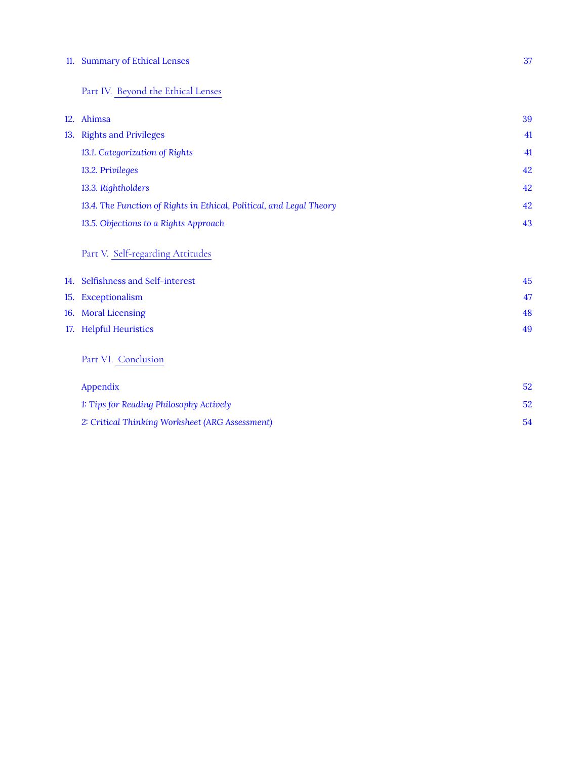11. Summary of Ethical Lenses 37

Part IV. Beyond the Ethical Lenses

12. Ahimsa 39
13. Rights and Privileges 41
    - *13.1. Categorization of Rights* 41
    - *13.2. Privileges* 42
    - *13.3. Rightholders* 42
    - *13.4. The Function of Rights in Ethical, Political, and Legal Theory* 42
    - *13.5. Objections to a Rights Approach* 43

Part V. Self-regarding Attitudes

14. Selfishness and Self-interest 45
15. Exceptionalism 47
16. Moral Licensing 48
17. Helpful Heuristics 49

Part VI. Conclusion

Appendix 52
- *1: Tips for Reading Philosophy Actively* 52
- *2: Critical Thinking Worksheet (ARG Assessment)* 54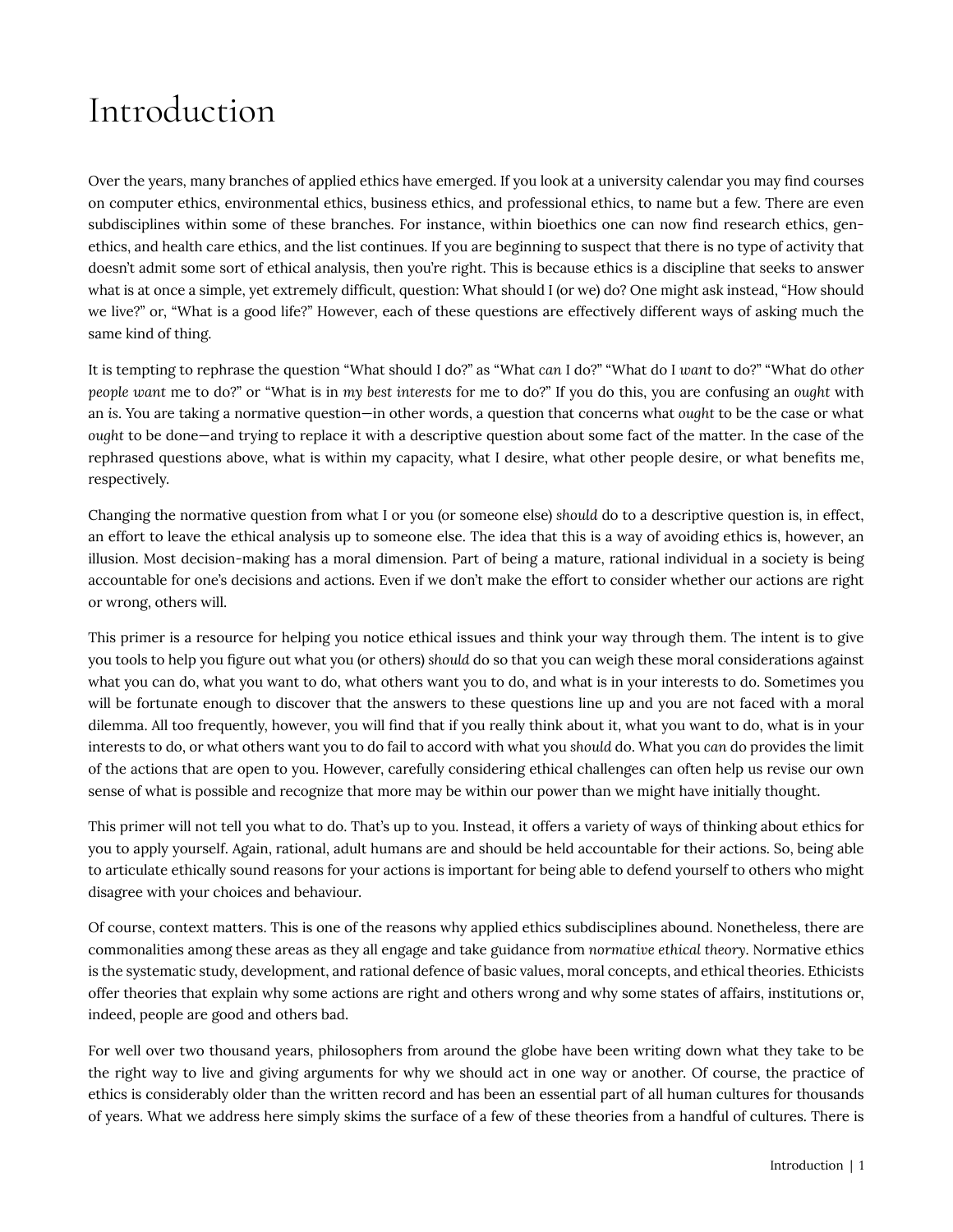# Introduction

Over the years, many branches of applied ethics have emerged. If you look at a university calendar you may find courses on computer ethics, environmental ethics, business ethics, and professional ethics, to name but a few. There are even subdisciplines within some of these branches. For instance, within bioethics one can now find research ethics, genethics, and health care ethics, and the list continues. If you are beginning to suspect that there is no type of activity that doesn't admit some sort of ethical analysis, then you're right. This is because ethics is a discipline that seeks to answer what is at once a simple, yet extremely difficult, question: What should I (or we) do? One might ask instead, "How should we live?" or, "What is a good life?" However, each of these questions are effectively different ways of asking much the same kind of thing.

It is tempting to rephrase the question "What should I do?" as "What *can* I do?" "What do I *want* to do?" "What do *other people want* me to do?" or "What is in *my best interests* for me to do?" If you do this, you are confusing an *ought* with an *is*. You are taking a normative question—in other words, a question that concerns what *ought* to be the case or what *ought* to be done—and trying to replace it with a descriptive question about some fact of the matter. In the case of the rephrased questions above, what is within my capacity, what I desire, what other people desire, or what benefits me, respectively.

Changing the normative question from what I or you (or someone else) *should* do to a descriptive question is, in effect, an effort to leave the ethical analysis up to someone else. The idea that this is a way of avoiding ethics is, however, an illusion. Most decision-making has a moral dimension. Part of being a mature, rational individual in a society is being accountable for one's decisions and actions. Even if we don't make the effort to consider whether our actions are right or wrong, others will.

This primer is a resource for helping you notice ethical issues and think your way through them. The intent is to give you tools to help you figure out what you (or others) *should* do so that you can weigh these moral considerations against what you can do, what you want to do, what others want you to do, and what is in your interests to do. Sometimes you will be fortunate enough to discover that the answers to these questions line up and you are not faced with a moral dilemma. All too frequently, however, you will find that if you really think about it, what you want to do, what is in your interests to do, or what others want you to do fail to accord with what you *should* do. What you *can* do provides the limit of the actions that are open to you. However, carefully considering ethical challenges can often help us revise our own sense of what is possible and recognize that more may be within our power than we might have initially thought.

This primer will not tell you what to do. That's up to you. Instead, it offers a variety of ways of thinking about ethics for you to apply yourself. Again, rational, adult humans are and should be held accountable for their actions. So, being able to articulate ethically sound reasons for your actions is important for being able to defend yourself to others who might disagree with your choices and behaviour.

Of course, context matters. This is one of the reasons why applied ethics subdisciplines abound. Nonetheless, there are commonalities among these areas as they all engage and take guidance from *normative ethical theory*. Normative ethics is the systematic study, development, and rational defence of basic values, moral concepts, and ethical theories. Ethicists offer theories that explain why some actions are right and others wrong and why some states of affairs, institutions or, indeed, people are good and others bad.

For well over two thousand years, philosophers from around the globe have been writing down what they take to be the right way to live and giving arguments for why we should act in one way or another. Of course, the practice of ethics is considerably older than the written record and has been an essential part of all human cultures for thousands of years. What we address here simply skims the surface of a few of these theories from a handful of cultures. There is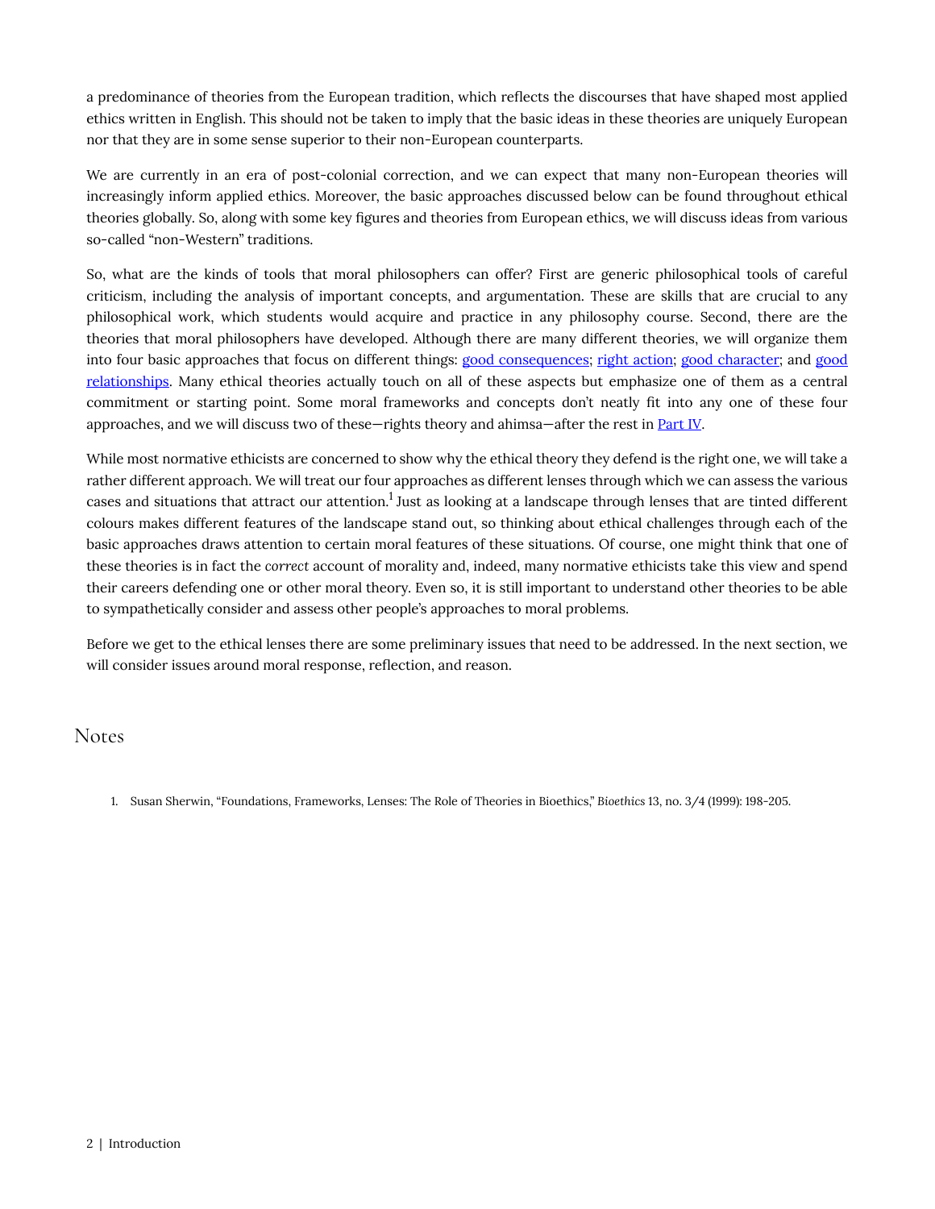a predominance of theories from the European tradition, which reflects the discourses that have shaped most applied ethics written in English. This should not be taken to imply that the basic ideas in these theories are uniquely European nor that they are in some sense superior to their non-European counterparts.

We are currently in an era of post-colonial correction, and we can expect that many non-European theories will increasingly inform applied ethics. Moreover, the basic approaches discussed below can be found throughout ethical theories globally. So, along with some key figures and theories from European ethics, we will discuss ideas from various so-called "non-Western" traditions.

So, what are the kinds of tools that moral philosophers can offer? First are generic philosophical tools of careful criticism, including the analysis of important concepts, and argumentation. These are skills that are crucial to any philosophical work, which students would acquire and practice in any philosophy course. Second, there are the theories that moral philosophers have developed. Although there are many different theories, we will organize them into four basic approaches that focus on different things: good consequences; right action; good character; and good relationships. Many ethical theories actually touch on all of these aspects but emphasize one of them as a central commitment or starting point. Some moral frameworks and concepts don't neatly fit into any one of these four approaches, and we will discuss two of these—rights theory and ahimsa—after the rest in Part IV.

While most normative ethicists are concerned to show why the ethical theory they defend is the right one, we will take a rather different approach. We will treat our four approaches as different lenses through which we can assess the various cases and situations that attract our attention.[1] Just as looking at a landscape through lenses that are tinted different colours makes different features of the landscape stand out, so thinking about ethical challenges through each of the basic approaches draws attention to certain moral features of these situations. Of course, one might think that one of these theories is in fact the *correct* account of morality and, indeed, many normative ethicists take this view and spend their careers defending one or other moral theory. Even so, it is still important to understand other theories to be able to sympathetically consider and assess other people's approaches to moral problems.

Before we get to the ethical lenses there are some preliminary issues that need to be addressed. In the next section, we will consider issues around moral response, reflection, and reason.

## Notes

1. Susan Sherwin, "Foundations, Frameworks, Lenses: The Role of Theories in Bioethics," *Bioethics* 13, no. 3/4 (1999): 198-205.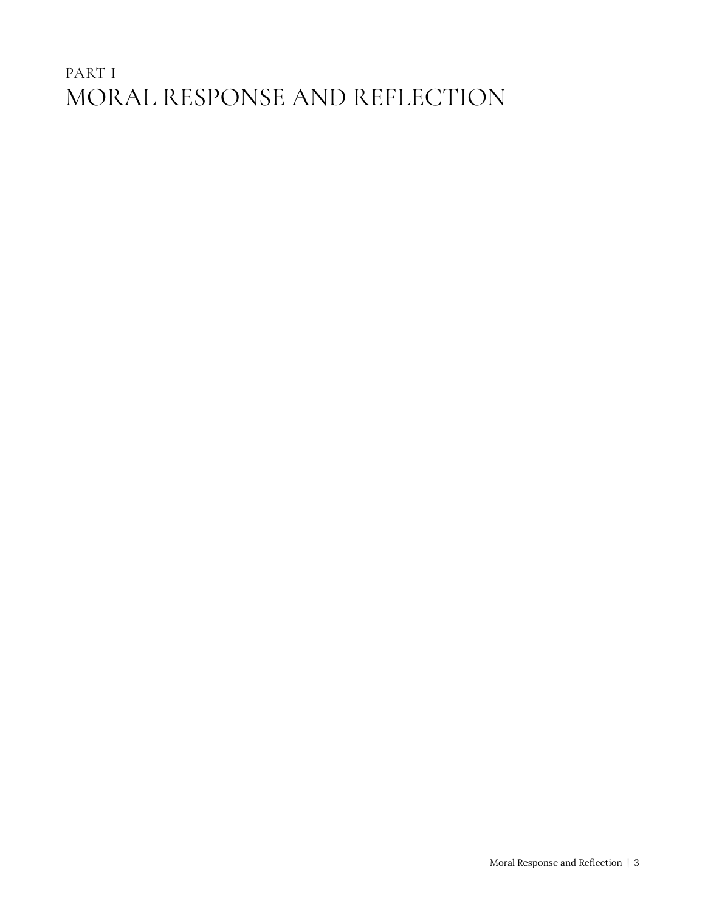# PART I
# MORAL RESPONSE AND REFLECTION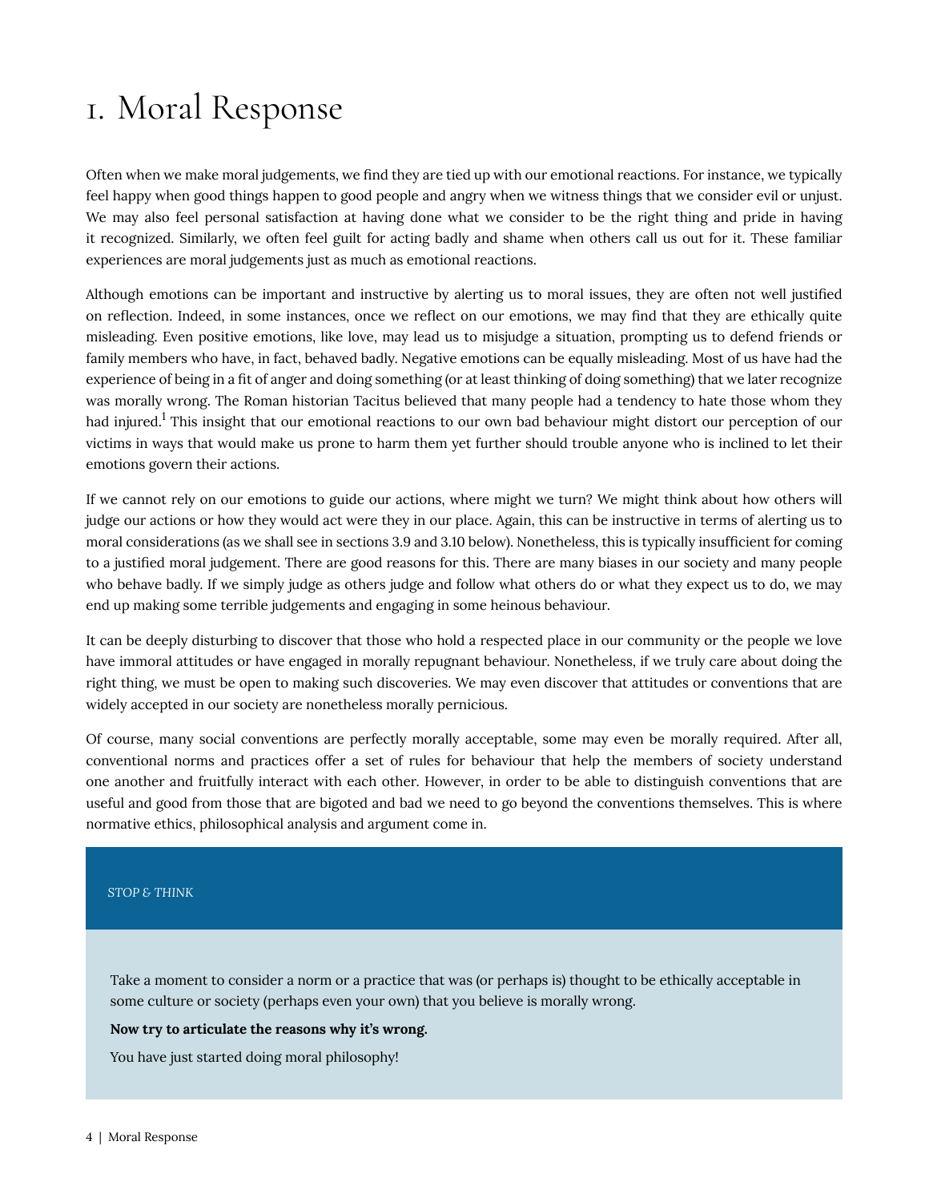# 1. Moral Response

Often when we make moral judgements, we find they are tied up with our emotional reactions. For instance, we typically feel happy when good things happen to good people and angry when we witness things that we consider evil or unjust. We may also feel personal satisfaction at having done what we consider to be the right thing and pride in having it recognized. Similarly, we often feel guilt for acting badly and shame when others call us out for it. These familiar experiences are moral judgements just as much as emotional reactions.

Although emotions can be important and instructive by alerting us to moral issues, they are often not well justified on reflection. Indeed, in some instances, once we reflect on our emotions, we may find that they are ethically quite misleading. Even positive emotions, like love, may lead us to misjudge a situation, prompting us to defend friends or family members who have, in fact, behaved badly. Negative emotions can be equally misleading. Most of us have had the experience of being in a fit of anger and doing something (or at least thinking of doing something) that we later recognize was morally wrong. The Roman historian Tacitus believed that many people had a tendency to hate those whom they had injured.[1] This insight that our emotional reactions to our own bad behaviour might distort our perception of our victims in ways that would make us prone to harm them yet further should trouble anyone who is inclined to let their emotions govern their actions.

If we cannot rely on our emotions to guide our actions, where might we turn? We might think about how others will judge our actions or how they would act were they in our place. Again, this can be instructive in terms of alerting us to moral considerations (as we shall see in sections 3.9 and 3.10 below). Nonetheless, this is typically insufficient for coming to a justified moral judgement. There are good reasons for this. There are many biases in our society and many people who behave badly. If we simply judge as others judge and follow what others do or what they expect us to do, we may end up making some terrible judgements and engaging in some heinous behaviour.

It can be deeply disturbing to discover that those who hold a respected place in our community or the people we love have immoral attitudes or have engaged in morally repugnant behaviour. Nonetheless, if we truly care about doing the right thing, we must be open to making such discoveries. We may even discover that attitudes or conventions that are widely accepted in our society are nonetheless morally pernicious.

Of course, many social conventions are perfectly morally acceptable, some may even be morally required. After all, conventional norms and practices offer a set of rules for behaviour that help the members of society understand one another and fruitfully interact with each other. However, in order to be able to distinguish conventions that are useful and good from those that are bigoted and bad we need to go beyond the conventions themselves. This is where normative ethics, philosophical analysis and argument come in.

*STOP & THINK*

Take a moment to consider a norm or a practice that was (or perhaps is) thought to be ethically acceptable in some culture or society (perhaps even your own) that you believe is morally wrong.

**Now try to articulate the reasons why it's wrong.**

You have just started doing moral philosophy!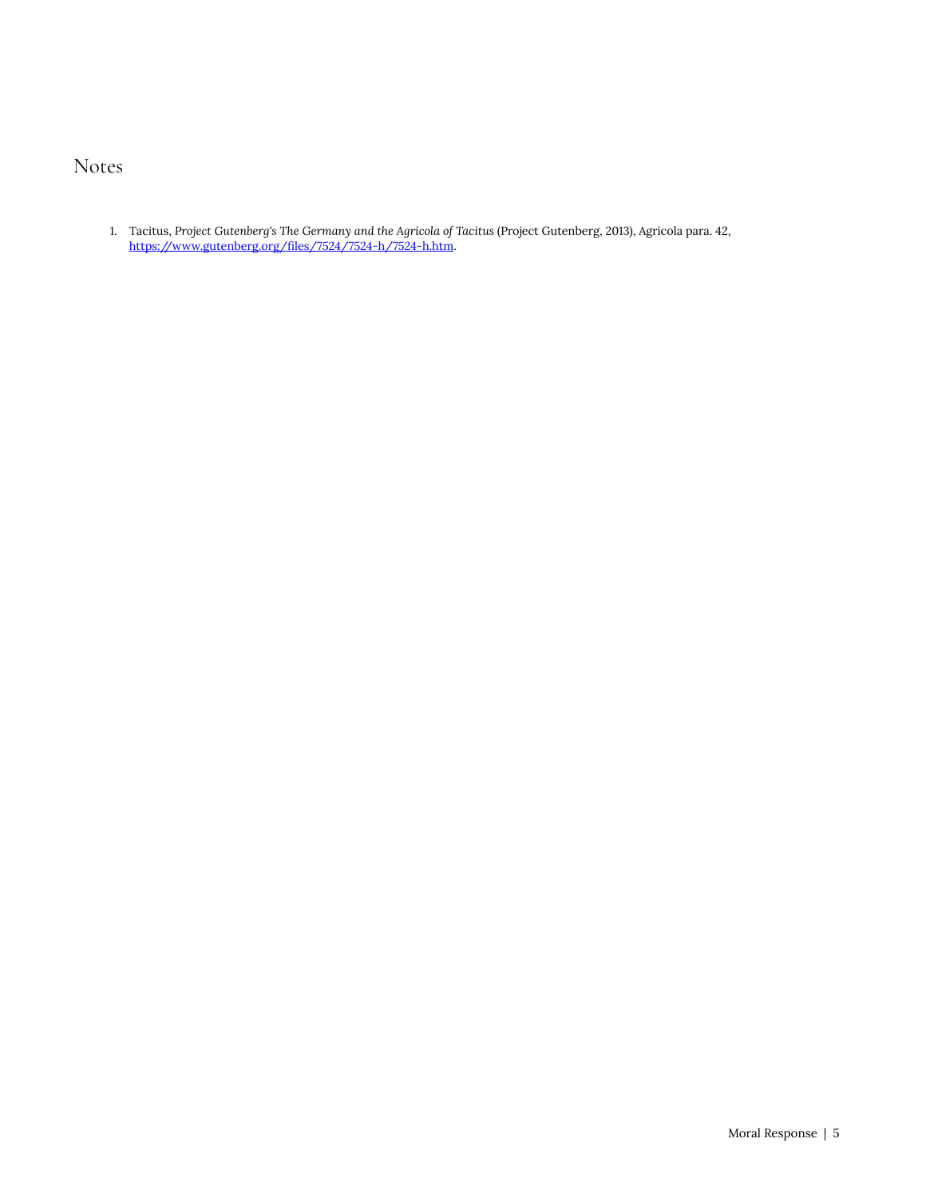# Notes

1. Tacitus, *Project Gutenberg's The Germany and the Agricola of Tacitus* (Project Gutenberg, 2013), Agricola para. 42, https://www.gutenberg.org/files/7524/7524-h/7524-h.htm.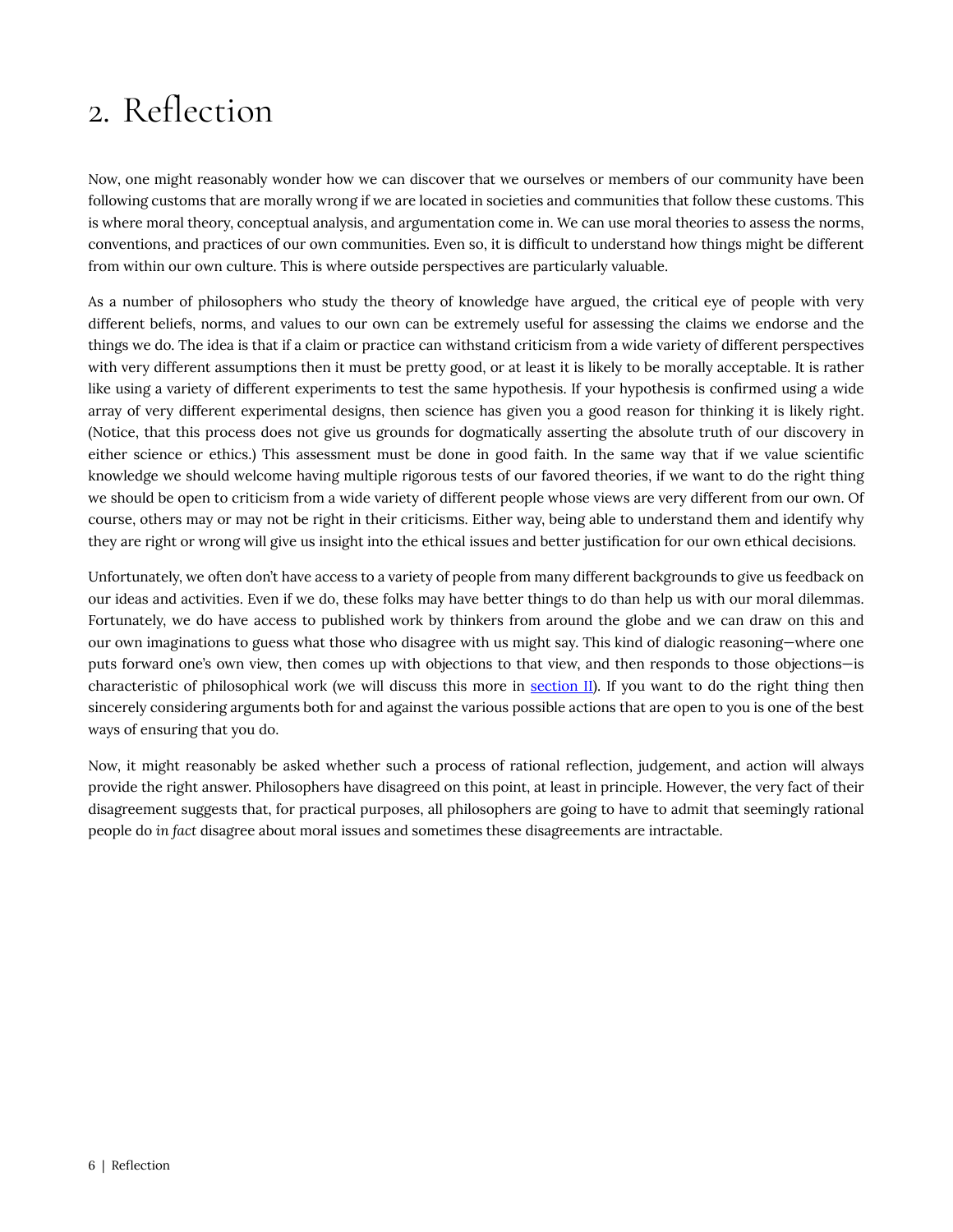# 2. Reflection

Now, one might reasonably wonder how we can discover that we ourselves or members of our community have been following customs that are morally wrong if we are located in societies and communities that follow these customs. This is where moral theory, conceptual analysis, and argumentation come in. We can use moral theories to assess the norms, conventions, and practices of our own communities. Even so, it is difficult to understand how things might be different from within our own culture. This is where outside perspectives are particularly valuable.

As a number of philosophers who study the theory of knowledge have argued, the critical eye of people with very different beliefs, norms, and values to our own can be extremely useful for assessing the claims we endorse and the things we do. The idea is that if a claim or practice can withstand criticism from a wide variety of different perspectives with very different assumptions then it must be pretty good, or at least it is likely to be morally acceptable. It is rather like using a variety of different experiments to test the same hypothesis. If your hypothesis is confirmed using a wide array of very different experimental designs, then science has given you a good reason for thinking it is likely right. (Notice, that this process does not give us grounds for dogmatically asserting the absolute truth of our discovery in either science or ethics.) This assessment must be done in good faith. In the same way that if we value scientific knowledge we should welcome having multiple rigorous tests of our favored theories, if we want to do the right thing we should be open to criticism from a wide variety of different people whose views are very different from our own. Of course, others may or may not be right in their criticisms. Either way, being able to understand them and identify why they are right or wrong will give us insight into the ethical issues and better justification for our own ethical decisions.

Unfortunately, we often don't have access to a variety of people from many different backgrounds to give us feedback on our ideas and activities. Even if we do, these folks may have better things to do than help us with our moral dilemmas. Fortunately, we do have access to published work by thinkers from around the globe and we can draw on this and our own imaginations to guess what those who disagree with us might say. This kind of dialogic reasoning—where one puts forward one's own view, then comes up with objections to that view, and then responds to those objections—is characteristic of philosophical work (we will discuss this more in section II). If you want to do the right thing then sincerely considering arguments both for and against the various possible actions that are open to you is one of the best ways of ensuring that you do.

Now, it might reasonably be asked whether such a process of rational reflection, judgement, and action will always provide the right answer. Philosophers have disagreed on this point, at least in principle. However, the very fact of their disagreement suggests that, for practical purposes, all philosophers are going to have to admit that seemingly rational people do *in fact* disagree about moral issues and sometimes these disagreements are intractable.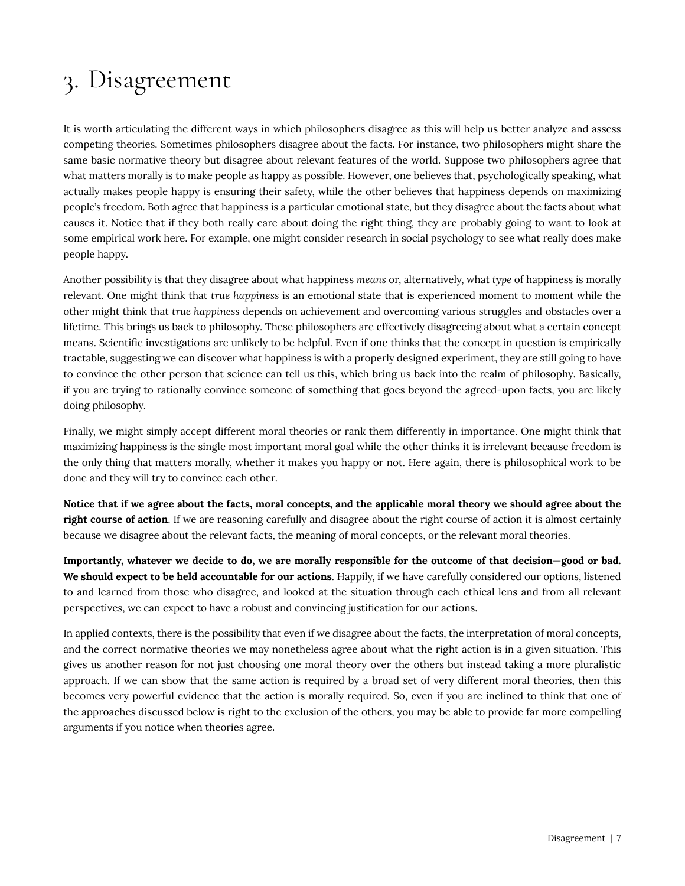# 3. Disagreement

It is worth articulating the different ways in which philosophers disagree as this will help us better analyze and assess competing theories. Sometimes philosophers disagree about the facts. For instance, two philosophers might share the same basic normative theory but disagree about relevant features of the world. Suppose two philosophers agree that what matters morally is to make people as happy as possible. However, one believes that, psychologically speaking, what actually makes people happy is ensuring their safety, while the other believes that happiness depends on maximizing people's freedom. Both agree that happiness is a particular emotional state, but they disagree about the facts about what causes it. Notice that if they both really care about doing the right thing, they are probably going to want to look at some empirical work here. For example, one might consider research in social psychology to see what really does make people happy.

Another possibility is that they disagree about what happiness *means* or, alternatively, what *type* of happiness is morally relevant. One might think that *true happiness* is an emotional state that is experienced moment to moment while the other might think that *true happiness* depends on achievement and overcoming various struggles and obstacles over a lifetime. This brings us back to philosophy. These philosophers are effectively disagreeing about what a certain concept means. Scientific investigations are unlikely to be helpful. Even if one thinks that the concept in question is empirically tractable, suggesting we can discover what happiness is with a properly designed experiment, they are still going to have to convince the other person that science can tell us this, which bring us back into the realm of philosophy. Basically, if you are trying to rationally convince someone of something that goes beyond the agreed-upon facts, you are likely doing philosophy.

Finally, we might simply accept different moral theories or rank them differently in importance. One might think that maximizing happiness is the single most important moral goal while the other thinks it is irrelevant because freedom is the only thing that matters morally, whether it makes you happy or not. Here again, there is philosophical work to be done and they will try to convince each other.

**Notice that if we agree about the facts, moral concepts, and the applicable moral theory we should agree about the right course of action**. If we are reasoning carefully and disagree about the right course of action it is almost certainly because we disagree about the relevant facts, the meaning of moral concepts, or the relevant moral theories.

**Importantly, whatever we decide to do, we are morally responsible for the outcome of that decision—good or bad. We should expect to be held accountable for our actions**. Happily, if we have carefully considered our options, listened to and learned from those who disagree, and looked at the situation through each ethical lens and from all relevant perspectives, we can expect to have a robust and convincing justification for our actions.

In applied contexts, there is the possibility that even if we disagree about the facts, the interpretation of moral concepts, and the correct normative theories we may nonetheless agree about what the right action is in a given situation. This gives us another reason for not just choosing one moral theory over the others but instead taking a more pluralistic approach. If we can show that the same action is required by a broad set of very different moral theories, then this becomes very powerful evidence that the action is morally required. So, even if you are inclined to think that one of the approaches discussed below is right to the exclusion of the others, you may be able to provide far more compelling arguments if you notice when theories agree.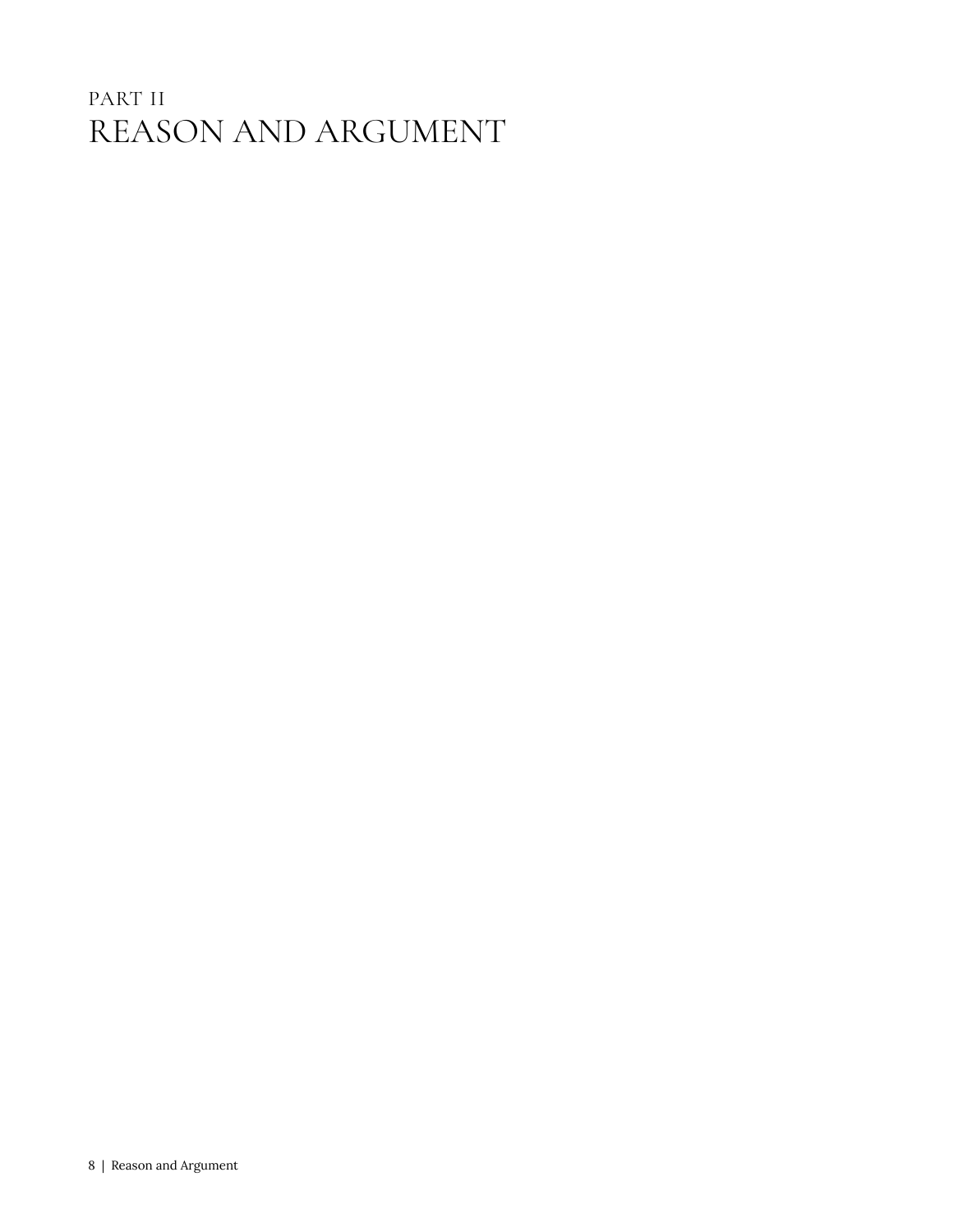# PART II
# REASON AND ARGUMENT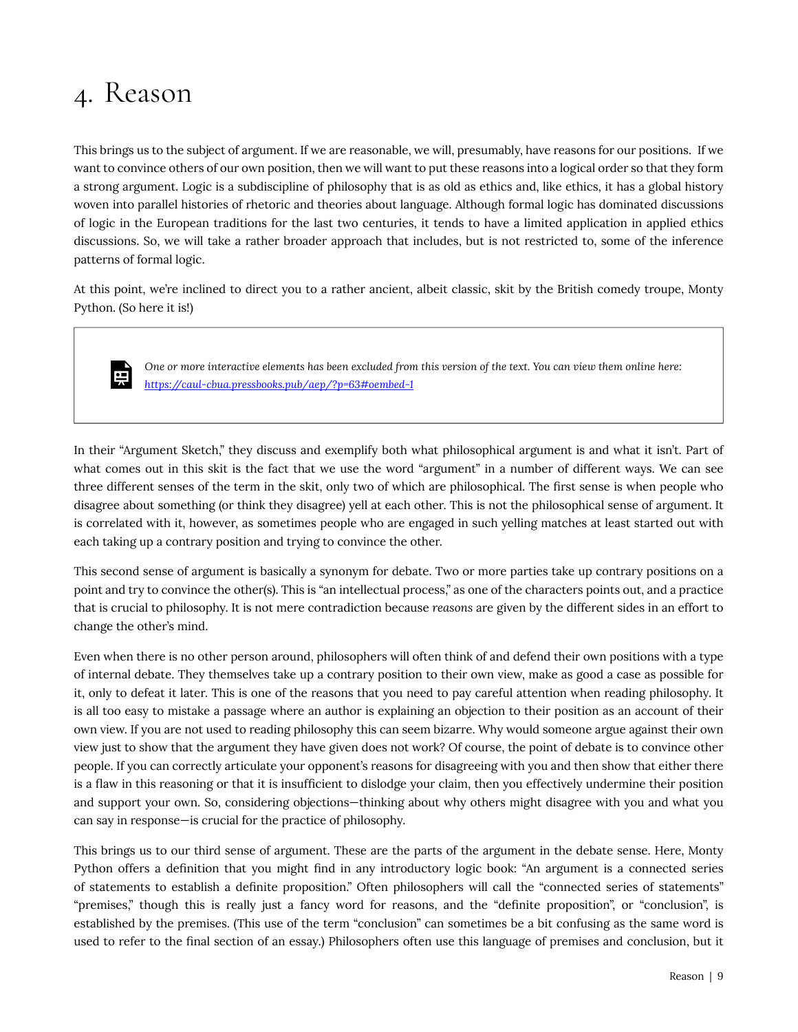# 4. Reason

This brings us to the subject of argument. If we are reasonable, we will, presumably, have reasons for our positions. If we want to convince others of our own position, then we will want to put these reasons into a logical order so that they form a strong argument. Logic is a subdiscipline of philosophy that is as old as ethics and, like ethics, it has a global history woven into parallel histories of rhetoric and theories about language. Although formal logic has dominated discussions of logic in the European traditions for the last two centuries, it tends to have a limited application in applied ethics discussions. So, we will take a rather broader approach that includes, but is not restricted to, some of the inference patterns of formal logic.

At this point, we're inclined to direct you to a rather ancient, albeit classic, skit by the British comedy troupe, Monty Python. (So here it is!)

> *One or more interactive elements has been excluded from this version of the text. You can view them online here: https://caul-cbua.pressbooks.pub/aep/?p=63#oembed-1*

In their "Argument Sketch," they discuss and exemplify both what philosophical argument is and what it isn't. Part of what comes out in this skit is the fact that we use the word "argument" in a number of different ways. We can see three different senses of the term in the skit, only two of which are philosophical. The first sense is when people who disagree about something (or think they disagree) yell at each other. This is not the philosophical sense of argument. It is correlated with it, however, as sometimes people who are engaged in such yelling matches at least started out with each taking up a contrary position and trying to convince the other.

This second sense of argument is basically a synonym for debate. Two or more parties take up contrary positions on a point and try to convince the other(s). This is "an intellectual process," as one of the characters points out, and a practice that is crucial to philosophy. It is not mere contradiction because *reasons* are given by the different sides in an effort to change the other's mind.

Even when there is no other person around, philosophers will often think of and defend their own positions with a type of internal debate. They themselves take up a contrary position to their own view, make as good a case as possible for it, only to defeat it later. This is one of the reasons that you need to pay careful attention when reading philosophy. It is all too easy to mistake a passage where an author is explaining an objection to their position as an account of their own view. If you are not used to reading philosophy this can seem bizarre. Why would someone argue against their own view just to show that the argument they have given does not work? Of course, the point of debate is to convince other people. If you can correctly articulate your opponent's reasons for disagreeing with you and then show that either there is a flaw in this reasoning or that it is insufficient to dislodge your claim, then you effectively undermine their position and support your own. So, considering objections—thinking about why others might disagree with you and what you can say in response—is crucial for the practice of philosophy.

This brings us to our third sense of argument. These are the parts of the argument in the debate sense. Here, Monty Python offers a definition that you might find in any introductory logic book: "An argument is a connected series of statements to establish a definite proposition." Often philosophers will call the "connected series of statements" "premises," though this is really just a fancy word for reasons, and the "definite proposition", or "conclusion", is established by the premises. (This use of the term "conclusion" can sometimes be a bit confusing as the same word is used to refer to the final section of an essay.) Philosophers often use this language of premises and conclusion, but it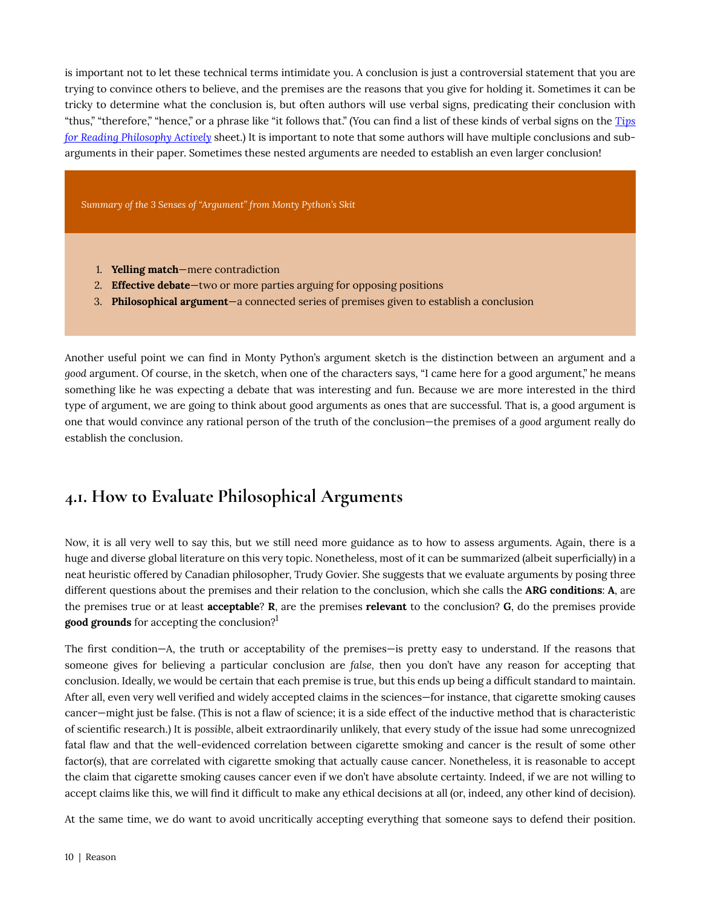is important not to let these technical terms intimidate you. A conclusion is just a controversial statement that you are trying to convince others to believe, and the premises are the reasons that you give for holding it. Sometimes it can be tricky to determine what the conclusion is, but often authors will use verbal signs, predicating their conclusion with "thus," "therefore," "hence," or a phrase like "it follows that." (You can find a list of these kinds of verbal signs on the *Tips for Reading Philosophy Actively* sheet.) It is important to note that some authors will have multiple conclusions and sub-arguments in their paper. Sometimes these nested arguments are needed to establish an even larger conclusion!

*Summary of the 3 Senses of "Argument" from Monty Python's Skit*

1. **Yelling match**—mere contradiction
2. **Effective debate**—two or more parties arguing for opposing positions
3. **Philosophical argument**—a connected series of premises given to establish a conclusion

Another useful point we can find in Monty Python's argument sketch is the distinction between an argument and a *good* argument. Of course, in the sketch, when one of the characters says, "I came here for a good argument," he means something like he was expecting a debate that was interesting and fun. Because we are more interested in the third type of argument, we are going to think about good arguments as ones that are successful. That is, a good argument is one that would convince any rational person of the truth of the conclusion—the premises of a *good* argument really do establish the conclusion.

## 4.1. How to Evaluate Philosophical Arguments

Now, it is all very well to say this, but we still need more guidance as to how to assess arguments. Again, there is a huge and diverse global literature on this very topic. Nonetheless, most of it can be summarized (albeit superficially) in a neat heuristic offered by Canadian philosopher, Trudy Govier. She suggests that we evaluate arguments by posing three different questions about the premises and their relation to the conclusion, which she calls the **ARG conditions**: **A**, are the premises true or at least **acceptable**? **R**, are the premises **relevant** to the conclusion? **G**, do the premises provide **good grounds** for accepting the conclusion?[1]

The first condition—A, the truth or acceptability of the premises—is pretty easy to understand. If the reasons that someone gives for believing a particular conclusion are *false*, then you don't have any reason for accepting that conclusion. Ideally, we would be certain that each premise is true, but this ends up being a difficult standard to maintain. After all, even very well verified and widely accepted claims in the sciences—for instance, that cigarette smoking causes cancer—might just be false. (This is not a flaw of science; it is a side effect of the inductive method that is characteristic of scientific research.) It is *possible*, albeit extraordinarily unlikely, that every study of the issue had some unrecognized fatal flaw and that the well-evidenced correlation between cigarette smoking and cancer is the result of some other factor(s), that are correlated with cigarette smoking that actually cause cancer. Nonetheless, it is reasonable to accept the claim that cigarette smoking causes cancer even if we don't have absolute certainty. Indeed, if we are not willing to accept claims like this, we will find it difficult to make any ethical decisions at all (or, indeed, any other kind of decision).

At the same time, we do want to avoid uncritically accepting everything that someone says to defend their position.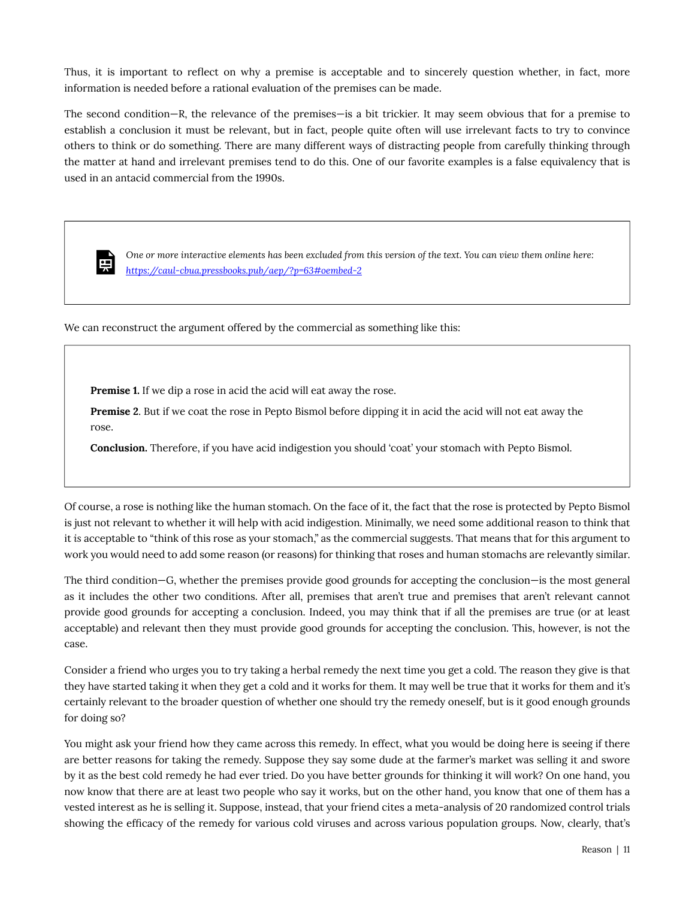Thus, it is important to reflect on why a premise is acceptable and to sincerely question whether, in fact, more information is needed before a rational evaluation of the premises can be made.

The second condition—R, the relevance of the premises—is a bit trickier. It may seem obvious that for a premise to establish a conclusion it must be relevant, but in fact, people quite often will use irrelevant facts to try to convince others to think or do something. There are many different ways of distracting people from carefully thinking through the matter at hand and irrelevant premises tend to do this. One of our favorite examples is a false equivalency that is used in an antacid commercial from the 1990s.

> *One or more interactive elements has been excluded from this version of the text. You can view them online here: [https://caul-cbua.pressbooks.pub/aep/?p=63#oembed-2](https://caul-cbua.pressbooks.pub/aep/?p=63#oembed-2)*

We can reconstruct the argument offered by the commercial as something like this:

> **Premise 1.** If we dip a rose in acid the acid will eat away the rose.
>
> **Premise 2.** But if we coat the rose in Pepto Bismol before dipping it in acid the acid will not eat away the rose.
>
> **Conclusion.** Therefore, if you have acid indigestion you should 'coat' your stomach with Pepto Bismol.

Of course, a rose is nothing like the human stomach. On the face of it, the fact that the rose is protected by Pepto Bismol is just not relevant to whether it will help with acid indigestion. Minimally, we need some additional reason to think that it *is* acceptable to "think of this rose as your stomach," as the commercial suggests. That means that for this argument to work you would need to add some reason (or reasons) for thinking that roses and human stomachs are relevantly similar.

The third condition—G, whether the premises provide good grounds for accepting the conclusion—is the most general as it includes the other two conditions. After all, premises that aren't true and premises that aren't relevant cannot provide good grounds for accepting a conclusion. Indeed, you may think that if all the premises are true (or at least acceptable) and relevant then they must provide good grounds for accepting the conclusion. This, however, is not the case.

Consider a friend who urges you to try taking a herbal remedy the next time you get a cold. The reason they give is that they have started taking it when they get a cold and it works for them. It may well be true that it works for them and it's certainly relevant to the broader question of whether one should try the remedy oneself, but is it good enough grounds for doing so?

You might ask your friend how they came across this remedy. In effect, what you would be doing here is seeing if there are better reasons for taking the remedy. Suppose they say some dude at the farmer's market was selling it and swore by it as the best cold remedy he had ever tried. Do you have better grounds for thinking it will work? On one hand, you now know that there are at least two people who say it works, but on the other hand, you know that one of them has a vested interest as he is selling it. Suppose, instead, that your friend cites a meta-analysis of 20 randomized control trials showing the efficacy of the remedy for various cold viruses and across various population groups. Now, clearly, that's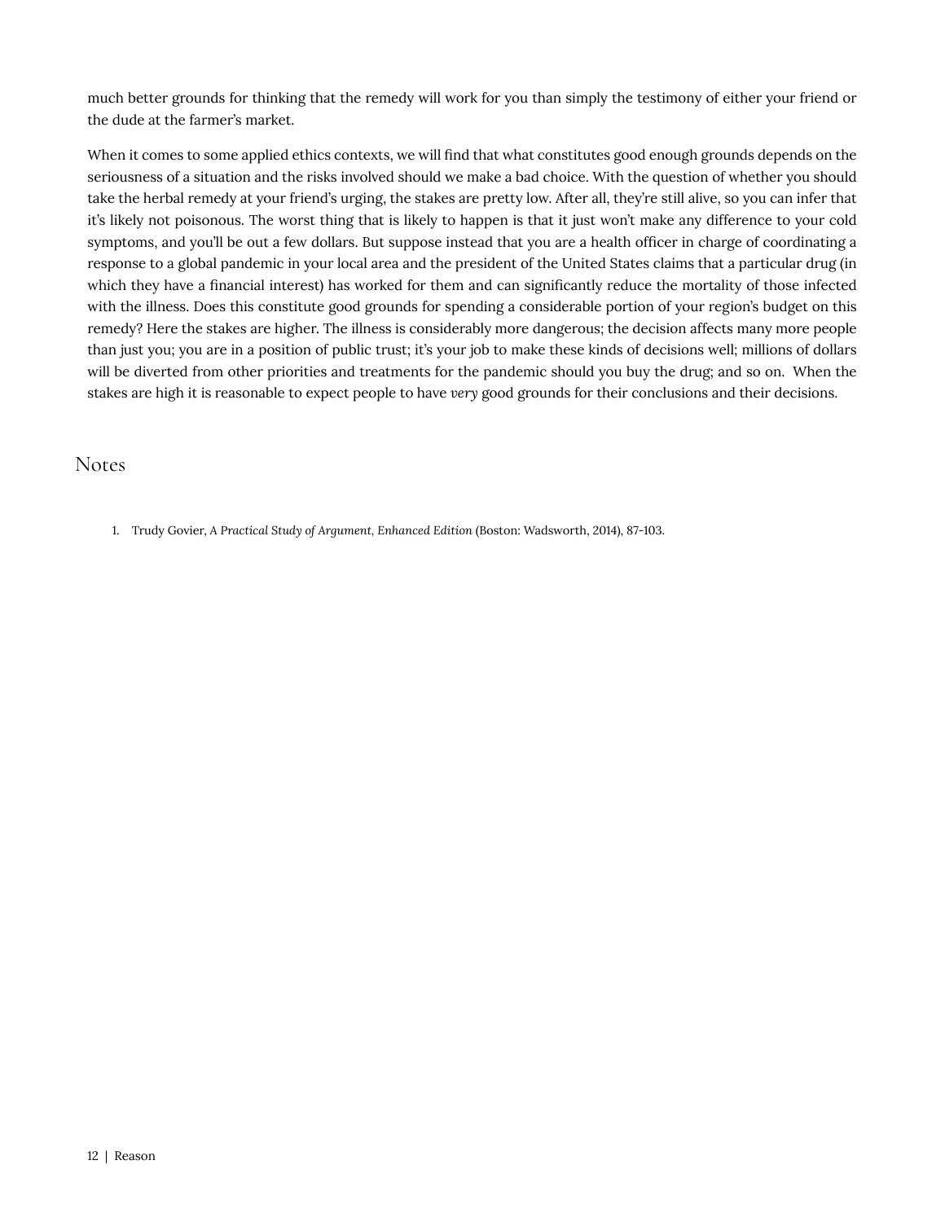much better grounds for thinking that the remedy will work for you than simply the testimony of either your friend or the dude at the farmer's market.

When it comes to some applied ethics contexts, we will find that what constitutes good enough grounds depends on the seriousness of a situation and the risks involved should we make a bad choice. With the question of whether you should take the herbal remedy at your friend's urging, the stakes are pretty low. After all, they're still alive, so you can infer that it's likely not poisonous. The worst thing that is likely to happen is that it just won't make any difference to your cold symptoms, and you'll be out a few dollars. But suppose instead that you are a health officer in charge of coordinating a response to a global pandemic in your local area and the president of the United States claims that a particular drug (in which they have a financial interest) has worked for them and can significantly reduce the mortality of those infected with the illness. Does this constitute good grounds for spending a considerable portion of your region's budget on this remedy? Here the stakes are higher. The illness is considerably more dangerous; the decision affects many more people than just you; you are in a position of public trust; it's your job to make these kinds of decisions well; millions of dollars will be diverted from other priorities and treatments for the pandemic should you buy the drug; and so on. When the stakes are high it is reasonable to expect people to have *very* good grounds for their conclusions and their decisions.

## Notes

1. Trudy Govier, *A Practical Study of Argument, Enhanced Edition* (Boston: Wadsworth, 2014), 87-103.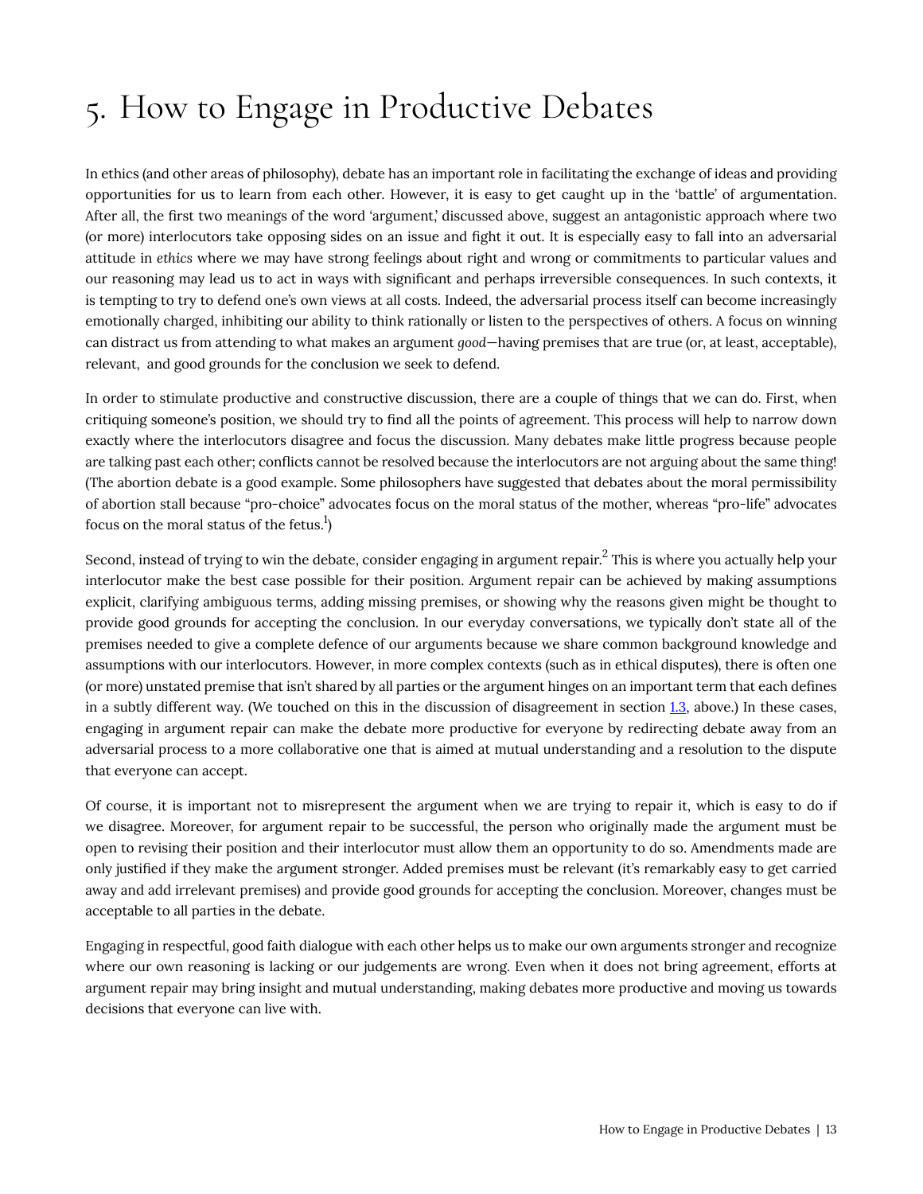# 5. How to Engage in Productive Debates

In ethics (and other areas of philosophy), debate has an important role in facilitating the exchange of ideas and providing opportunities for us to learn from each other. However, it is easy to get caught up in the 'battle' of argumentation. After all, the first two meanings of the word 'argument,' discussed above, suggest an antagonistic approach where two (or more) interlocutors take opposing sides on an issue and fight it out. It is especially easy to fall into an adversarial attitude in *ethics* where we may have strong feelings about right and wrong or commitments to particular values and our reasoning may lead us to act in ways with significant and perhaps irreversible consequences. In such contexts, it is tempting to try to defend one's own views at all costs. Indeed, the adversarial process itself can become increasingly emotionally charged, inhibiting our ability to think rationally or listen to the perspectives of others. A focus on winning can distract us from attending to what makes an argument *good*—having premises that are true (or, at least, acceptable), relevant, and good grounds for the conclusion we seek to defend.

In order to stimulate productive and constructive discussion, there are a couple of things that we can do. First, when critiquing someone's position, we should try to find all the points of agreement. This process will help to narrow down exactly where the interlocutors disagree and focus the discussion. Many debates make little progress because people are talking past each other; conflicts cannot be resolved because the interlocutors are not arguing about the same thing! (The abortion debate is a good example. Some philosophers have suggested that debates about the moral permissibility of abortion stall because "pro-choice" advocates focus on the moral status of the mother, whereas "pro-life" advocates focus on the moral status of the fetus.[1])

Second, instead of trying to win the debate, consider engaging in argument repair.[2] This is where you actually help your interlocutor make the best case possible for their position. Argument repair can be achieved by making assumptions explicit, clarifying ambiguous terms, adding missing premises, or showing why the reasons given might be thought to provide good grounds for accepting the conclusion. In our everyday conversations, we typically don't state all of the premises needed to give a complete defence of our arguments because we share common background knowledge and assumptions with our interlocutors. However, in more complex contexts (such as in ethical disputes), there is often one (or more) unstated premise that isn't shared by all parties or the argument hinges on an important term that each defines in a subtly different way. (We touched on this in the discussion of disagreement in section 1.3, above.) In these cases, engaging in argument repair can make the debate more productive for everyone by redirecting debate away from an adversarial process to a more collaborative one that is aimed at mutual understanding and a resolution to the dispute that everyone can accept.

Of course, it is important not to misrepresent the argument when we are trying to repair it, which is easy to do if we disagree. Moreover, for argument repair to be successful, the person who originally made the argument must be open to revising their position and their interlocutor must allow them an opportunity to do so. Amendments made are only justified if they make the argument stronger. Added premises must be relevant (it's remarkably easy to get carried away and add irrelevant premises) and provide good grounds for accepting the conclusion. Moreover, changes must be acceptable to all parties in the debate.

Engaging in respectful, good faith dialogue with each other helps us to make our own arguments stronger and recognize where our own reasoning is lacking or our judgements are wrong. Even when it does not bring agreement, efforts at argument repair may bring insight and mutual understanding, making debates more productive and moving us towards decisions that everyone can live with.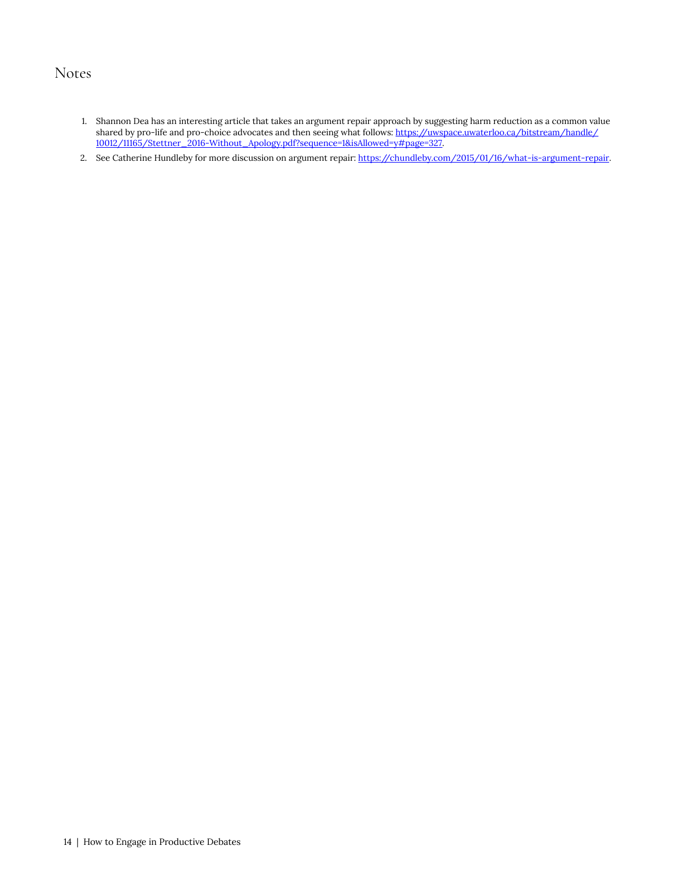## Notes

1. Shannon Dea has an interesting article that takes an argument repair approach by suggesting harm reduction as a common value shared by pro-life and pro-choice advocates and then seeing what follows: https://uwspace.uwaterloo.ca/bitstream/handle/10012/11165/Stettner_2016-Without_Apology.pdf?sequence=1&isAllowed=y#page=327.
2. See Catherine Hundleby for more discussion on argument repair: https://chundleby.com/2015/01/16/what-is-argument-repair.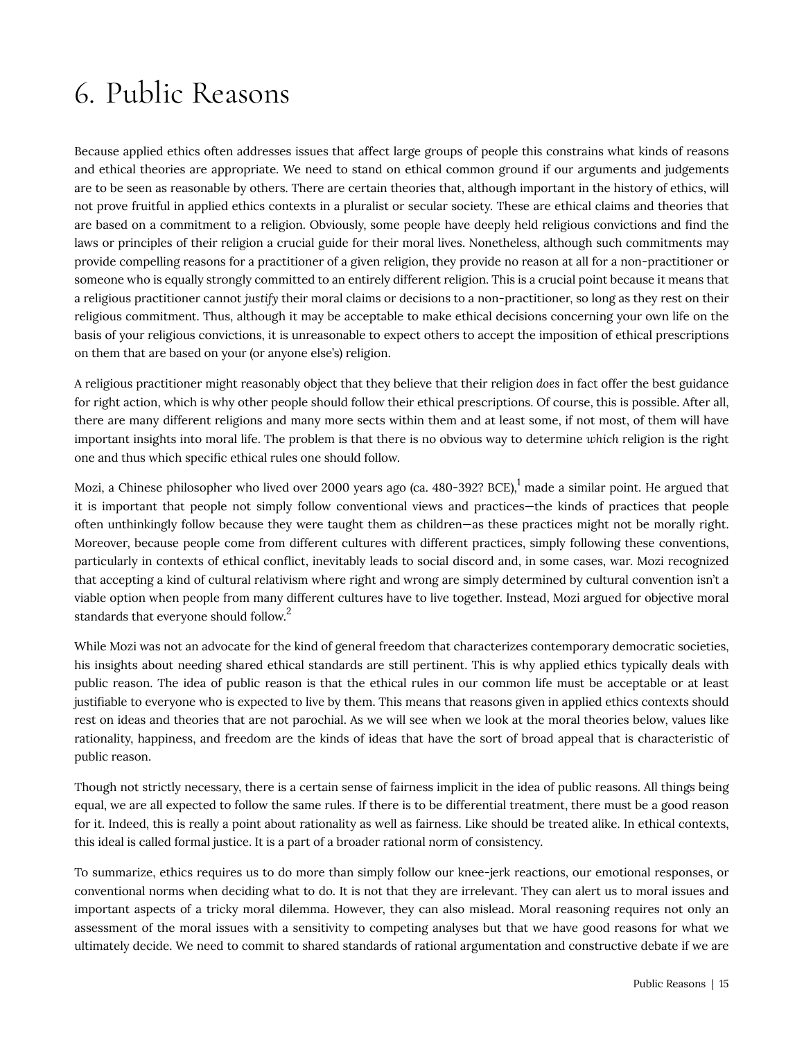# 6. Public Reasons

Because applied ethics often addresses issues that affect large groups of people this constrains what kinds of reasons and ethical theories are appropriate. We need to stand on ethical common ground if our arguments and judgements are to be seen as reasonable by others. There are certain theories that, although important in the history of ethics, will not prove fruitful in applied ethics contexts in a pluralist or secular society. These are ethical claims and theories that are based on a commitment to a religion. Obviously, some people have deeply held religious convictions and find the laws or principles of their religion a crucial guide for their moral lives. Nonetheless, although such commitments may provide compelling reasons for a practitioner of a given religion, they provide no reason at all for a non-practitioner or someone who is equally strongly committed to an entirely different religion. This is a crucial point because it means that a religious practitioner cannot *justify* their moral claims or decisions to a non-practitioner, so long as they rest on their religious commitment. Thus, although it may be acceptable to make ethical decisions concerning your own life on the basis of your religious convictions, it is unreasonable to expect others to accept the imposition of ethical prescriptions on them that are based on your (or anyone else's) religion.

A religious practitioner might reasonably object that they believe that their religion *does* in fact offer the best guidance for right action, which is why other people should follow their ethical prescriptions. Of course, this is possible. After all, there are many different religions and many more sects within them and at least some, if not most, of them will have important insights into moral life. The problem is that there is no obvious way to determine *which* religion is the right one and thus which specific ethical rules one should follow.

Mozi, a Chinese philosopher who lived over 2000 years ago (ca. 480-392? BCE),[1] made a similar point. He argued that it is important that people not simply follow conventional views and practices—the kinds of practices that people often unthinkingly follow because they were taught them as children—as these practices might not be morally right. Moreover, because people come from different cultures with different practices, simply following these conventions, particularly in contexts of ethical conflict, inevitably leads to social discord and, in some cases, war. Mozi recognized that accepting a kind of cultural relativism where right and wrong are simply determined by cultural convention isn't a viable option when people from many different cultures have to live together. Instead, Mozi argued for objective moral standards that everyone should follow.[2]

While Mozi was not an advocate for the kind of general freedom that characterizes contemporary democratic societies, his insights about needing shared ethical standards are still pertinent. This is why applied ethics typically deals with public reason. The idea of public reason is that the ethical rules in our common life must be acceptable or at least justifiable to everyone who is expected to live by them. This means that reasons given in applied ethics contexts should rest on ideas and theories that are not parochial. As we will see when we look at the moral theories below, values like rationality, happiness, and freedom are the kinds of ideas that have the sort of broad appeal that is characteristic of public reason.

Though not strictly necessary, there is a certain sense of fairness implicit in the idea of public reasons. All things being equal, we are all expected to follow the same rules. If there is to be differential treatment, there must be a good reason for it. Indeed, this is really a point about rationality as well as fairness. Like should be treated alike. In ethical contexts, this ideal is called formal justice. It is a part of a broader rational norm of consistency.

To summarize, ethics requires us to do more than simply follow our knee-jerk reactions, our emotional responses, or conventional norms when deciding what to do. It is not that they are irrelevant. They can alert us to moral issues and important aspects of a tricky moral dilemma. However, they can also mislead. Moral reasoning requires not only an assessment of the moral issues with a sensitivity to competing analyses but that we have good reasons for what we ultimately decide. We need to commit to shared standards of rational argumentation and constructive debate if we are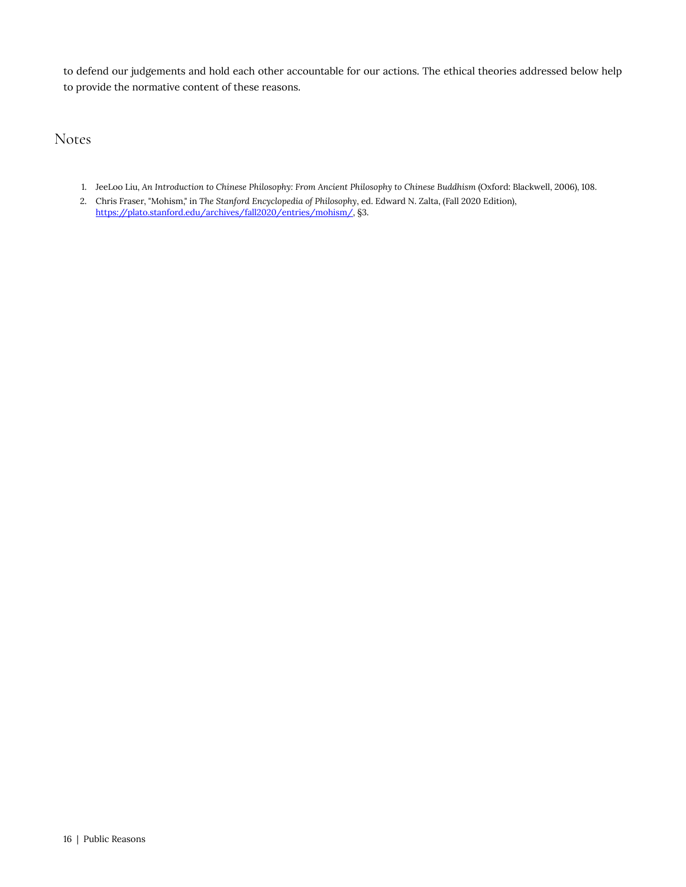to defend our judgements and hold each other accountable for our actions. The ethical theories addressed below help to provide the normative content of these reasons.

## Notes

1. JeeLoo Liu, *An Introduction to Chinese Philosophy: From Ancient Philosophy to Chinese Buddhism* (Oxford: Blackwell, 2006), 108.
2. Chris Fraser, "Mohism," in *The Stanford Encyclopedia of Philosophy*, ed. Edward N. Zalta, (Fall 2020 Edition), https://plato.stanford.edu/archives/fall2020/entries/mohism/, §3.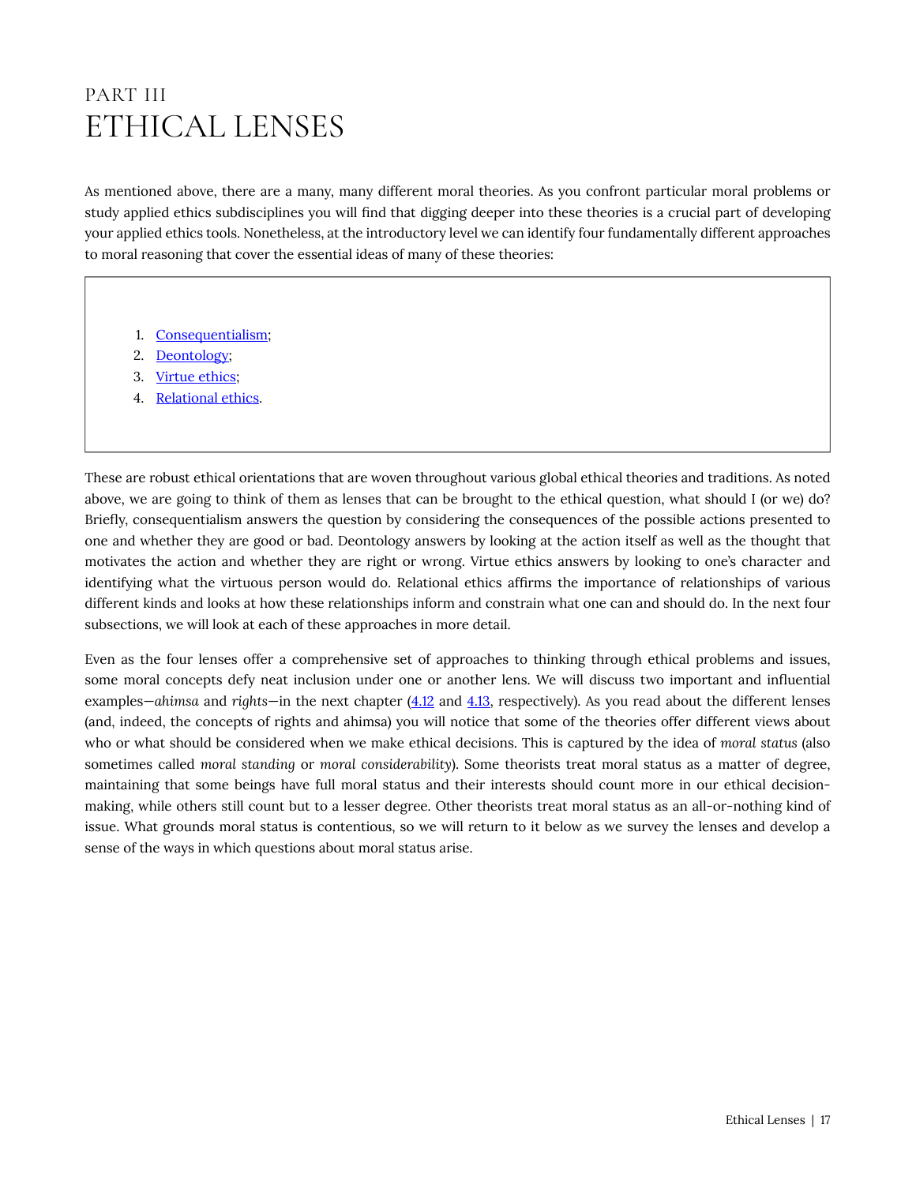# PART III
# ETHICAL LENSES

As mentioned above, there are a many, many different moral theories. As you confront particular moral problems or study applied ethics subdisciplines you will find that digging deeper into these theories is a crucial part of developing your applied ethics tools. Nonetheless, at the introductory level we can identify four fundamentally different approaches to moral reasoning that cover the essential ideas of many of these theories:

1. Consequentialism;
2. Deontology;
3. Virtue ethics;
4. Relational ethics.

These are robust ethical orientations that are woven throughout various global ethical theories and traditions. As noted above, we are going to think of them as lenses that can be brought to the ethical question, what should I (or we) do? Briefly, consequentialism answers the question by considering the consequences of the possible actions presented to one and whether they are good or bad. Deontology answers by looking at the action itself as well as the thought that motivates the action and whether they are right or wrong. Virtue ethics answers by looking to one's character and identifying what the virtuous person would do. Relational ethics affirms the importance of relationships of various different kinds and looks at how these relationships inform and constrain what one can and should do. In the next four subsections, we will look at each of these approaches in more detail.

Even as the four lenses offer a comprehensive set of approaches to thinking through ethical problems and issues, some moral concepts defy neat inclusion under one or another lens. We will discuss two important and influential examples—*ahimsa* and *rights*—in the next chapter (4.12 and 4.13, respectively). As you read about the different lenses (and, indeed, the concepts of rights and ahimsa) you will notice that some of the theories offer different views about who or what should be considered when we make ethical decisions. This is captured by the idea of *moral status* (also sometimes called *moral standing* or *moral considerability*). Some theorists treat moral status as a matter of degree, maintaining that some beings have full moral status and their interests should count more in our ethical decision-making, while others still count but to a lesser degree. Other theorists treat moral status as an all-or-nothing kind of issue. What grounds moral status is contentious, so we will return to it below as we survey the lenses and develop a sense of the ways in which questions about moral status arise.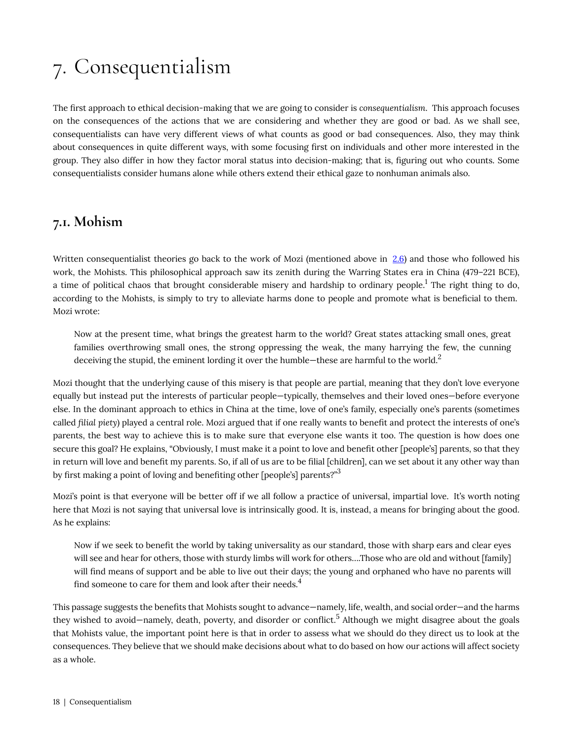# 7. Consequentialism

The first approach to ethical decision-making that we are going to consider is *consequentialism*. This approach focuses on the consequences of the actions that we are considering and whether they are good or bad. As we shall see, consequentialists can have very different views of what counts as good or bad consequences. Also, they may think about consequences in quite different ways, with some focusing first on individuals and other more interested in the group. They also differ in how they factor moral status into decision-making; that is, figuring out who counts. Some consequentialists consider humans alone while others extend their ethical gaze to nonhuman animals also.

## 7.1. Mohism

Written consequentialist theories go back to the work of Mozi (mentioned above in 2.6) and those who followed his work, the Mohists. This philosophical approach saw its zenith during the Warring States era in China (479–221 BCE), a time of political chaos that brought considerable misery and hardship to ordinary people.[1] The right thing to do, according to the Mohists, is simply to try to alleviate harms done to people and promote what is beneficial to them. Mozi wrote:

> Now at the present time, what brings the greatest harm to the world? Great states attacking small ones, great families overthrowing small ones, the strong oppressing the weak, the many harrying the few, the cunning deceiving the stupid, the eminent lording it over the humble—these are harmful to the world.[2]

Mozi thought that the underlying cause of this misery is that people are partial, meaning that they don't love everyone equally but instead put the interests of particular people—typically, themselves and their loved ones—before everyone else. In the dominant approach to ethics in China at the time, love of one's family, especially one's parents (sometimes called *filial piety*) played a central role. Mozi argued that if one really wants to benefit and protect the interests of one's parents, the best way to achieve this is to make sure that everyone else wants it too. The question is how does one secure this goal? He explains, "Obviously, I must make it a point to love and benefit other [people's] parents, so that they in return will love and benefit my parents. So, if all of us are to be filial [children], can we set about it any other way than by first making a point of loving and benefiting other [people's] parents?"[3]

Mozi's point is that everyone will be better off if we all follow a practice of universal, impartial love. It's worth noting here that Mozi is not saying that universal love is intrinsically good. It is, instead, a means for bringing about the good. As he explains:

> Now if we seek to benefit the world by taking universality as our standard, those with sharp ears and clear eyes will see and hear for others, those with sturdy limbs will work for others….Those who are old and without [family] will find means of support and be able to live out their days; the young and orphaned who have no parents will find someone to care for them and look after their needs.[4]

This passage suggests the benefits that Mohists sought to advance—namely, life, wealth, and social order—and the harms they wished to avoid—namely, death, poverty, and disorder or conflict.[5] Although we might disagree about the goals that Mohists value, the important point here is that in order to assess what we should do they direct us to look at the consequences. They believe that we should make decisions about what to do based on how our actions will affect society as a whole.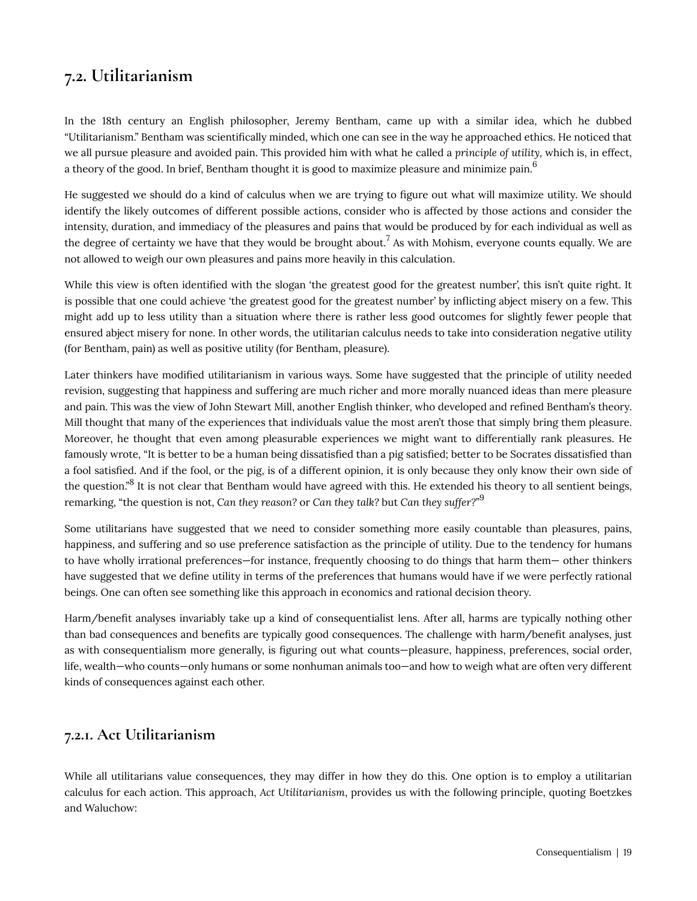## 7.2. Utilitarianism

In the 18th century an English philosopher, Jeremy Bentham, came up with a similar idea, which he dubbed "Utilitarianism." Bentham was scientifically minded, which one can see in the way he approached ethics. He noticed that we all pursue pleasure and avoided pain. This provided him with what he called a *principle of utility*, which is, in effect, a theory of the good. In brief, Bentham thought it is good to maximize pleasure and minimize pain.[6]

He suggested we should do a kind of calculus when we are trying to figure out what will maximize utility. We should identify the likely outcomes of different possible actions, consider who is affected by those actions and consider the intensity, duration, and immediacy of the pleasures and pains that would be produced by for each individual as well as the degree of certainty we have that they would be brought about.[7] As with Mohism, everyone counts equally. We are not allowed to weigh our own pleasures and pains more heavily in this calculation.

While this view is often identified with the slogan 'the greatest good for the greatest number', this isn't quite right. It is possible that one could achieve 'the greatest good for the greatest number' by inflicting abject misery on a few. This might add up to less utility than a situation where there is rather less good outcomes for slightly fewer people that ensured abject misery for none. In other words, the utilitarian calculus needs to take into consideration negative utility (for Bentham, pain) as well as positive utility (for Bentham, pleasure).

Later thinkers have modified utilitarianism in various ways. Some have suggested that the principle of utility needed revision, suggesting that happiness and suffering are much richer and more morally nuanced ideas than mere pleasure and pain. This was the view of John Stewart Mill, another English thinker, who developed and refined Bentham's theory. Mill thought that many of the experiences that individuals value the most aren't those that simply bring them pleasure. Moreover, he thought that even among pleasurable experiences we might want to differentially rank pleasures. He famously wrote, "It is better to be a human being dissatisfied than a pig satisfied; better to be Socrates dissatisfied than a fool satisfied. And if the fool, or the pig, is of a different opinion, it is only because they only know their own side of the question."[8] It is not clear that Bentham would have agreed with this. He extended his theory to all sentient beings, remarking, "the question is not, *Can they reason*? or *Can they talk*? but *Can they suffer*?"[9]

Some utilitarians have suggested that we need to consider something more easily countable than pleasures, pains, happiness, and suffering and so use preference satisfaction as the principle of utility. Due to the tendency for humans to have wholly irrational preferences—for instance, frequently choosing to do things that harm them— other thinkers have suggested that we define utility in terms of the preferences that humans would have if we were perfectly rational beings. One can often see something like this approach in economics and rational decision theory.

Harm/benefit analyses invariably take up a kind of consequentialist lens. After all, harms are typically nothing other than bad consequences and benefits are typically good consequences. The challenge with harm/benefit analyses, just as with consequentialism more generally, is figuring out what counts—pleasure, happiness, preferences, social order, life, wealth—who counts—only humans or some nonhuman animals too—and how to weigh what are often very different kinds of consequences against each other.

### 7.2.1. Act Utilitarianism

While all utilitarians value consequences, they may differ in how they do this. One option is to employ a utilitarian calculus for each action. This approach, *Act Utilitarianism*, provides us with the following principle, quoting Boetzkes and Waluchow: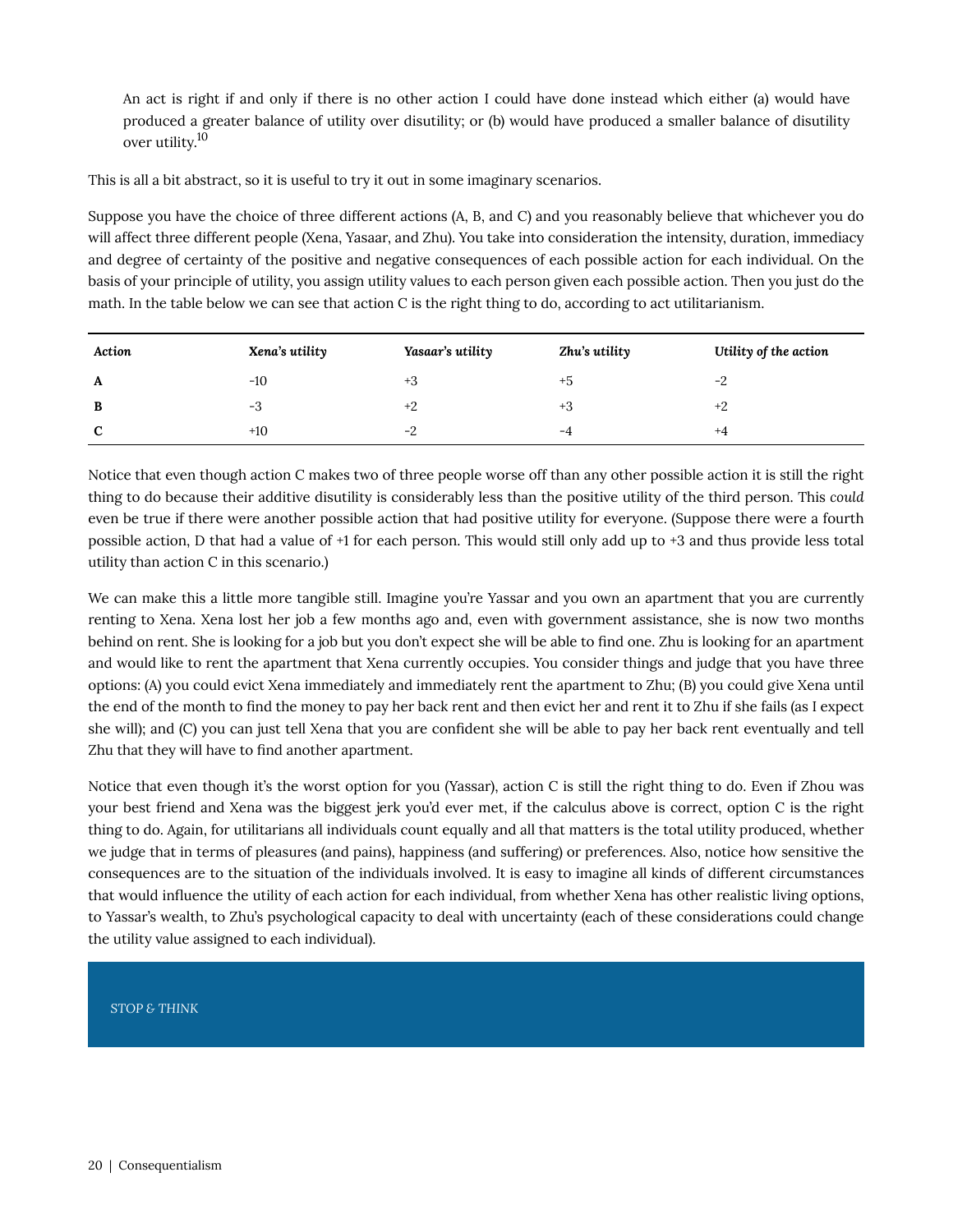> An act is right if and only if there is no other action I could have done instead which either (a) would have produced a greater balance of utility over disutility; or (b) would have produced a smaller balance of disutility over utility.[10]

This is all a bit abstract, so it is useful to try it out in some imaginary scenarios.

Suppose you have the choice of three different actions (A, B, and C) and you reasonably believe that whichever you do will affect three different people (Xena, Yasaar, and Zhu). You take into consideration the intensity, duration, immediacy and degree of certainty of the positive and negative consequences of each possible action for each individual. On the basis of your principle of utility, you assign utility values to each person given each possible action. Then you just do the math. In the table below we can see that action C is the right thing to do, according to act utilitarianism.

| *Action* | *Xena's utility* | *Yasaar's utility* | *Zhu's utility* | *Utility of the action* |
|---|---|---|---|---|
| **A** | -10 | +3 | +5 | -2 |
| **B** | -3 | +2 | +3 | +2 |
| **C** | +10 | -2 | -4 | +4 |

Notice that even though action C makes two of three people worse off than any other possible action it is still the right thing to do because their additive disutility is considerably less than the positive utility of the third person. This *could* even be true if there were another possible action that had positive utility for everyone. (Suppose there were a fourth possible action, D that had a value of +1 for each person. This would still only add up to +3 and thus provide less total utility than action C in this scenario.)

We can make this a little more tangible still. Imagine you're Yassar and you own an apartment that you are currently renting to Xena. Xena lost her job a few months ago and, even with government assistance, she is now two months behind on rent. She is looking for a job but you don't expect she will be able to find one. Zhu is looking for an apartment and would like to rent the apartment that Xena currently occupies. You consider things and judge that you have three options: (A) you could evict Xena immediately and immediately rent the apartment to Zhu; (B) you could give Xena until the end of the month to find the money to pay her back rent and then evict her and rent it to Zhu if she fails (as I expect she will); and (C) you can just tell Xena that you are confident she will be able to pay her back rent eventually and tell Zhu that they will have to find another apartment.

Notice that even though it's the worst option for you (Yassar), action C is still the right thing to do. Even if Zhou was your best friend and Xena was the biggest jerk you'd ever met, if the calculus above is correct, option C is the right thing to do. Again, for utilitarians all individuals count equally and all that matters is the total utility produced, whether we judge that in terms of pleasures (and pains), happiness (and suffering) or preferences. Also, notice how sensitive the consequences are to the situation of the individuals involved. It is easy to imagine all kinds of different circumstances that would influence the utility of each action for each individual, from whether Xena has other realistic living options, to Yassar's wealth, to Zhu's psychological capacity to deal with uncertainty (each of these considerations could change the utility value assigned to each individual).

STOP & THINK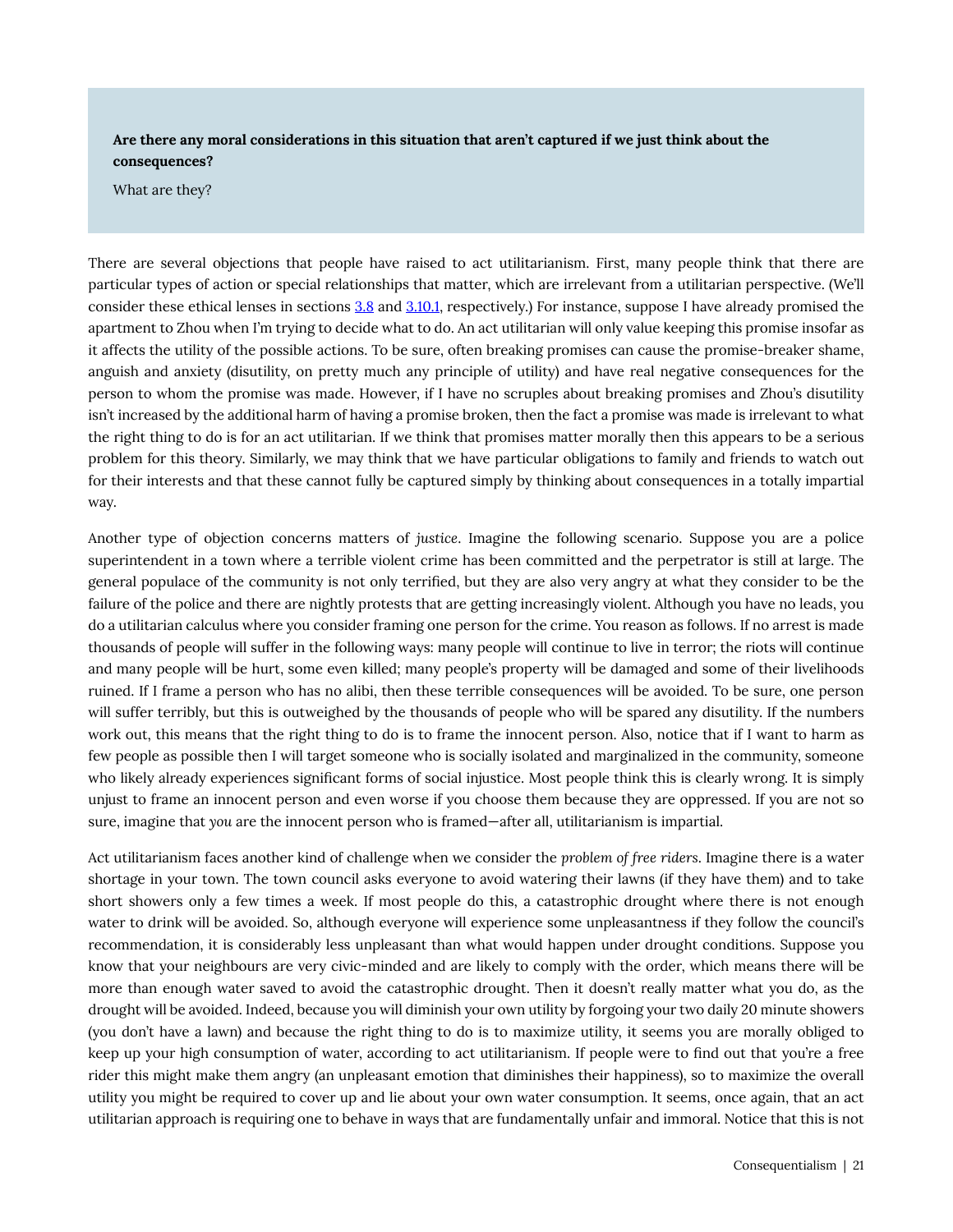**Are there any moral considerations in this situation that aren't captured if we just think about the consequences?**

What are they?

There are several objections that people have raised to act utilitarianism. First, many people think that there are particular types of action or special relationships that matter, which are irrelevant from a utilitarian perspective. (We'll consider these ethical lenses in sections 3.8 and 3.10.1, respectively.) For instance, suppose I have already promised the apartment to Zhou when I'm trying to decide what to do. An act utilitarian will only value keeping this promise insofar as it affects the utility of the possible actions. To be sure, often breaking promises can cause the promise-breaker shame, anguish and anxiety (disutility, on pretty much any principle of utility) and have real negative consequences for the person to whom the promise was made. However, if I have no scruples about breaking promises and Zhou's disutility isn't increased by the additional harm of having a promise broken, then the fact a promise was made is irrelevant to what the right thing to do is for an act utilitarian. If we think that promises matter morally then this appears to be a serious problem for this theory. Similarly, we may think that we have particular obligations to family and friends to watch out for their interests and that these cannot fully be captured simply by thinking about consequences in a totally impartial way.

Another type of objection concerns matters of *justice*. Imagine the following scenario. Suppose you are a police superintendent in a town where a terrible violent crime has been committed and the perpetrator is still at large. The general populace of the community is not only terrified, but they are also very angry at what they consider to be the failure of the police and there are nightly protests that are getting increasingly violent. Although you have no leads, you do a utilitarian calculus where you consider framing one person for the crime. You reason as follows. If no arrest is made thousands of people will suffer in the following ways: many people will continue to live in terror; the riots will continue and many people will be hurt, some even killed; many people's property will be damaged and some of their livelihoods ruined. If I frame a person who has no alibi, then these terrible consequences will be avoided. To be sure, one person will suffer terribly, but this is outweighed by the thousands of people who will be spared any disutility. If the numbers work out, this means that the right thing to do is to frame the innocent person. Also, notice that if I want to harm as few people as possible then I will target someone who is socially isolated and marginalized in the community, someone who likely already experiences significant forms of social injustice. Most people think this is clearly wrong. It is simply unjust to frame an innocent person and even worse if you choose them because they are oppressed. If you are not so sure, imagine that *you* are the innocent person who is framed—after all, utilitarianism is impartial.

Act utilitarianism faces another kind of challenge when we consider the *problem of free riders*. Imagine there is a water shortage in your town. The town council asks everyone to avoid watering their lawns (if they have them) and to take short showers only a few times a week. If most people do this, a catastrophic drought where there is not enough water to drink will be avoided. So, although everyone will experience some unpleasantness if they follow the council's recommendation, it is considerably less unpleasant than what would happen under drought conditions. Suppose you know that your neighbours are very civic-minded and are likely to comply with the order, which means there will be more than enough water saved to avoid the catastrophic drought. Then it doesn't really matter what you do, as the drought will be avoided. Indeed, because you will diminish your own utility by forgoing your two daily 20 minute showers (you don't have a lawn) and because the right thing to do is to maximize utility, it seems you are morally obliged to keep up your high consumption of water, according to act utilitarianism. If people were to find out that you're a free rider this might make them angry (an unpleasant emotion that diminishes their happiness), so to maximize the overall utility you might be required to cover up and lie about your own water consumption. It seems, once again, that an act utilitarian approach is requiring one to behave in ways that are fundamentally unfair and immoral. Notice that this is not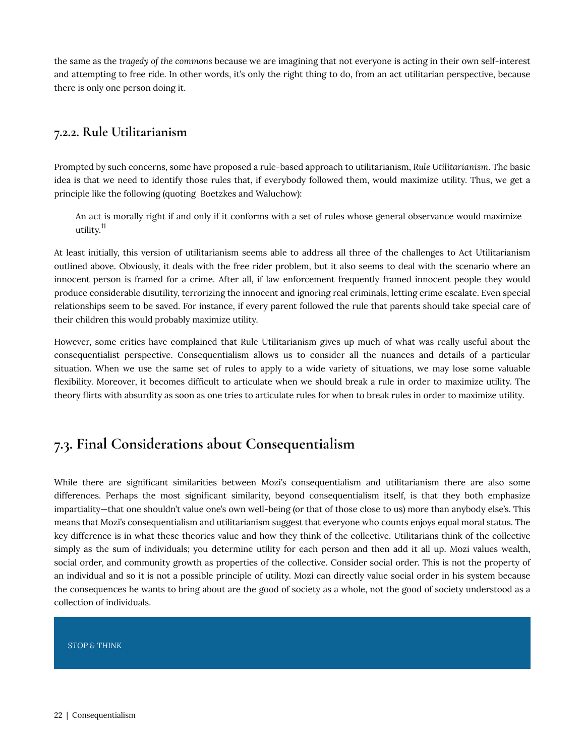the same as the *tragedy of the commons* because we are imagining that not everyone is acting in their own self-interest and attempting to free ride. In other words, it's only the right thing to do, from an act utilitarian perspective, because there is only one person doing it.

### 7.2.2. Rule Utilitarianism

Prompted by such concerns, some have proposed a rule-based approach to utilitarianism, *Rule Utilitarianism*. The basic idea is that we need to identify those rules that, if everybody followed them, would maximize utility. Thus, we get a principle like the following (quoting  Boetzkes and Waluchow):

> An act is morally right if and only if it conforms with a set of rules whose general observance would maximize utility.[11]

At least initially, this version of utilitarianism seems able to address all three of the challenges to Act Utilitarianism outlined above. Obviously, it deals with the free rider problem, but it also seems to deal with the scenario where an innocent person is framed for a crime. After all, if law enforcement frequently framed innocent people they would produce considerable disutility, terrorizing the innocent and ignoring real criminals, letting crime escalate. Even special relationships seem to be saved. For instance, if every parent followed the rule that parents should take special care of their children this would probably maximize utility.

However, some critics have complained that Rule Utilitarianism gives up much of what was really useful about the consequentialist perspective. Consequentialism allows us to consider all the nuances and details of a particular situation. When we use the same set of rules to apply to a wide variety of situations, we may lose some valuable flexibility. Moreover, it becomes difficult to articulate when we should break a rule in order to maximize utility. The theory flirts with absurdity as soon as one tries to articulate rules for when to break rules in order to maximize utility.

## 7.3. Final Considerations about Consequentialism

While there are significant similarities between Mozi's consequentialism and utilitarianism there are also some differences. Perhaps the most significant similarity, beyond consequentialism itself, is that they both emphasize impartiality—that one shouldn't value one's own well-being (or that of those close to us) more than anybody else's. This means that Mozi's consequentialism and utilitarianism suggest that everyone who counts enjoys equal moral status. The key difference is in what these theories value and how they think of the collective. Utilitarians think of the collective simply as the sum of individuals; you determine utility for each person and then add it all up. Mozi values wealth, social order, and community growth as properties of the collective. Consider social order. This is not the property of an individual and so it is not a possible principle of utility. Mozi can directly value social order in his system because the consequences he wants to bring about are the good of society as a whole, not the good of society understood as a collection of individuals.

STOP & THINK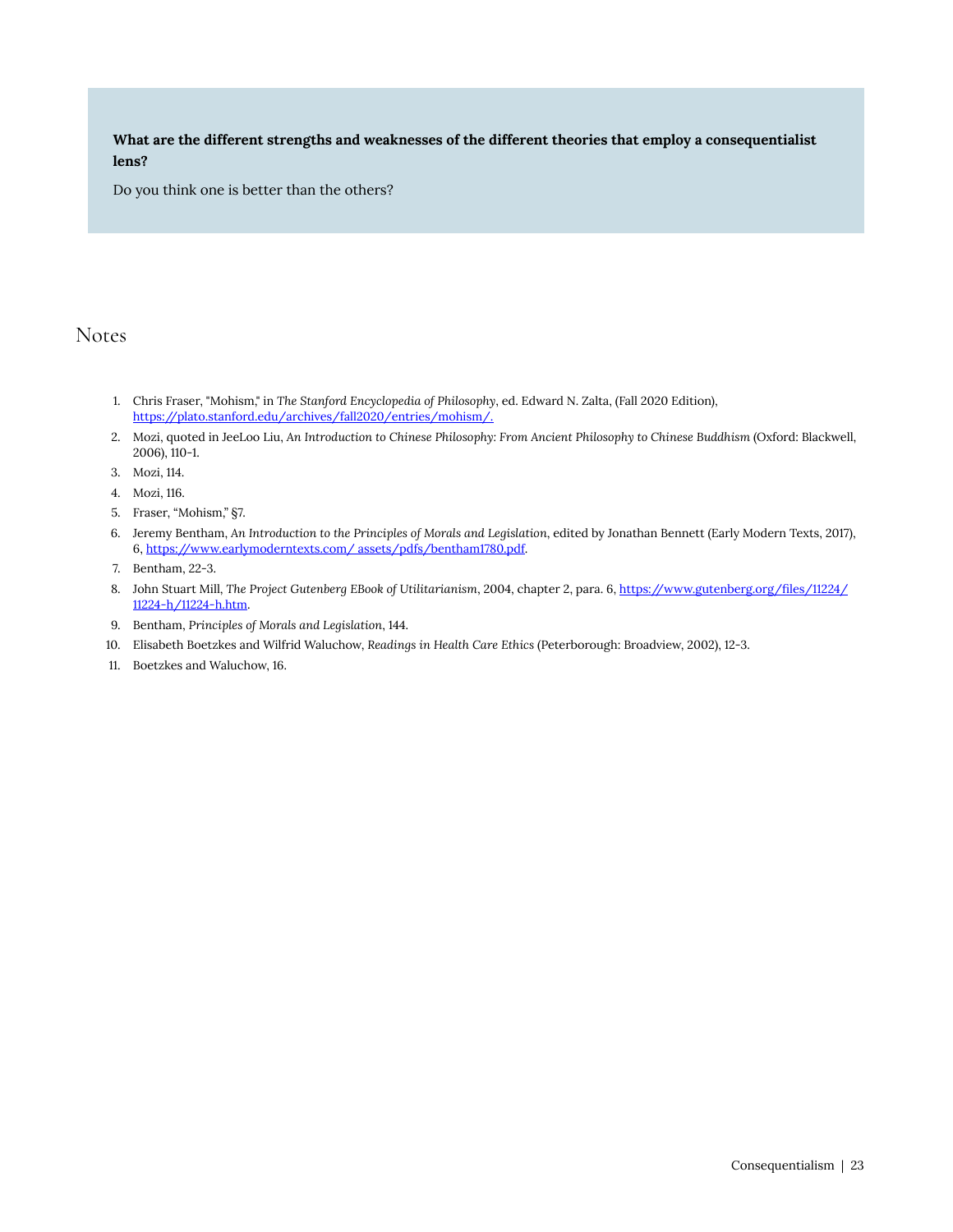**What are the different strengths and weaknesses of the different theories that employ a consequentialist lens?**

Do you think one is better than the others?

## Notes

1. Chris Fraser, "Mohism," in *The Stanford Encyclopedia of Philosophy*, ed. Edward N. Zalta, (Fall 2020 Edition), https://plato.stanford.edu/archives/fall2020/entries/mohism/.
2. Mozi, quoted in JeeLoo Liu, *An Introduction to Chinese Philosophy: From Ancient Philosophy to Chinese Buddhism* (Oxford: Blackwell, 2006), 110-1.
3. Mozi, 114.
4. Mozi, 116.
5. Fraser, "Mohism," §7.
6. Jeremy Bentham, *An Introduction to the Principles of Morals and Legislation*, edited by Jonathan Bennett (Early Modern Texts, 2017), 6, https://www.earlymoderntexts.com/ assets/pdfs/bentham1780.pdf.
7. Bentham, 22-3.
8. John Stuart Mill, *The Project Gutenberg EBook of Utilitarianism*, 2004, chapter 2, para. 6, https://www.gutenberg.org/files/11224/11224-h/11224-h.htm.
9. Bentham, *Principles of Morals and Legislation*, 144.
10. Elisabeth Boetzkes and Wilfrid Waluchow, *Readings in Health Care Ethics* (Peterborough: Broadview, 2002), 12-3.
11. Boetzkes and Waluchow, 16.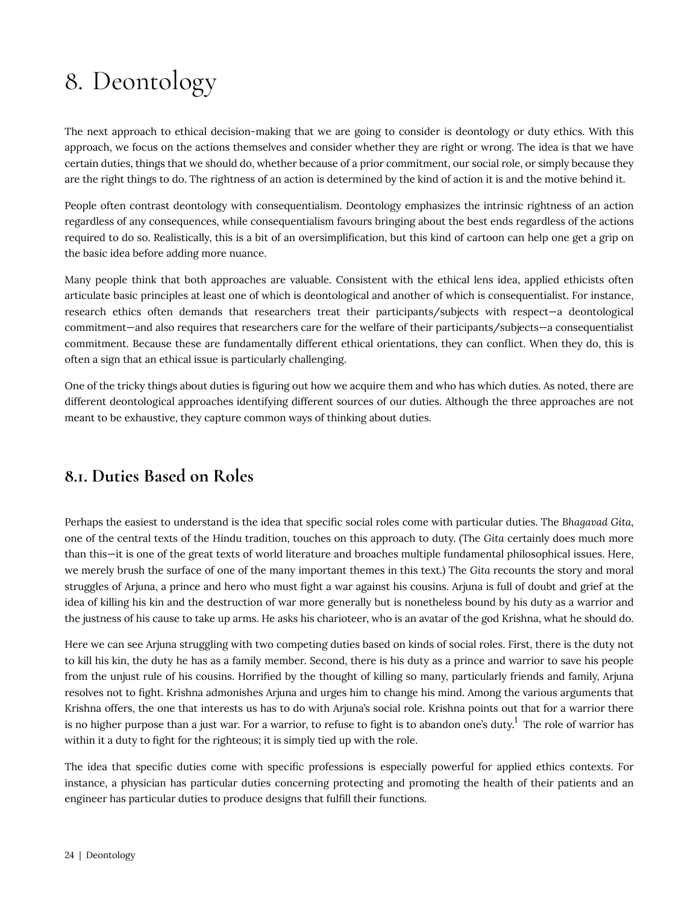# 8. Deontology

The next approach to ethical decision-making that we are going to consider is deontology or duty ethics. With this approach, we focus on the actions themselves and consider whether they are right or wrong. The idea is that we have certain duties, things that we should do, whether because of a prior commitment, our social role, or simply because they are the right things to do. The rightness of an action is determined by the kind of action it is and the motive behind it.

People often contrast deontology with consequentialism. Deontology emphasizes the intrinsic rightness of an action regardless of any consequences, while consequentialism favours bringing about the best ends regardless of the actions required to do so. Realistically, this is a bit of an oversimplification, but this kind of cartoon can help one get a grip on the basic idea before adding more nuance.

Many people think that both approaches are valuable. Consistent with the ethical lens idea, applied ethicists often articulate basic principles at least one of which is deontological and another of which is consequentialist. For instance, research ethics often demands that researchers treat their participants/subjects with respect—a deontological commitment—and also requires that researchers care for the welfare of their participants/subjects—a consequentialist commitment. Because these are fundamentally different ethical orientations, they can conflict. When they do, this is often a sign that an ethical issue is particularly challenging.

One of the tricky things about duties is figuring out how we acquire them and who has which duties. As noted, there are different deontological approaches identifying different sources of our duties. Although the three approaches are not meant to be exhaustive, they capture common ways of thinking about duties.

## 8.1. Duties Based on Roles

Perhaps the easiest to understand is the idea that specific social roles come with particular duties. The *Bhagavad Gita*, one of the central texts of the Hindu tradition, touches on this approach to duty. (The *Gita* certainly does much more than this—it is one of the great texts of world literature and broaches multiple fundamental philosophical issues. Here, we merely brush the surface of one of the many important themes in this text.) The *Gita* recounts the story and moral struggles of Arjuna, a prince and hero who must fight a war against his cousins. Arjuna is full of doubt and grief at the idea of killing his kin and the destruction of war more generally but is nonetheless bound by his duty as a warrior and the justness of his cause to take up arms. He asks his charioteer, who is an avatar of the god Krishna, what he should do.

Here we can see Arjuna struggling with two competing duties based on kinds of social roles. First, there is the duty not to kill his kin, the duty he has as a family member. Second, there is his duty as a prince and warrior to save his people from the unjust rule of his cousins. Horrified by the thought of killing so many, particularly friends and family, Arjuna resolves not to fight. Krishna admonishes Arjuna and urges him to change his mind. Among the various arguments that Krishna offers, the one that interests us has to do with Arjuna's social role. Krishna points out that for a warrior there is no higher purpose than a just war. For a warrior, to refuse to fight is to abandon one's duty.[1] The role of warrior has within it a duty to fight for the righteous; it is simply tied up with the role.

The idea that specific duties come with specific professions is especially powerful for applied ethics contexts. For instance, a physician has particular duties concerning protecting and promoting the health of their patients and an engineer has particular duties to produce designs that fulfill their functions.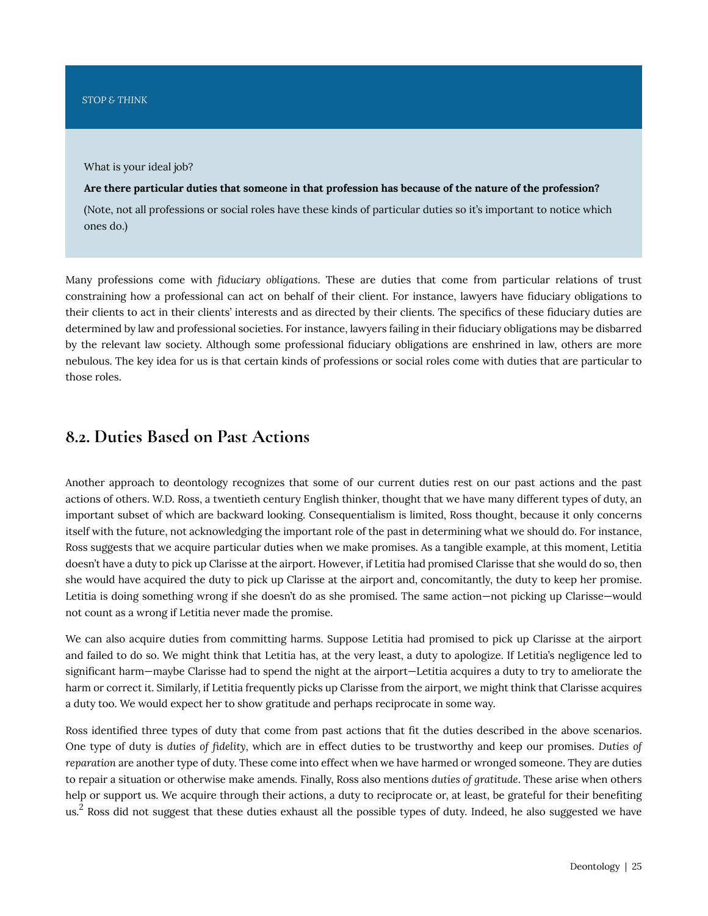STOP & THINK

What is your ideal job?

**Are there particular duties that someone in that profession has because of the nature of the profession?**

(Note, not all professions or social roles have these kinds of particular duties so it's important to notice which ones do.)

Many professions come with *fiduciary obligations*. These are duties that come from particular relations of trust constraining how a professional can act on behalf of their client. For instance, lawyers have fiduciary obligations to their clients to act in their clients' interests and as directed by their clients. The specifics of these fiduciary duties are determined by law and professional societies. For instance, lawyers failing in their fiduciary obligations may be disbarred by the relevant law society. Although some professional fiduciary obligations are enshrined in law, others are more nebulous. The key idea for us is that certain kinds of professions or social roles come with duties that are particular to those roles.

## 8.2. Duties Based on Past Actions

Another approach to deontology recognizes that some of our current duties rest on our past actions and the past actions of others. W.D. Ross, a twentieth century English thinker, thought that we have many different types of duty, an important subset of which are backward looking. Consequentialism is limited, Ross thought, because it only concerns itself with the future, not acknowledging the important role of the past in determining what we should do. For instance, Ross suggests that we acquire particular duties when we make promises. As a tangible example, at this moment, Letitia doesn't have a duty to pick up Clarisse at the airport. However, if Letitia had promised Clarisse that she would do so, then she would have acquired the duty to pick up Clarisse at the airport and, concomitantly, the duty to keep her promise. Letitia is doing something wrong if she doesn't do as she promised. The same action—not picking up Clarisse—would not count as a wrong if Letitia never made the promise.

We can also acquire duties from committing harms. Suppose Letitia had promised to pick up Clarisse at the airport and failed to do so. We might think that Letitia has, at the very least, a duty to apologize. If Letitia's negligence led to significant harm—maybe Clarisse had to spend the night at the airport—Letitia acquires a duty to try to ameliorate the harm or correct it. Similarly, if Letitia frequently picks up Clarisse from the airport, we might think that Clarisse acquires a duty too. We would expect her to show gratitude and perhaps reciprocate in some way.

Ross identified three types of duty that come from past actions that fit the duties described in the above scenarios. One type of duty is *duties of fidelity*, which are in effect duties to be trustworthy and keep our promises. *Duties of reparation* are another type of duty. These come into effect when we have harmed or wronged someone. They are duties to repair a situation or otherwise make amends. Finally, Ross also mentions *duties of gratitude*. These arise when others help or support us. We acquire through their actions, a duty to reciprocate or, at least, be grateful for their benefiting us.[2] Ross did not suggest that these duties exhaust all the possible types of duty. Indeed, he also suggested we have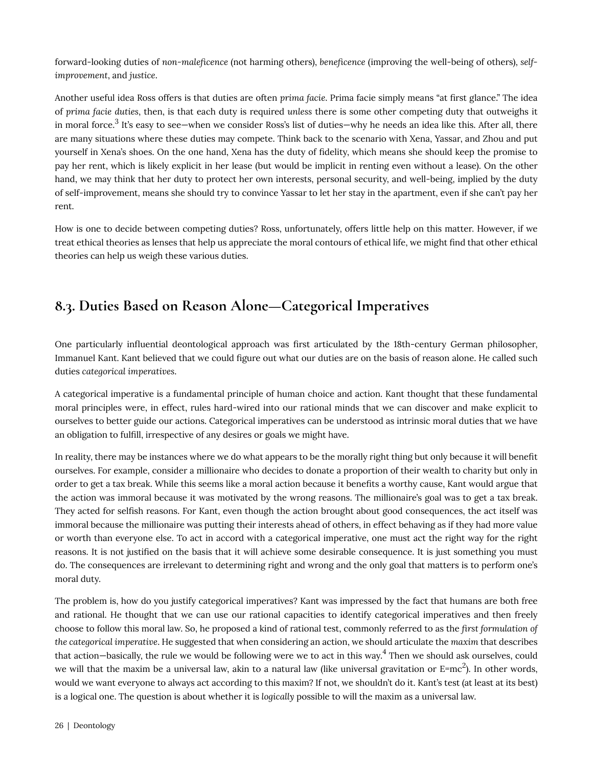forward-looking duties of *non-maleficence* (not harming others), *beneficence* (improving the well-being of others), *self-improvement*, and *justice*.

Another useful idea Ross offers is that duties are often *prima facie*. Prima facie simply means "at first glance." The idea of *prima facie duties*, then, is that each duty is required *unless* there is some other competing duty that outweighs it in moral force.[3] It's easy to see—when we consider Ross's list of duties—why he needs an idea like this. After all, there are many situations where these duties may compete. Think back to the scenario with Xena, Yassar, and Zhou and put yourself in Xena's shoes. On the one hand, Xena has the duty of fidelity, which means she should keep the promise to pay her rent, which is likely explicit in her lease (but would be implicit in renting even without a lease). On the other hand, we may think that her duty to protect her own interests, personal security, and well-being, implied by the duty of self-improvement, means she should try to convince Yassar to let her stay in the apartment, even if she can't pay her rent.

How is one to decide between competing duties? Ross, unfortunately, offers little help on this matter. However, if we treat ethical theories as lenses that help us appreciate the moral contours of ethical life, we might find that other ethical theories can help us weigh these various duties.

## 8.3. Duties Based on Reason Alone—Categorical Imperatives

One particularly influential deontological approach was first articulated by the 18th-century German philosopher, Immanuel Kant. Kant believed that we could figure out what our duties are on the basis of reason alone. He called such duties *categorical imperatives*.

A categorical imperative is a fundamental principle of human choice and action. Kant thought that these fundamental moral principles were, in effect, rules hard-wired into our rational minds that we can discover and make explicit to ourselves to better guide our actions. Categorical imperatives can be understood as intrinsic moral duties that we have an obligation to fulfill, irrespective of any desires or goals we might have.

In reality, there may be instances where we do what appears to be the morally right thing but only because it will benefit ourselves. For example, consider a millionaire who decides to donate a proportion of their wealth to charity but only in order to get a tax break. While this seems like a moral action because it benefits a worthy cause, Kant would argue that the action was immoral because it was motivated by the wrong reasons. The millionaire's goal was to get a tax break. They acted for selfish reasons. For Kant, even though the action brought about good consequences, the act itself was immoral because the millionaire was putting their interests ahead of others, in effect behaving as if they had more value or worth than everyone else. To act in accord with a categorical imperative, one must act the right way for the right reasons. It is not justified on the basis that it will achieve some desirable consequence. It is just something you must do. The consequences are irrelevant to determining right and wrong and the only goal that matters is to perform one's moral duty.

The problem is, how do you justify categorical imperatives? Kant was impressed by the fact that humans are both free and rational. He thought that we can use our rational capacities to identify categorical imperatives and then freely choose to follow this moral law. So, he proposed a kind of rational test, commonly referred to as the *first formulation of the categorical imperative*. He suggested that when considering an action, we should articulate the *maxim* that describes that action—basically, the rule we would be following were we to act in this way.[4] Then we should ask ourselves, could we will that the maxim be a universal law, akin to a natural law (like universal gravitation or $E=mc^2$). In other words, would we want everyone to always act according to this maxim? If not, we shouldn't do it. Kant's test (at least at its best) is a logical one. The question is about whether it is *logically* possible to will the maxim as a universal law.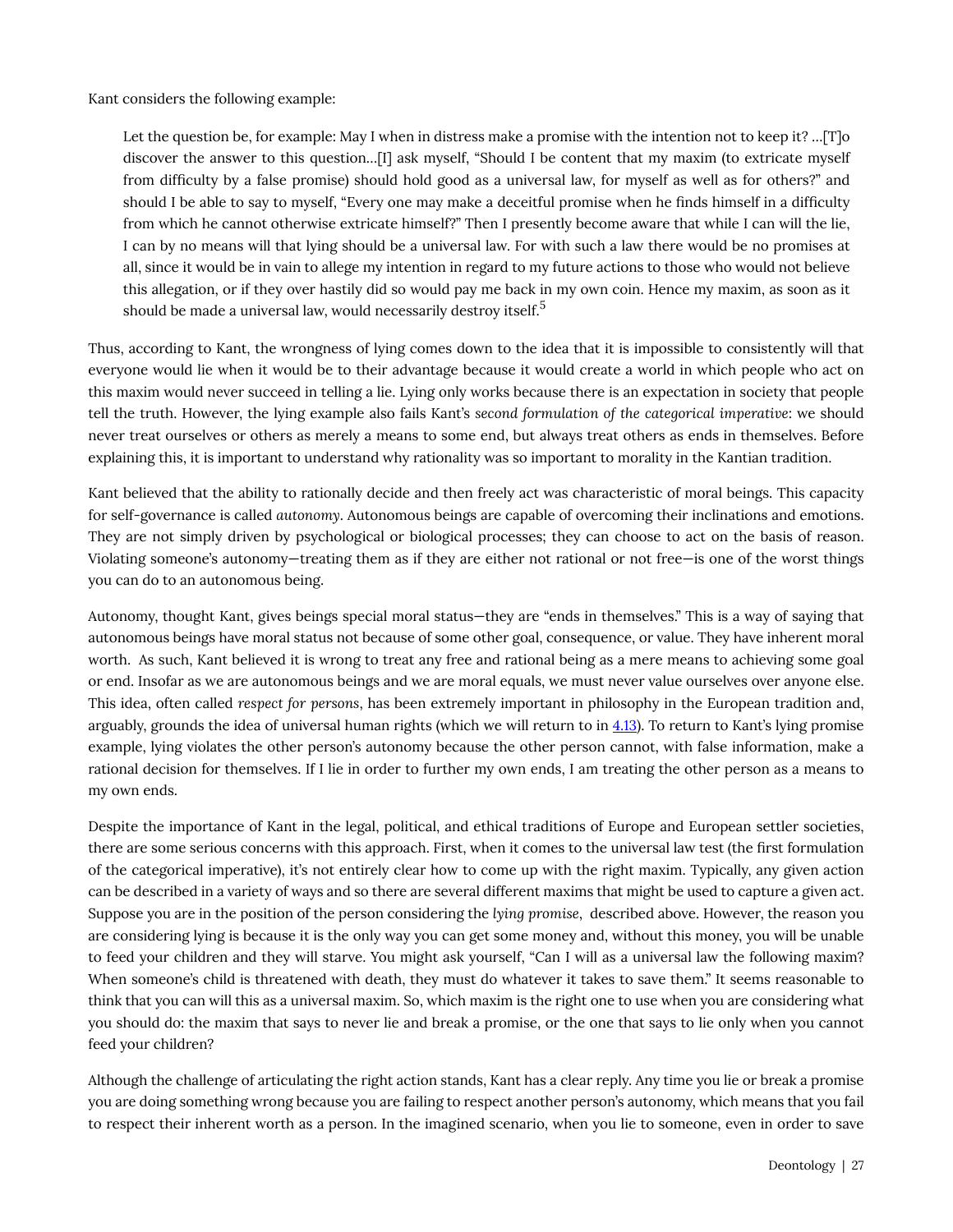Kant considers the following example:

> Let the question be, for example: May I when in distress make a promise with the intention not to keep it? …[T]o discover the answer to this question…[I] ask myself, "Should I be content that my maxim (to extricate myself from difficulty by a false promise) should hold good as a universal law, for myself as well as for others?" and should I be able to say to myself, "Every one may make a deceitful promise when he finds himself in a difficulty from which he cannot otherwise extricate himself?" Then I presently become aware that while I can will the lie, I can by no means will that lying should be a universal law. For with such a law there would be no promises at all, since it would be in vain to allege my intention in regard to my future actions to those who would not believe this allegation, or if they over hastily did so would pay me back in my own coin. Hence my maxim, as soon as it should be made a universal law, would necessarily destroy itself.[5]

Thus, according to Kant, the wrongness of lying comes down to the idea that it is impossible to consistently will that everyone would lie when it would be to their advantage because it would create a world in which people who act on this maxim would never succeed in telling a lie. Lying only works because there is an expectation in society that people tell the truth. However, the lying example also fails Kant's *second formulation of the categorical imperative*: we should never treat ourselves or others as merely a means to some end, but always treat others as ends in themselves. Before explaining this, it is important to understand why rationality was so important to morality in the Kantian tradition.

Kant believed that the ability to rationally decide and then freely act was characteristic of moral beings. This capacity for self-governance is called *autonomy*. Autonomous beings are capable of overcoming their inclinations and emotions. They are not simply driven by psychological or biological processes; they can choose to act on the basis of reason. Violating someone's autonomy—treating them as if they are either not rational or not free—is one of the worst things you can do to an autonomous being.

Autonomy, thought Kant, gives beings special moral status—they are "ends in themselves." This is a way of saying that autonomous beings have moral status not because of some other goal, consequence, or value. They have inherent moral worth. As such, Kant believed it is wrong to treat any free and rational being as a mere means to achieving some goal or end. Insofar as we are autonomous beings and we are moral equals, we must never value ourselves over anyone else. This idea, often called *respect for persons*, has been extremely important in philosophy in the European tradition and, arguably, grounds the idea of universal human rights (which we will return to in [4.13]). To return to Kant's lying promise example, lying violates the other person's autonomy because the other person cannot, with false information, make a rational decision for themselves. If I lie in order to further my own ends, I am treating the other person as a means to my own ends.

Despite the importance of Kant in the legal, political, and ethical traditions of Europe and European settler societies, there are some serious concerns with this approach. First, when it comes to the universal law test (the first formulation of the categorical imperative), it's not entirely clear how to come up with the right maxim. Typically, any given action can be described in a variety of ways and so there are several different maxims that might be used to capture a given act. Suppose you are in the position of the person considering the *lying promise*, described above. However, the reason you are considering lying is because it is the only way you can get some money and, without this money, you will be unable to feed your children and they will starve. You might ask yourself, "Can I will as a universal law the following maxim? When someone's child is threatened with death, they must do whatever it takes to save them." It seems reasonable to think that you can will this as a universal maxim. So, which maxim is the right one to use when you are considering what you should do: the maxim that says to never lie and break a promise, or the one that says to lie only when you cannot feed your children?

Although the challenge of articulating the right action stands, Kant has a clear reply. Any time you lie or break a promise you are doing something wrong because you are failing to respect another person's autonomy, which means that you fail to respect their inherent worth as a person. In the imagined scenario, when you lie to someone, even in order to save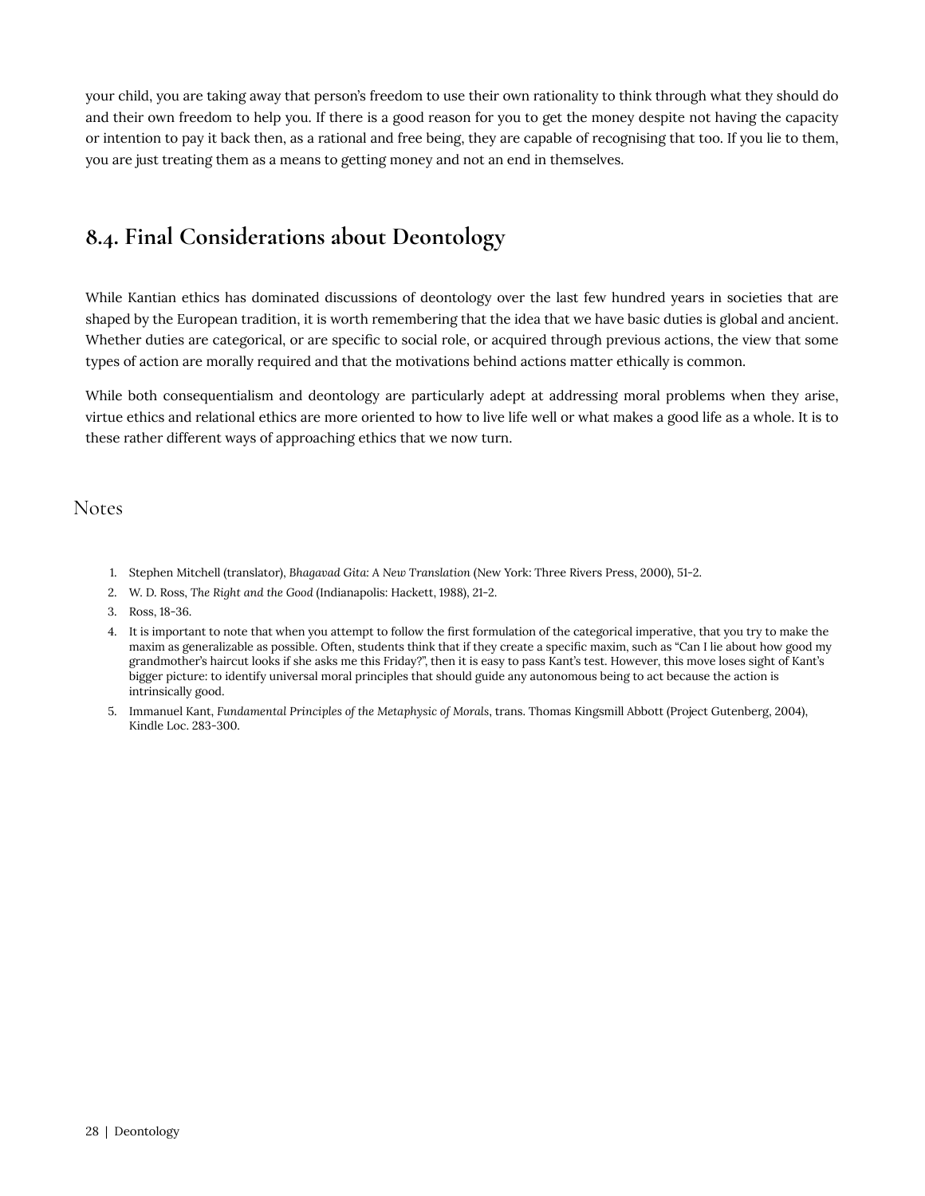your child, you are taking away that person's freedom to use their own rationality to think through what they should do and their own freedom to help you. If there is a good reason for you to get the money despite not having the capacity or intention to pay it back then, as a rational and free being, they are capable of recognising that too. If you lie to them, you are just treating them as a means to getting money and not an end in themselves.

## 8.4. Final Considerations about Deontology

While Kantian ethics has dominated discussions of deontology over the last few hundred years in societies that are shaped by the European tradition, it is worth remembering that the idea that we have basic duties is global and ancient. Whether duties are categorical, or are specific to social role, or acquired through previous actions, the view that some types of action are morally required and that the motivations behind actions matter ethically is common.

While both consequentialism and deontology are particularly adept at addressing moral problems when they arise, virtue ethics and relational ethics are more oriented to how to live life well or what makes a good life as a whole. It is to these rather different ways of approaching ethics that we now turn.

### Notes

1. Stephen Mitchell (translator), *Bhagavad Gita: A New Translation* (New York: Three Rivers Press, 2000), 51-2.
2. W. D. Ross, *The Right and the Good* (Indianapolis: Hackett, 1988), 21-2.
3. Ross, 18-36.
4. It is important to note that when you attempt to follow the first formulation of the categorical imperative, that you try to make the maxim as generalizable as possible. Often, students think that if they create a specific maxim, such as "Can I lie about how good my grandmother's haircut looks if she asks me this Friday?", then it is easy to pass Kant's test. However, this move loses sight of Kant's bigger picture: to identify universal moral principles that should guide any autonomous being to act because the action is intrinsically good.
5. Immanuel Kant, *Fundamental Principles of the Metaphysic of Morals*, trans. Thomas Kingsmill Abbott (Project Gutenberg, 2004), Kindle Loc. 283-300.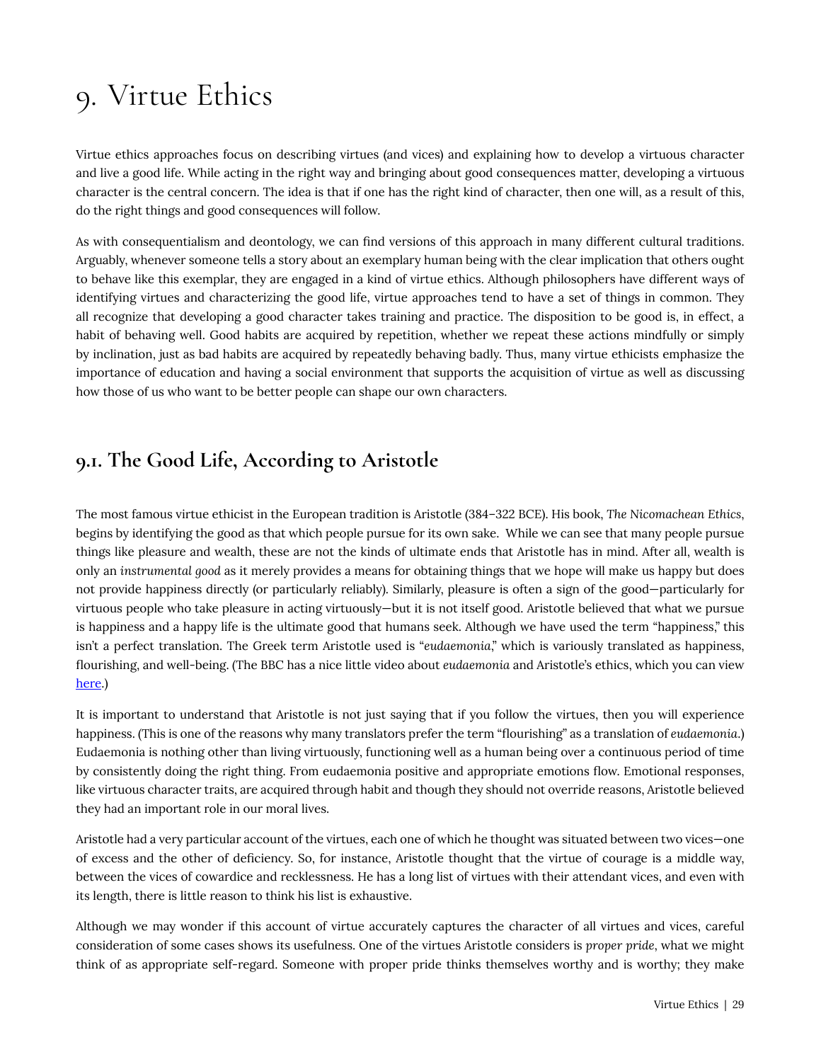# 9. Virtue Ethics

Virtue ethics approaches focus on describing virtues (and vices) and explaining how to develop a virtuous character and live a good life. While acting in the right way and bringing about good consequences matter, developing a virtuous character is the central concern. The idea is that if one has the right kind of character, then one will, as a result of this, do the right things and good consequences will follow.

As with consequentialism and deontology, we can find versions of this approach in many different cultural traditions. Arguably, whenever someone tells a story about an exemplary human being with the clear implication that others ought to behave like this exemplar, they are engaged in a kind of virtue ethics. Although philosophers have different ways of identifying virtues and characterizing the good life, virtue approaches tend to have a set of things in common. They all recognize that developing a good character takes training and practice. The disposition to be good is, in effect, a habit of behaving well. Good habits are acquired by repetition, whether we repeat these actions mindfully or simply by inclination, just as bad habits are acquired by repeatedly behaving badly. Thus, many virtue ethicists emphasize the importance of education and having a social environment that supports the acquisition of virtue as well as discussing how those of us who want to be better people can shape our own characters.

## 9.1. The Good Life, According to Aristotle

The most famous virtue ethicist in the European tradition is Aristotle (384–322 BCE). His book, *The Nicomachean Ethics*, begins by identifying the good as that which people pursue for its own sake. While we can see that many people pursue things like pleasure and wealth, these are not the kinds of ultimate ends that Aristotle has in mind. After all, wealth is only an *instrumental good* as it merely provides a means for obtaining things that we hope will make us happy but does not provide happiness directly (or particularly reliably). Similarly, pleasure is often a sign of the good—particularly for virtuous people who take pleasure in acting virtuously—but it is not itself good. Aristotle believed that what we pursue is happiness and a happy life is the ultimate good that humans seek. Although we have used the term "happiness," this isn't a perfect translation. The Greek term Aristotle used is "*eudaemonia*," which is variously translated as happiness, flourishing, and well-being. (The BBC has a nice little video about *eudaemonia* and Aristotle's ethics, which you can view here.)

It is important to understand that Aristotle is not just saying that if you follow the virtues, then you will experience happiness. (This is one of the reasons why many translators prefer the term "flourishing" as a translation of *eudaemonia*.) Eudaemonia is nothing other than living virtuously, functioning well as a human being over a continuous period of time by consistently doing the right thing. From eudaemonia positive and appropriate emotions flow. Emotional responses, like virtuous character traits, are acquired through habit and though they should not override reasons, Aristotle believed they had an important role in our moral lives.

Aristotle had a very particular account of the virtues, each one of which he thought was situated between two vices—one of excess and the other of deficiency. So, for instance, Aristotle thought that the virtue of courage is a middle way, between the vices of cowardice and recklessness. He has a long list of virtues with their attendant vices, and even with its length, there is little reason to think his list is exhaustive.

Although we may wonder if this account of virtue accurately captures the character of all virtues and vices, careful consideration of some cases shows its usefulness. One of the virtues Aristotle considers is *proper pride*, what we might think of as appropriate self-regard. Someone with proper pride thinks themselves worthy and is worthy; they make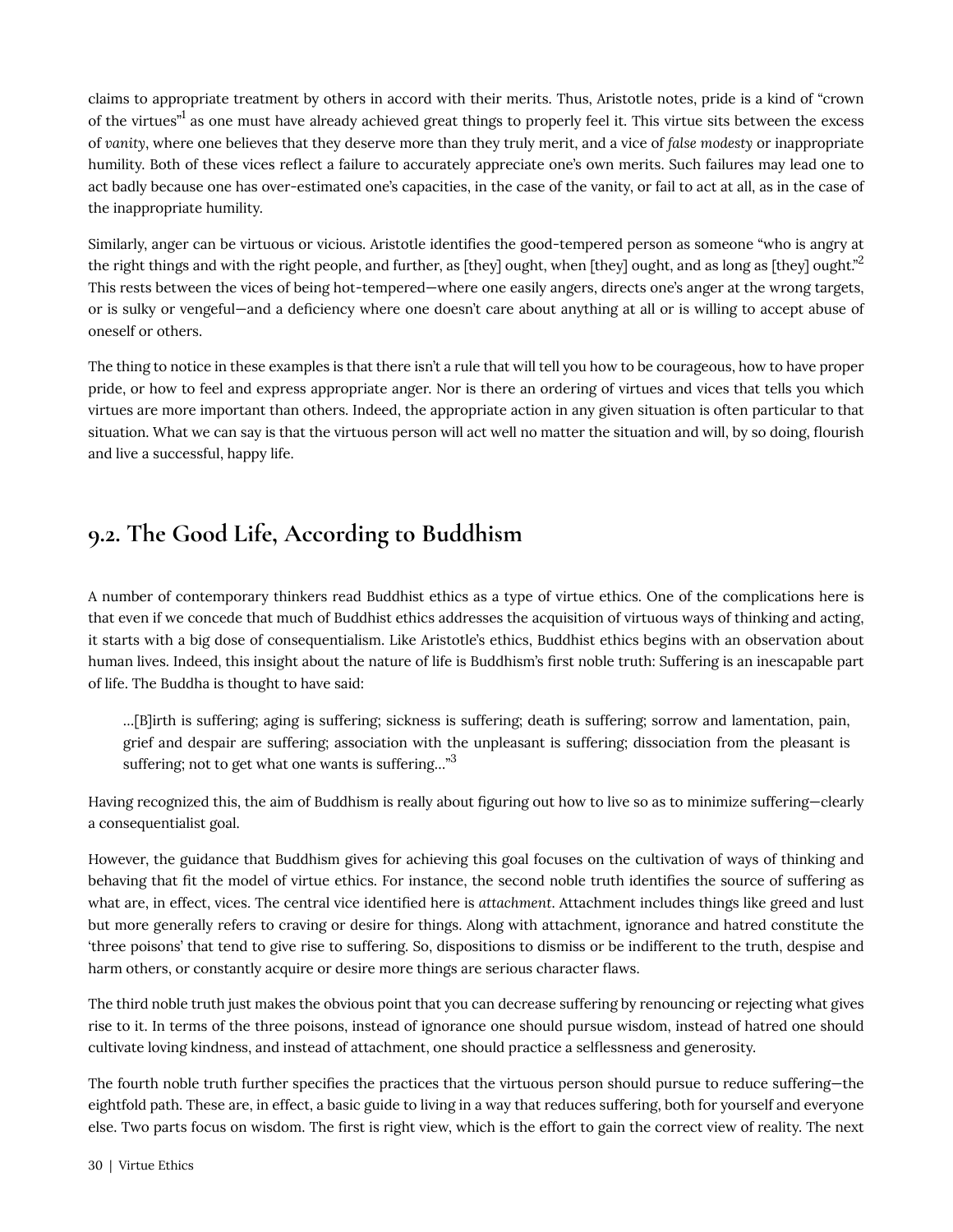claims to appropriate treatment by others in accord with their merits. Thus, Aristotle notes, pride is a kind of "crown of the virtues"[1] as one must have already achieved great things to properly feel it. This virtue sits between the excess of *vanity*, where one believes that they deserve more than they truly merit, and a vice of *false modesty* or inappropriate humility. Both of these vices reflect a failure to accurately appreciate one's own merits. Such failures may lead one to act badly because one has over-estimated one's capacities, in the case of the vanity, or fail to act at all, as in the case of the inappropriate humility.

Similarly, anger can be virtuous or vicious. Aristotle identifies the good-tempered person as someone "who is angry at the right things and with the right people, and further, as [they] ought, when [they] ought, and as long as [they] ought."[2] This rests between the vices of being hot-tempered—where one easily angers, directs one's anger at the wrong targets, or is sulky or vengeful—and a deficiency where one doesn't care about anything at all or is willing to accept abuse of oneself or others.

The thing to notice in these examples is that there isn't a rule that will tell you how to be courageous, how to have proper pride, or how to feel and express appropriate anger. Nor is there an ordering of virtues and vices that tells you which virtues are more important than others. Indeed, the appropriate action in any given situation is often particular to that situation. What we can say is that the virtuous person will act well no matter the situation and will, by so doing, flourish and live a successful, happy life.

## 9.2. The Good Life, According to Buddhism

A number of contemporary thinkers read Buddhist ethics as a type of virtue ethics. One of the complications here is that even if we concede that much of Buddhist ethics addresses the acquisition of virtuous ways of thinking and acting, it starts with a big dose of consequentialism. Like Aristotle's ethics, Buddhist ethics begins with an observation about human lives. Indeed, this insight about the nature of life is Buddhism's first noble truth: Suffering is an inescapable part of life. The Buddha is thought to have said:

> …[B]irth is suffering; aging is suffering; sickness is suffering; death is suffering; sorrow and lamentation, pain, grief and despair are suffering; association with the unpleasant is suffering; dissociation from the pleasant is suffering; not to get what one wants is suffering…"[3]

Having recognized this, the aim of Buddhism is really about figuring out how to live so as to minimize suffering—clearly a consequentialist goal.

However, the guidance that Buddhism gives for achieving this goal focuses on the cultivation of ways of thinking and behaving that fit the model of virtue ethics. For instance, the second noble truth identifies the source of suffering as what are, in effect, vices. The central vice identified here is *attachment*. Attachment includes things like greed and lust but more generally refers to craving or desire for things. Along with attachment, ignorance and hatred constitute the 'three poisons' that tend to give rise to suffering. So, dispositions to dismiss or be indifferent to the truth, despise and harm others, or constantly acquire or desire more things are serious character flaws.

The third noble truth just makes the obvious point that you can decrease suffering by renouncing or rejecting what gives rise to it. In terms of the three poisons, instead of ignorance one should pursue wisdom, instead of hatred one should cultivate loving kindness, and instead of attachment, one should practice a selflessness and generosity.

The fourth noble truth further specifies the practices that the virtuous person should pursue to reduce suffering—the eightfold path. These are, in effect, a basic guide to living in a way that reduces suffering, both for yourself and everyone else. Two parts focus on wisdom. The first is right view, which is the effort to gain the correct view of reality. The next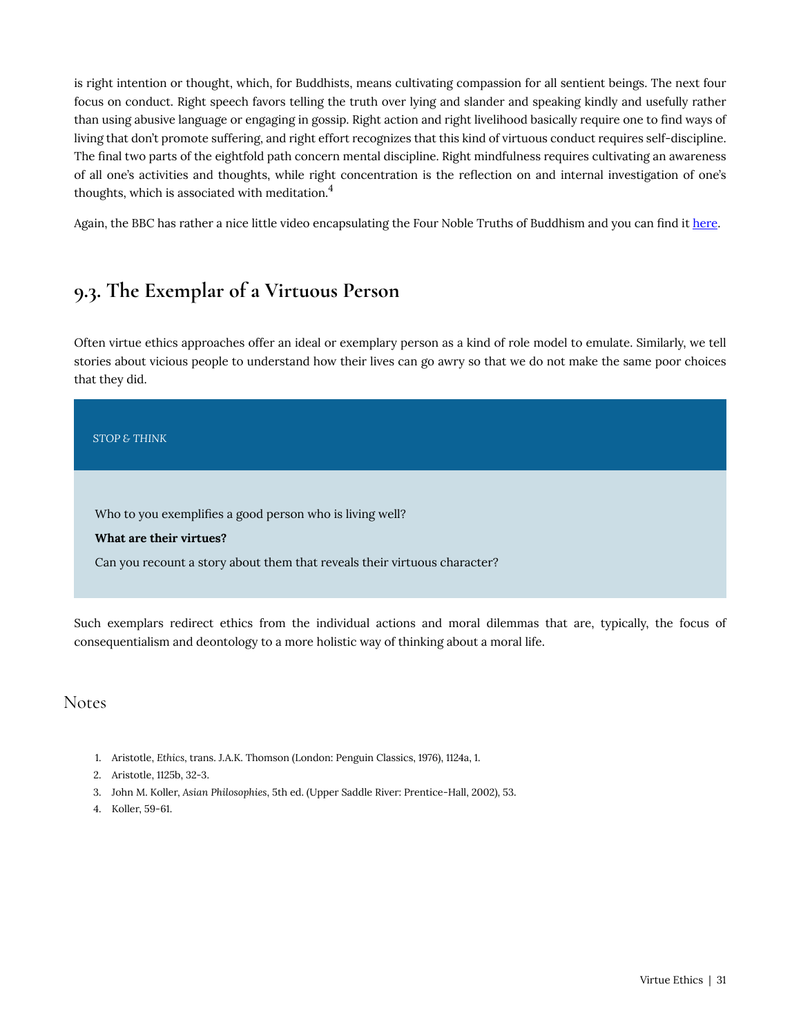is right intention or thought, which, for Buddhists, means cultivating compassion for all sentient beings. The next four focus on conduct. Right speech favors telling the truth over lying and slander and speaking kindly and usefully rather than using abusive language or engaging in gossip. Right action and right livelihood basically require one to find ways of living that don't promote suffering, and right effort recognizes that this kind of virtuous conduct requires self-discipline. The final two parts of the eightfold path concern mental discipline. Right mindfulness requires cultivating an awareness of all one's activities and thoughts, while right concentration is the reflection on and internal investigation of one's thoughts, which is associated with meditation.[4]

Again, the BBC has rather a nice little video encapsulating the Four Noble Truths of Buddhism and you can find it [here](#).

## 9.3. The Exemplar of a Virtuous Person

Often virtue ethics approaches offer an ideal or exemplary person as a kind of role model to emulate. Similarly, we tell stories about vicious people to understand how their lives can go awry so that we do not make the same poor choices that they did.

> STOP & THINK
>
> Who to you exemplifies a good person who is living well?
>
> **What are their virtues?**
>
> Can you recount a story about them that reveals their virtuous character?

Such exemplars redirect ethics from the individual actions and moral dilemmas that are, typically, the focus of consequentialism and deontology to a more holistic way of thinking about a moral life.

## Notes

1. Aristotle, *Ethics*, trans. J.A.K. Thomson (London: Penguin Classics, 1976), 1124a, 1.
2. Aristotle, 1125b, 32-3.
3. John M. Koller, *Asian Philosophies*, 5th ed. (Upper Saddle River: Prentice-Hall, 2002), 53.
4. Koller, 59-61.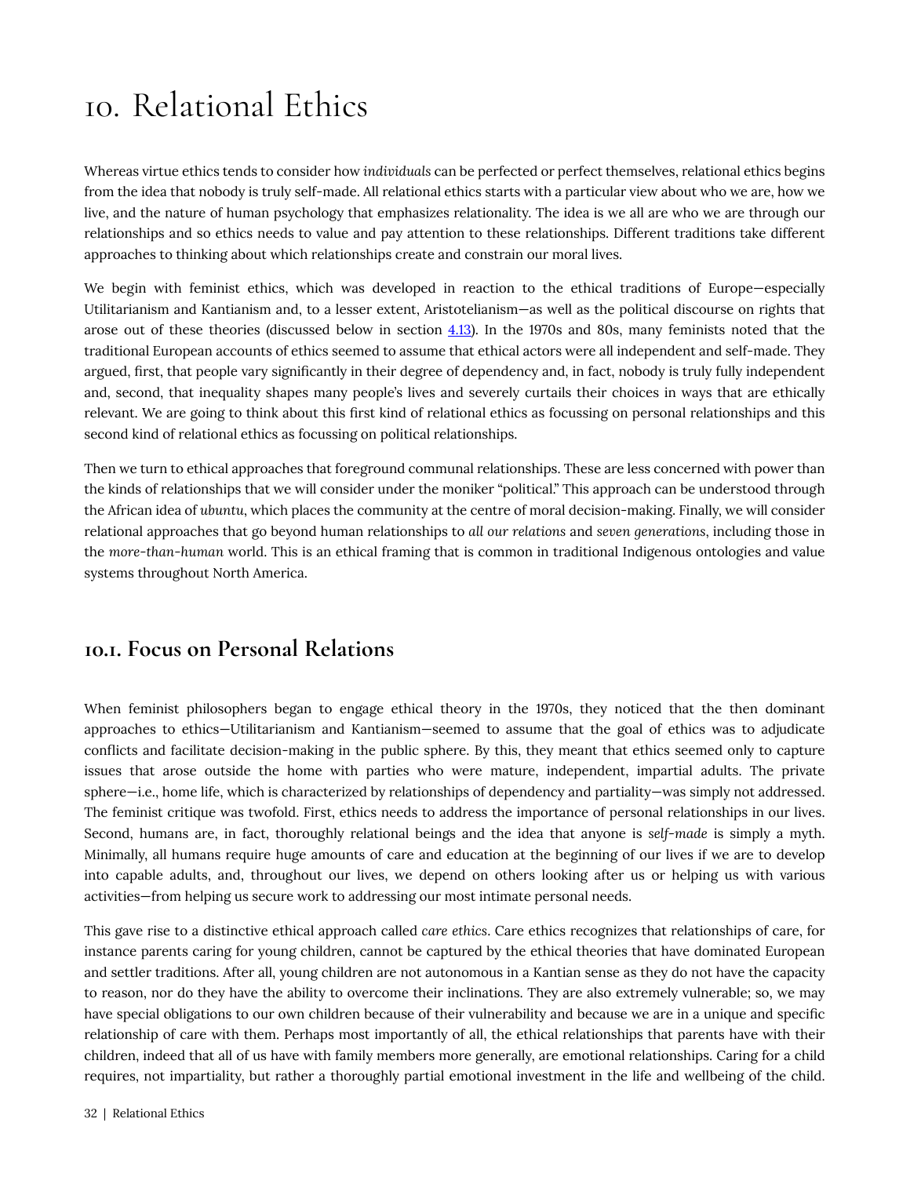# 10. Relational Ethics

Whereas virtue ethics tends to consider how *individuals* can be perfected or perfect themselves, relational ethics begins from the idea that nobody is truly self-made. All relational ethics starts with a particular view about who we are, how we live, and the nature of human psychology that emphasizes relationality. The idea is we all are who we are through our relationships and so ethics needs to value and pay attention to these relationships. Different traditions take different approaches to thinking about which relationships create and constrain our moral lives.

We begin with feminist ethics, which was developed in reaction to the ethical traditions of Europe—especially Utilitarianism and Kantianism and, to a lesser extent, Aristotelianism—as well as the political discourse on rights that arose out of these theories (discussed below in section 4.13). In the 1970s and 80s, many feminists noted that the traditional European accounts of ethics seemed to assume that ethical actors were all independent and self-made. They argued, first, that people vary significantly in their degree of dependency and, in fact, nobody is truly fully independent and, second, that inequality shapes many people's lives and severely curtails their choices in ways that are ethically relevant. We are going to think about this first kind of relational ethics as focussing on personal relationships and this second kind of relational ethics as focussing on political relationships.

Then we turn to ethical approaches that foreground communal relationships. These are less concerned with power than the kinds of relationships that we will consider under the moniker "political." This approach can be understood through the African idea of *ubuntu*, which places the community at the centre of moral decision-making. Finally, we will consider relational approaches that go beyond human relationships to *all our relations* and *seven generations*, including those in the *more-than-human* world. This is an ethical framing that is common in traditional Indigenous ontologies and value systems throughout North America.

## 10.1. Focus on Personal Relations

When feminist philosophers began to engage ethical theory in the 1970s, they noticed that the then dominant approaches to ethics—Utilitarianism and Kantianism—seemed to assume that the goal of ethics was to adjudicate conflicts and facilitate decision-making in the public sphere. By this, they meant that ethics seemed only to capture issues that arose outside the home with parties who were mature, independent, impartial adults. The private sphere—i.e., home life, which is characterized by relationships of dependency and partiality—was simply not addressed. The feminist critique was twofold. First, ethics needs to address the importance of personal relationships in our lives. Second, humans are, in fact, thoroughly relational beings and the idea that anyone is *self-made* is simply a myth. Minimally, all humans require huge amounts of care and education at the beginning of our lives if we are to develop into capable adults, and, throughout our lives, we depend on others looking after us or helping us with various activities—from helping us secure work to addressing our most intimate personal needs.

This gave rise to a distinctive ethical approach called *care ethics*. Care ethics recognizes that relationships of care, for instance parents caring for young children, cannot be captured by the ethical theories that have dominated European and settler traditions. After all, young children are not autonomous in a Kantian sense as they do not have the capacity to reason, nor do they have the ability to overcome their inclinations. They are also extremely vulnerable; so, we may have special obligations to our own children because of their vulnerability and because we are in a unique and specific relationship of care with them. Perhaps most importantly of all, the ethical relationships that parents have with their children, indeed that all of us have with family members more generally, are emotional relationships. Caring for a child requires, not impartiality, but rather a thoroughly partial emotional investment in the life and wellbeing of the child.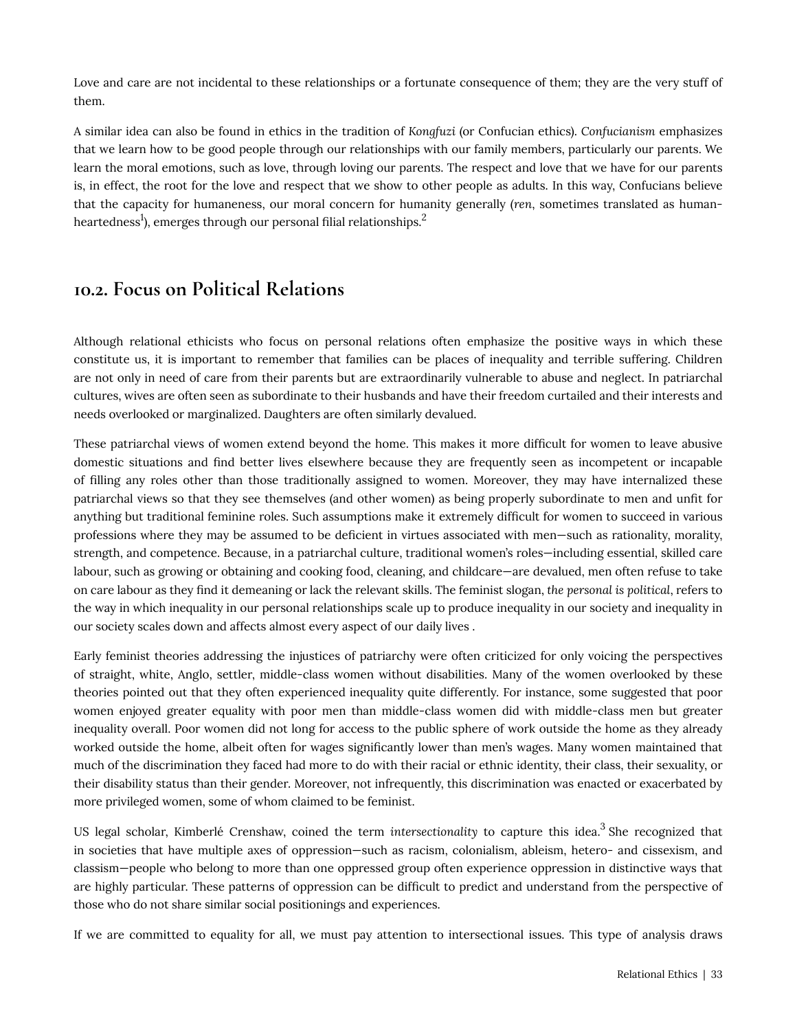Love and care are not incidental to these relationships or a fortunate consequence of them; they are the very stuff of them.

A similar idea can also be found in ethics in the tradition of *Kongfuzi* (or Confucian ethics). *Confucianism* emphasizes that we learn how to be good people through our relationships with our family members, particularly our parents. We learn the moral emotions, such as love, through loving our parents. The respect and love that we have for our parents is, in effect, the root for the love and respect that we show to other people as adults. In this way, Confucians believe that the capacity for humaneness, our moral concern for humanity generally (*ren*, sometimes translated as human-heartedness[1]), emerges through our personal filial relationships.[2]

## 10.2. Focus on Political Relations

Although relational ethicists who focus on personal relations often emphasize the positive ways in which these constitute us, it is important to remember that families can be places of inequality and terrible suffering. Children are not only in need of care from their parents but are extraordinarily vulnerable to abuse and neglect. In patriarchal cultures, wives are often seen as subordinate to their husbands and have their freedom curtailed and their interests and needs overlooked or marginalized. Daughters are often similarly devalued.

These patriarchal views of women extend beyond the home. This makes it more difficult for women to leave abusive domestic situations and find better lives elsewhere because they are frequently seen as incompetent or incapable of filling any roles other than those traditionally assigned to women. Moreover, they may have internalized these patriarchal views so that they see themselves (and other women) as being properly subordinate to men and unfit for anything but traditional feminine roles. Such assumptions make it extremely difficult for women to succeed in various professions where they may be assumed to be deficient in virtues associated with men—such as rationality, morality, strength, and competence. Because, in a patriarchal culture, traditional women's roles—including essential, skilled care labour, such as growing or obtaining and cooking food, cleaning, and childcare—are devalued, men often refuse to take on care labour as they find it demeaning or lack the relevant skills. The feminist slogan, *the personal is political*, refers to the way in which inequality in our personal relationships scale up to produce inequality in our society and inequality in our society scales down and affects almost every aspect of our daily lives .

Early feminist theories addressing the injustices of patriarchy were often criticized for only voicing the perspectives of straight, white, Anglo, settler, middle-class women without disabilities. Many of the women overlooked by these theories pointed out that they often experienced inequality quite differently. For instance, some suggested that poor women enjoyed greater equality with poor men than middle-class women did with middle-class men but greater inequality overall. Poor women did not long for access to the public sphere of work outside the home as they already worked outside the home, albeit often for wages significantly lower than men's wages. Many women maintained that much of the discrimination they faced had more to do with their racial or ethnic identity, their class, their sexuality, or their disability status than their gender. Moreover, not infrequently, this discrimination was enacted or exacerbated by more privileged women, some of whom claimed to be feminist.

US legal scholar, Kimberlé Crenshaw, coined the term *intersectionality* to capture this idea.[3] She recognized that in societies that have multiple axes of oppression—such as racism, colonialism, ableism, hetero- and cissexism, and classism—people who belong to more than one oppressed group often experience oppression in distinctive ways that are highly particular. These patterns of oppression can be difficult to predict and understand from the perspective of those who do not share similar social positionings and experiences.

If we are committed to equality for all, we must pay attention to intersectional issues. This type of analysis draws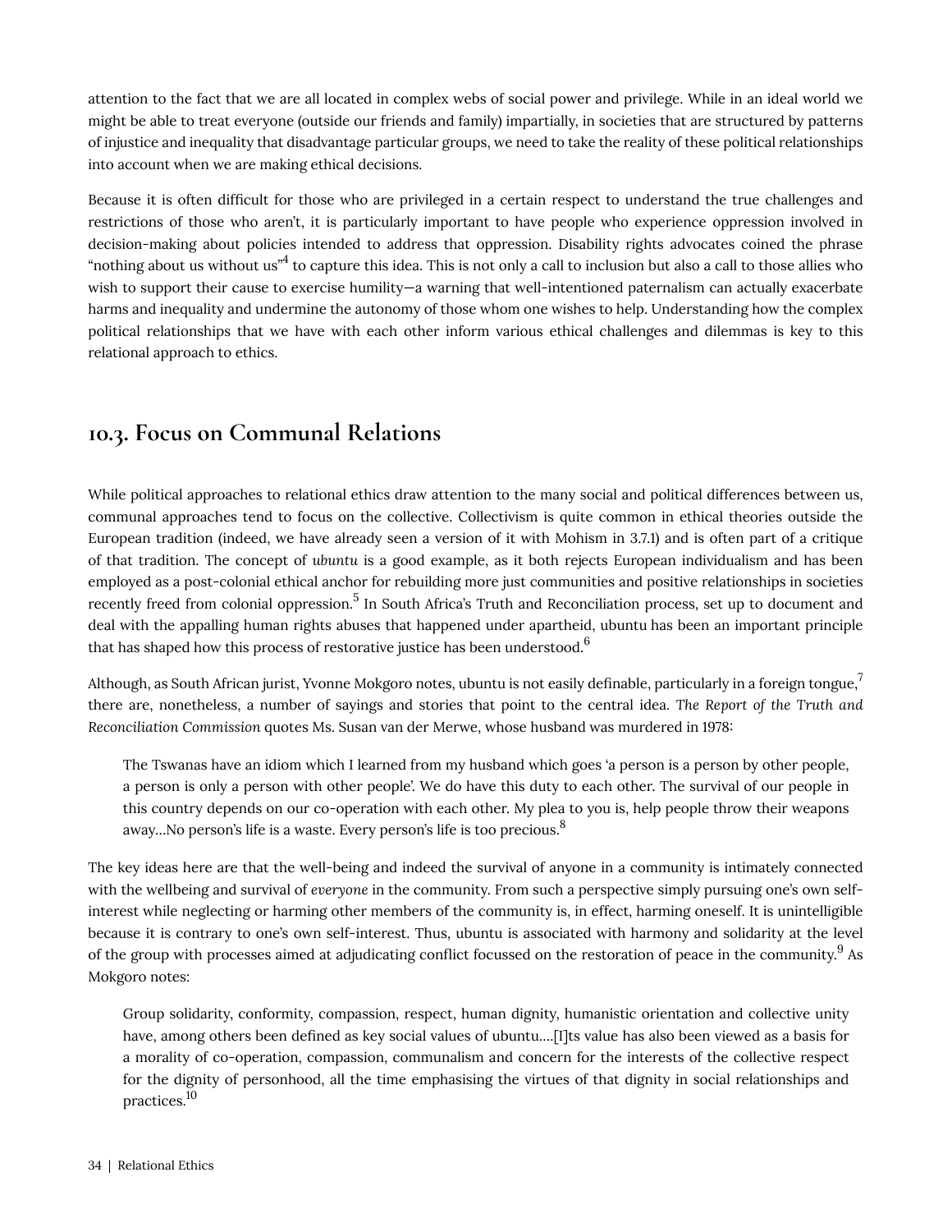attention to the fact that we are all located in complex webs of social power and privilege. While in an ideal world we might be able to treat everyone (outside our friends and family) impartially, in societies that are structured by patterns of injustice and inequality that disadvantage particular groups, we need to take the reality of these political relationships into account when we are making ethical decisions.

Because it is often difficult for those who are privileged in a certain respect to understand the true challenges and restrictions of those who aren't, it is particularly important to have people who experience oppression involved in decision-making about policies intended to address that oppression. Disability rights advocates coined the phrase "nothing about us without us"[4] to capture this idea. This is not only a call to inclusion but also a call to those allies who wish to support their cause to exercise humility—a warning that well-intentioned paternalism can actually exacerbate harms and inequality and undermine the autonomy of those whom one wishes to help. Understanding how the complex political relationships that we have with each other inform various ethical challenges and dilemmas is key to this relational approach to ethics.

## 10.3. Focus on Communal Relations

While political approaches to relational ethics draw attention to the many social and political differences between us, communal approaches tend to focus on the collective. Collectivism is quite common in ethical theories outside the European tradition (indeed, we have already seen a version of it with Mohism in 3.7.1) and is often part of a critique of that tradition. The concept of *ubuntu* is a good example, as it both rejects European individualism and has been employed as a post-colonial ethical anchor for rebuilding more just communities and positive relationships in societies recently freed from colonial oppression.[5] In South Africa's Truth and Reconciliation process, set up to document and deal with the appalling human rights abuses that happened under apartheid, ubuntu has been an important principle that has shaped how this process of restorative justice has been understood.[6]

Although, as South African jurist, Yvonne Mokgoro notes, ubuntu is not easily definable, particularly in a foreign tongue,[7] there are, nonetheless, a number of sayings and stories that point to the central idea. *The Report of the Truth and Reconciliation Commission* quotes Ms. Susan van der Merwe, whose husband was murdered in 1978:

> The Tswanas have an idiom which I learned from my husband which goes 'a person is a person by other people, a person is only a person with other people'. We do have this duty to each other. The survival of our people in this country depends on our co-operation with each other. My plea to you is, help people throw their weapons away…No person's life is a waste. Every person's life is too precious.[8]

The key ideas here are that the well-being and indeed the survival of anyone in a community is intimately connected with the wellbeing and survival of *everyone* in the community. From such a perspective simply pursuing one's own self-interest while neglecting or harming other members of the community is, in effect, harming oneself. It is unintelligible because it is contrary to one's own self-interest. Thus, ubuntu is associated with harmony and solidarity at the level of the group with processes aimed at adjudicating conflict focussed on the restoration of peace in the community.[9] As Mokgoro notes:

> Group solidarity, conformity, compassion, respect, human dignity, humanistic orientation and collective unity have, among others been defined as key social values of ubuntu….[I]ts value has also been viewed as a basis for a morality of co-operation, compassion, communalism and concern for the interests of the collective respect for the dignity of personhood, all the time emphasising the virtues of that dignity in social relationships and practices.[10]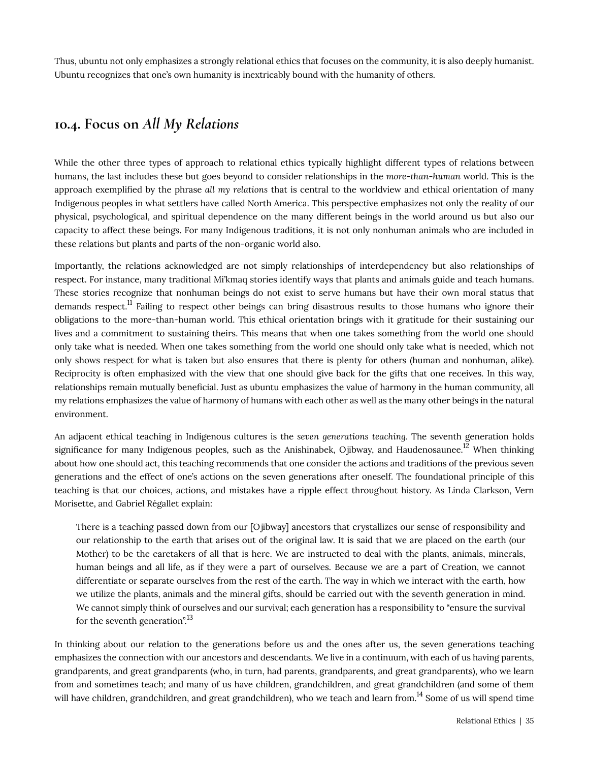Thus, ubuntu not only emphasizes a strongly relational ethics that focuses on the community, it is also deeply humanist. Ubuntu recognizes that one's own humanity is inextricably bound with the humanity of others.

## 10.4. Focus on *All My Relations*

While the other three types of approach to relational ethics typically highlight different types of relations between humans, the last includes these but goes beyond to consider relationships in the *more-than-human* world. This is the approach exemplified by the phrase *all my relations* that is central to the worldview and ethical orientation of many Indigenous peoples in what settlers have called North America. This perspective emphasizes not only the reality of our physical, psychological, and spiritual dependence on the many different beings in the world around us but also our capacity to affect these beings. For many Indigenous traditions, it is not only nonhuman animals who are included in these relations but plants and parts of the non-organic world also.

Importantly, the relations acknowledged are not simply relationships of interdependency but also relationships of respect. For instance, many traditional Mi'kmaq stories identify ways that plants and animals guide and teach humans. These stories recognize that nonhuman beings do not exist to serve humans but have their own moral status that demands respect.[11] Failing to respect other beings can bring disastrous results to those humans who ignore their obligations to the more-than-human world. This ethical orientation brings with it gratitude for their sustaining our lives and a commitment to sustaining theirs. This means that when one takes something from the world one should only take what is needed. When one takes something from the world one should only take what is needed, which not only shows respect for what is taken but also ensures that there is plenty for others (human and nonhuman, alike). Reciprocity is often emphasized with the view that one should give back for the gifts that one receives. In this way, relationships remain mutually beneficial. Just as ubuntu emphasizes the value of harmony in the human community, all my relations emphasizes the value of harmony of humans with each other as well as the many other beings in the natural environment.

An adjacent ethical teaching in Indigenous cultures is the *seven generations teaching*. The seventh generation holds significance for many Indigenous peoples, such as the Anishinabek, Ojibway, and Haudenosaunee.[12] When thinking about how one should act, this teaching recommends that one consider the actions and traditions of the previous seven generations and the effect of one's actions on the seven generations after oneself. The foundational principle of this teaching is that our choices, actions, and mistakes have a ripple effect throughout history. As Linda Clarkson, Vern Morisette, and Gabriel Régallet explain:

> There is a teaching passed down from our [Ojibway] ancestors that crystallizes our sense of responsibility and our relationship to the earth that arises out of the original law. It is said that we are placed on the earth (our Mother) to be the caretakers of all that is here. We are instructed to deal with the plants, animals, minerals, human beings and all life, as if they were a part of ourselves. Because we are a part of Creation, we cannot differentiate or separate ourselves from the rest of the earth. The way in which we interact with the earth, how we utilize the plants, animals and the mineral gifts, should be carried out with the seventh generation in mind. We cannot simply think of ourselves and our survival; each generation has a responsibility to "ensure the survival for the seventh generation".[13]

In thinking about our relation to the generations before us and the ones after us, the seven generations teaching emphasizes the connection with our ancestors and descendants. We live in a continuum, with each of us having parents, grandparents, and great grandparents (who, in turn, had parents, grandparents, and great grandparents), who we learn from and sometimes teach; and many of us have children, grandchildren, and great grandchildren (and some of them will have children, grandchildren, and great grandchildren), who we teach and learn from.[14] Some of us will spend time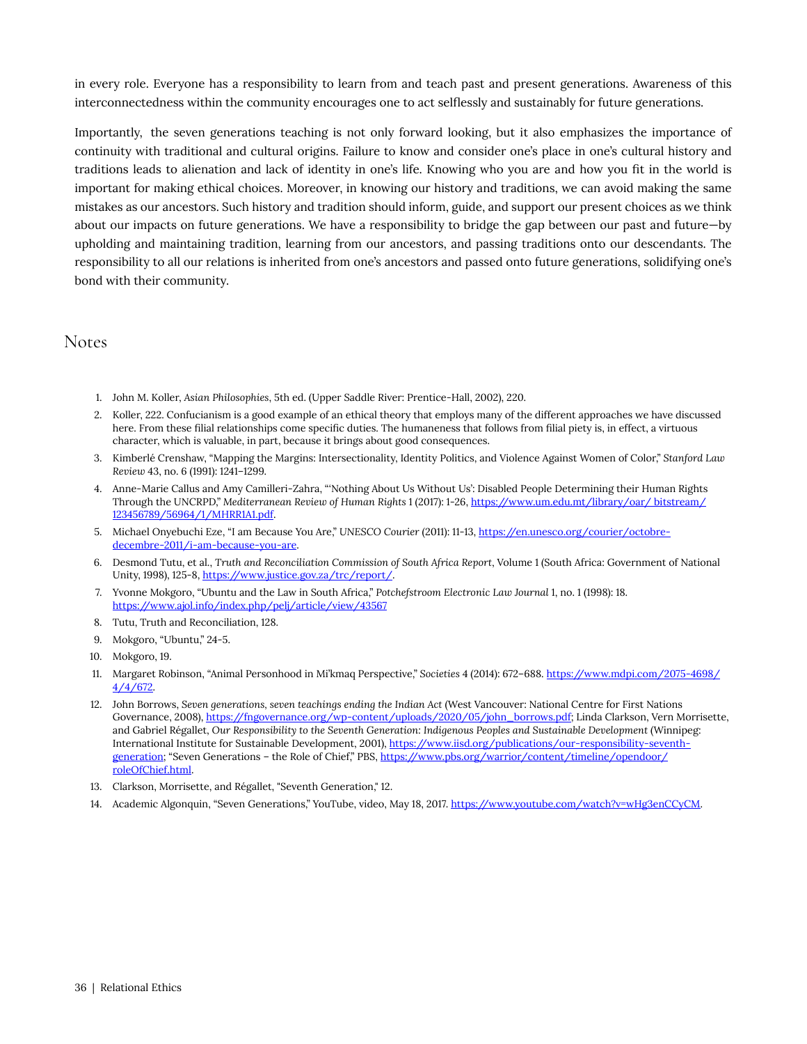in every role. Everyone has a responsibility to learn from and teach past and present generations. Awareness of this interconnectedness within the community encourages one to act selflessly and sustainably for future generations.

Importantly, the seven generations teaching is not only forward looking, but it also emphasizes the importance of continuity with traditional and cultural origins. Failure to know and consider one's place in one's cultural history and traditions leads to alienation and lack of identity in one's life. Knowing who you are and how you fit in the world is important for making ethical choices. Moreover, in knowing our history and traditions, we can avoid making the same mistakes as our ancestors. Such history and tradition should inform, guide, and support our present choices as we think about our impacts on future generations. We have a responsibility to bridge the gap between our past and future—by upholding and maintaining tradition, learning from our ancestors, and passing traditions onto our descendants. The responsibility to all our relations is inherited from one's ancestors and passed onto future generations, solidifying one's bond with their community.

## Notes

1. John M. Koller, *Asian Philosophies*, 5th ed. (Upper Saddle River: Prentice-Hall, 2002), 220.
2. Koller, 222. Confucianism is a good example of an ethical theory that employs many of the different approaches we have discussed here. From these filial relationships come specific duties. The humaneness that follows from filial piety is, in effect, a virtuous character, which is valuable, in part, because it brings about good consequences.
3. Kimberlé Crenshaw, "Mapping the Margins: Intersectionality, Identity Politics, and Violence Against Women of Color," *Stanford Law Review* 43, no. 6 (1991): 1241–1299.
4. Anne-Marie Callus and Amy Camilleri-Zahra, "'Nothing About Us Without Us': Disabled People Determining their Human Rights Through the UNCRPD," *Mediterranean Review of Human Rights* 1 (2017): 1-26, https://www.um.edu.mt/library/oar/ bitstream/123456789/56964/1/MHRR1A1.pdf.
5. Michael Onyebuchi Eze, "I am Because You Are," *UNESCO Courier* (2011): 11-13, https://en.unesco.org/courier/octobre-decembre-2011/i-am-because-you-are.
6. Desmond Tutu, et al., *Truth and Reconciliation Commission of South Africa Report*, Volume 1 (South Africa: Government of National Unity, 1998), 125-8, https://www.justice.gov.za/trc/report/.
7. Yvonne Mokgoro, "Ubuntu and the Law in South Africa," *Potchefstroom Electronic Law Journal* 1, no. 1 (1998): 18. https://www.ajol.info/index.php/pelj/article/view/43567
8. Tutu, Truth and Reconciliation, 128.
9. Mokgoro, "Ubuntu," 24-5.
10. Mokgoro, 19.
11. Margaret Robinson, "Animal Personhood in Mi'kmaq Perspective," *Societies* 4 (2014): 672–688. https://www.mdpi.com/2075-4698/4/4/672.
12. John Borrows, *Seven generations, seven teachings ending the Indian Act* (West Vancouver: National Centre for First Nations Governance, 2008), https://fngovernance.org/wp-content/uploads/2020/05/john_borrows.pdf; Linda Clarkson, Vern Morrisette, and Gabriel Régallet, *Our Responsibility to the Seventh Generation: Indigenous Peoples and Sustainable Development* (Winnipeg: International Institute for Sustainable Development, 2001), https://www.iisd.org/publications/our-responsibility-seventh-generation; "Seven Generations – the Role of Chief," PBS, https://www.pbs.org/warrior/content/timeline/opendoor/roleOfChief.html.
13. Clarkson, Morrisette, and Régallet, "Seventh Generation," 12.
14. Academic Algonquin, "Seven Generations," YouTube, video, May 18, 2017. https://www.youtube.com/watch?v=wHg3enCCyCM.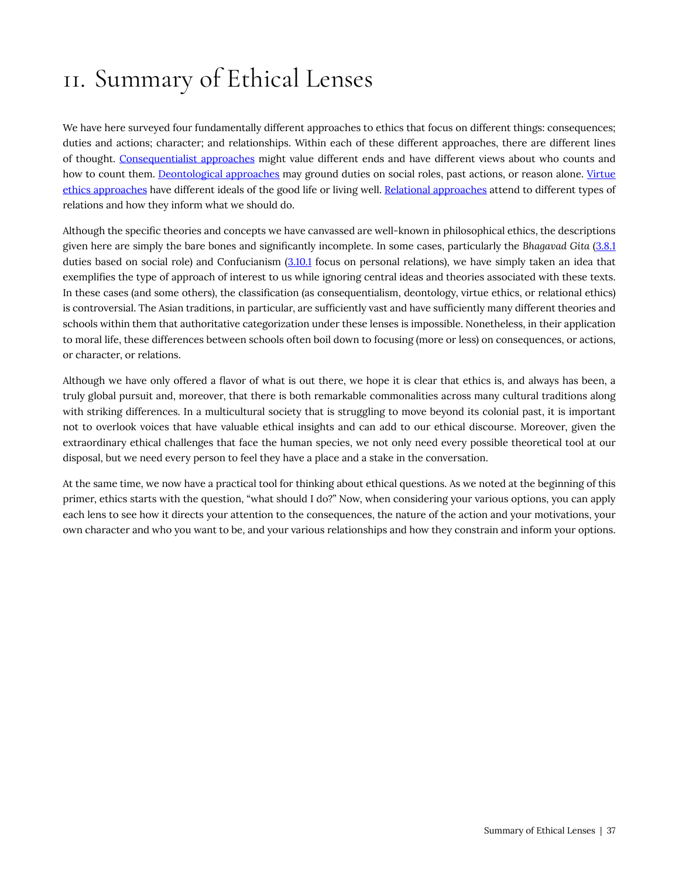# 11. Summary of Ethical Lenses

We have here surveyed four fundamentally different approaches to ethics that focus on different things: consequences; duties and actions; character; and relationships. Within each of these different approaches, there are different lines of thought. [Consequentialist approaches] might value different ends and have different views about who counts and how to count them. [Deontological approaches] may ground duties on social roles, past actions, or reason alone. [Virtue ethics approaches] have different ideals of the good life or living well. [Relational approaches] attend to different types of relations and how they inform what we should do.

Although the specific theories and concepts we have canvassed are well-known in philosophical ethics, the descriptions given here are simply the bare bones and significantly incomplete. In some cases, particularly the *Bhagavad Gita* ([3.8.1] duties based on social role) and Confucianism ([3.10.1] focus on personal relations), we have simply taken an idea that exemplifies the type of approach of interest to us while ignoring central ideas and theories associated with these texts. In these cases (and some others), the classification (as consequentialism, deontology, virtue ethics, or relational ethics) is controversial. The Asian traditions, in particular, are sufficiently vast and have sufficiently many different theories and schools within them that authoritative categorization under these lenses is impossible. Nonetheless, in their application to moral life, these differences between schools often boil down to focusing (more or less) on consequences, or actions, or character, or relations.

Although we have only offered a flavor of what is out there, we hope it is clear that ethics is, and always has been, a truly global pursuit and, moreover, that there is both remarkable commonalities across many cultural traditions along with striking differences. In a multicultural society that is struggling to move beyond its colonial past, it is important not to overlook voices that have valuable ethical insights and can add to our ethical discourse. Moreover, given the extraordinary ethical challenges that face the human species, we not only need every possible theoretical tool at our disposal, but we need every person to feel they have a place and a stake in the conversation.

At the same time, we now have a practical tool for thinking about ethical questions. As we noted at the beginning of this primer, ethics starts with the question, "what should I do?" Now, when considering your various options, you can apply each lens to see how it directs your attention to the consequences, the nature of the action and your motivations, your own character and who you want to be, and your various relationships and how they constrain and inform your options.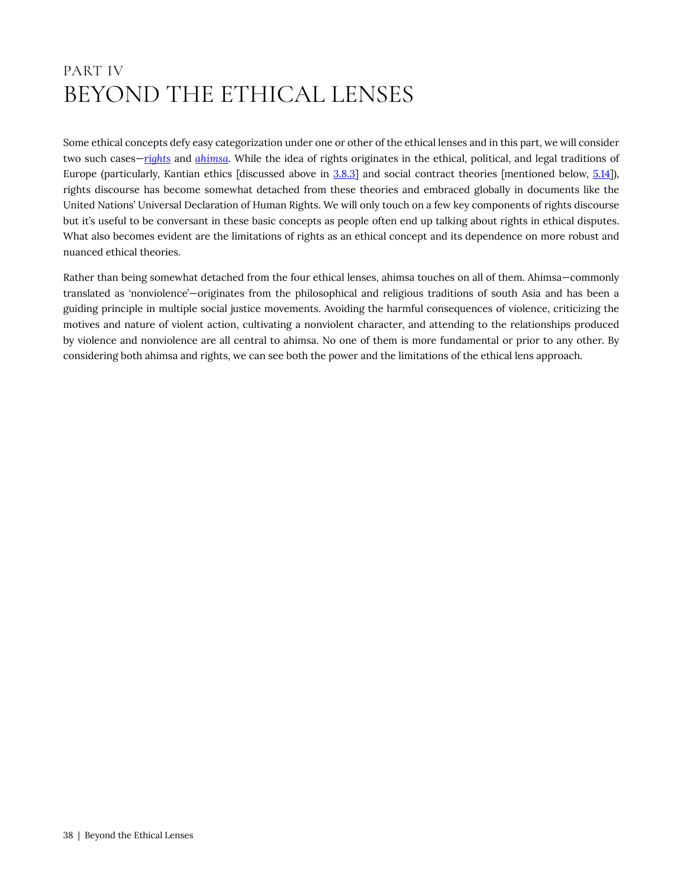# PART IV
# BEYOND THE ETHICAL LENSES

Some ethical concepts defy easy categorization under one or other of the ethical lenses and in this part, we will consider two such cases—*rights* and *ahimsa*. While the idea of rights originates in the ethical, political, and legal traditions of Europe (particularly, Kantian ethics [discussed above in 3.8.3] and social contract theories [mentioned below, 5.14]), rights discourse has become somewhat detached from these theories and embraced globally in documents like the United Nations' Universal Declaration of Human Rights. We will only touch on a few key components of rights discourse but it's useful to be conversant in these basic concepts as people often end up talking about rights in ethical disputes. What also becomes evident are the limitations of rights as an ethical concept and its dependence on more robust and nuanced ethical theories.

Rather than being somewhat detached from the four ethical lenses, ahimsa touches on all of them. Ahimsa—commonly translated as 'nonviolence'—originates from the philosophical and religious traditions of south Asia and has been a guiding principle in multiple social justice movements. Avoiding the harmful consequences of violence, criticizing the motives and nature of violent action, cultivating a nonviolent character, and attending to the relationships produced by violence and nonviolence are all central to ahimsa. No one of them is more fundamental or prior to any other. By considering both ahimsa and rights, we can see both the power and the limitations of the ethical lens approach.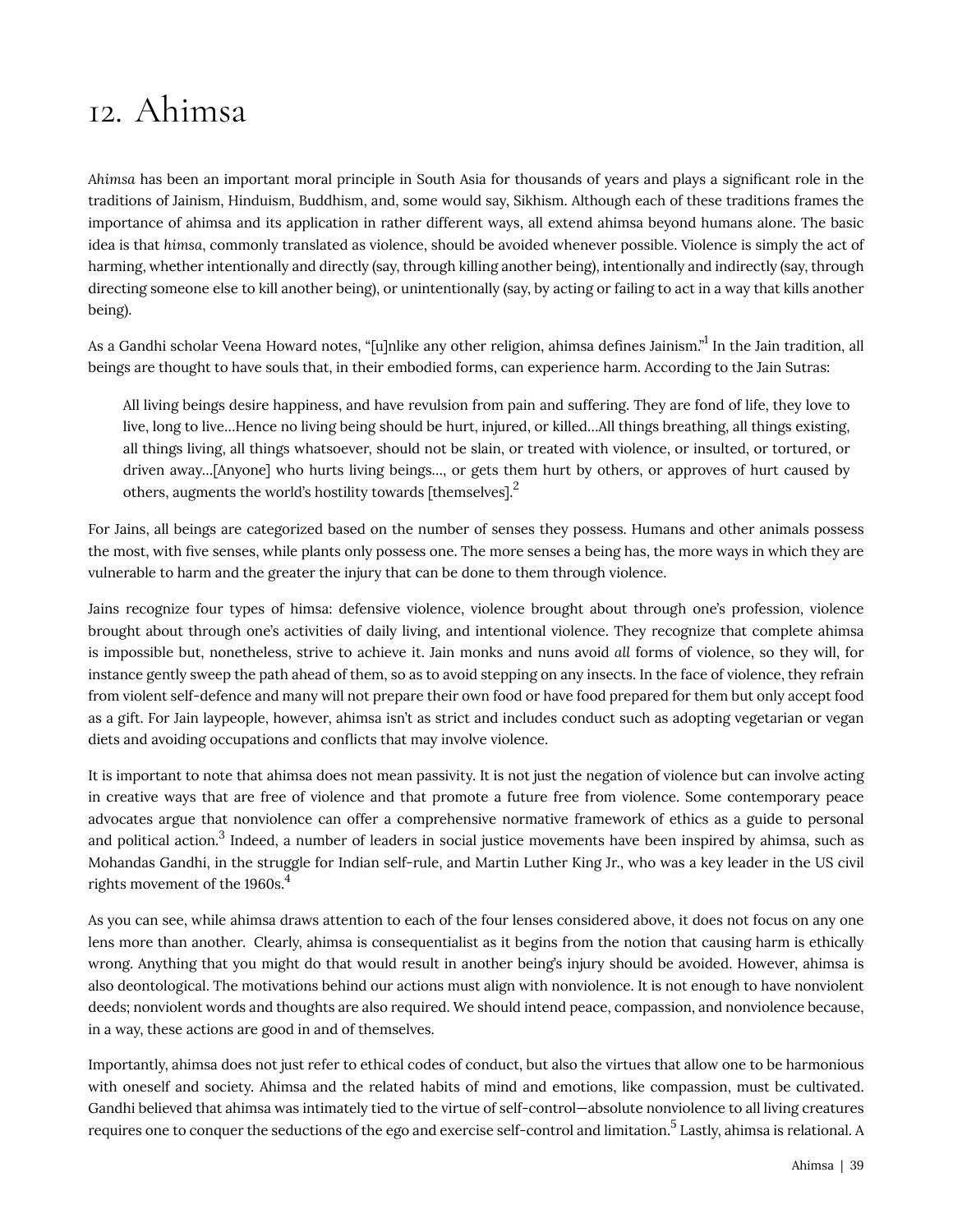# 12. Ahimsa

*Ahimsa* has been an important moral principle in South Asia for thousands of years and plays a significant role in the traditions of Jainism, Hinduism, Buddhism, and, some would say, Sikhism. Although each of these traditions frames the importance of ahimsa and its application in rather different ways, all extend ahimsa beyond humans alone. The basic idea is that *himsa*, commonly translated as violence, should be avoided whenever possible. Violence is simply the act of harming, whether intentionally and directly (say, through killing another being), intentionally and indirectly (say, through directing someone else to kill another being), or unintentionally (say, by acting or failing to act in a way that kills another being).

As a Gandhi scholar Veena Howard notes, "[u]nlike any other religion, ahimsa defines Jainism."[1] In the Jain tradition, all beings are thought to have souls that, in their embodied forms, can experience harm. According to the Jain Sutras:

> All living beings desire happiness, and have revulsion from pain and suffering. They are fond of life, they love to live, long to live…Hence no living being should be hurt, injured, or killed…All things breathing, all things existing, all things living, all things whatsoever, should not be slain, or treated with violence, or insulted, or tortured, or driven away…[Anyone] who hurts living beings…, or gets them hurt by others, or approves of hurt caused by others, augments the world's hostility towards [themselves].[2]

For Jains, all beings are categorized based on the number of senses they possess. Humans and other animals possess the most, with five senses, while plants only possess one. The more senses a being has, the more ways in which they are vulnerable to harm and the greater the injury that can be done to them through violence.

Jains recognize four types of himsa: defensive violence, violence brought about through one's profession, violence brought about through one's activities of daily living, and intentional violence. They recognize that complete ahimsa is impossible but, nonetheless, strive to achieve it. Jain monks and nuns avoid *all* forms of violence, so they will, for instance gently sweep the path ahead of them, so as to avoid stepping on any insects. In the face of violence, they refrain from violent self-defence and many will not prepare their own food or have food prepared for them but only accept food as a gift. For Jain laypeople, however, ahimsa isn't as strict and includes conduct such as adopting vegetarian or vegan diets and avoiding occupations and conflicts that may involve violence.

It is important to note that ahimsa does not mean passivity. It is not just the negation of violence but can involve acting in creative ways that are free of violence and that promote a future free from violence. Some contemporary peace advocates argue that nonviolence can offer a comprehensive normative framework of ethics as a guide to personal and political action.[3] Indeed, a number of leaders in social justice movements have been inspired by ahimsa, such as Mohandas Gandhi, in the struggle for Indian self-rule, and Martin Luther King Jr., who was a key leader in the US civil rights movement of the 1960s.[4]

As you can see, while ahimsa draws attention to each of the four lenses considered above, it does not focus on any one lens more than another. Clearly, ahimsa is consequentialist as it begins from the notion that causing harm is ethically wrong. Anything that you might do that would result in another being's injury should be avoided. However, ahimsa is also deontological. The motivations behind our actions must align with nonviolence. It is not enough to have nonviolent deeds; nonviolent words and thoughts are also required. We should intend peace, compassion, and nonviolence because, in a way, these actions are good in and of themselves.

Importantly, ahimsa does not just refer to ethical codes of conduct, but also the virtues that allow one to be harmonious with oneself and society. Ahimsa and the related habits of mind and emotions, like compassion, must be cultivated. Gandhi believed that ahimsa was intimately tied to the virtue of self-control—absolute nonviolence to all living creatures requires one to conquer the seductions of the ego and exercise self-control and limitation.[5] Lastly, ahimsa is relational. A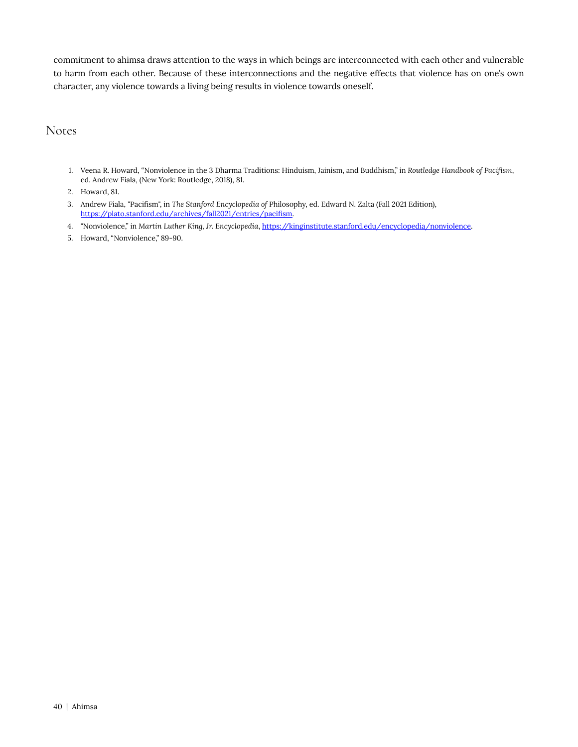commitment to ahimsa draws attention to the ways in which beings are interconnected with each other and vulnerable to harm from each other. Because of these interconnections and the negative effects that violence has on one's own character, any violence towards a living being results in violence towards oneself.

## Notes

1. Veena R. Howard, "Nonviolence in the 3 Dharma Traditions: Hinduism, Jainism, and Buddhism," in *Routledge Handbook of Pacifism*, ed. Andrew Fiala, (New York: Routledge, 2018), 81.
2. Howard, 81.
3. Andrew Fiala, "Pacifism", in *The Stanford Encyclopedia of* Philosophy, ed. Edward N. Zalta (Fall 2021 Edition), https://plato.stanford.edu/archives/fall2021/entries/pacifism.
4. "Nonviolence," in *Martin Luther King, Jr. Encyclopedia*, https://kinginstitute.stanford.edu/encyclopedia/nonviolence.
5. Howard, "Nonviolence," 89-90.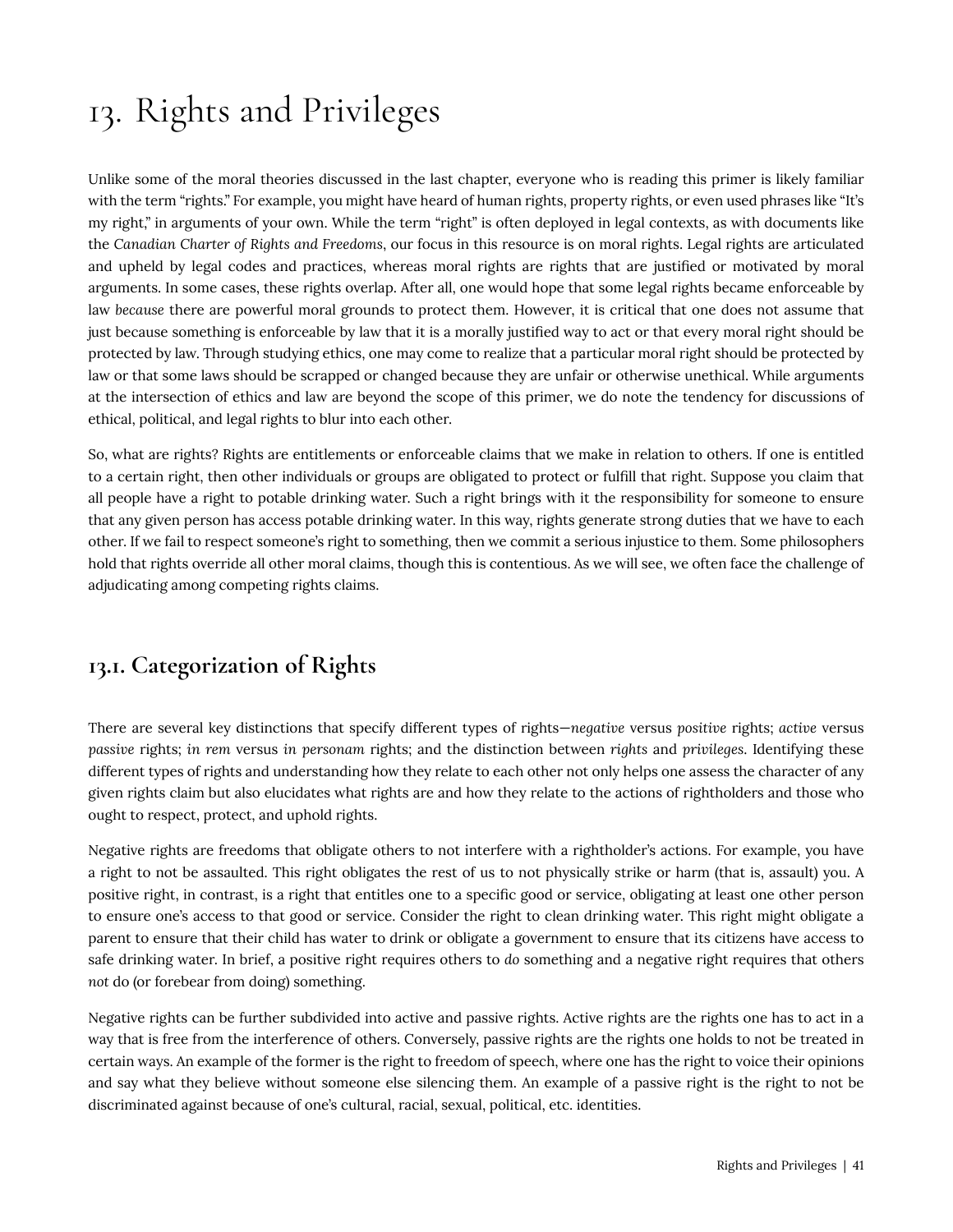# 13. Rights and Privileges

Unlike some of the moral theories discussed in the last chapter, everyone who is reading this primer is likely familiar with the term "rights." For example, you might have heard of human rights, property rights, or even used phrases like "It's my right," in arguments of your own. While the term "right" is often deployed in legal contexts, as with documents like the *Canadian Charter of Rights and Freedoms*, our focus in this resource is on moral rights. Legal rights are articulated and upheld by legal codes and practices, whereas moral rights are rights that are justified or motivated by moral arguments. In some cases, these rights overlap. After all, one would hope that some legal rights became enforceable by law *because* there are powerful moral grounds to protect them. However, it is critical that one does not assume that just because something is enforceable by law that it is a morally justified way to act or that every moral right should be protected by law. Through studying ethics, one may come to realize that a particular moral right should be protected by law or that some laws should be scrapped or changed because they are unfair or otherwise unethical. While arguments at the intersection of ethics and law are beyond the scope of this primer, we do note the tendency for discussions of ethical, political, and legal rights to blur into each other.

So, what are rights? Rights are entitlements or enforceable claims that we make in relation to others. If one is entitled to a certain right, then other individuals or groups are obligated to protect or fulfill that right. Suppose you claim that all people have a right to potable drinking water. Such a right brings with it the responsibility for someone to ensure that any given person has access potable drinking water. In this way, rights generate strong duties that we have to each other. If we fail to respect someone's right to something, then we commit a serious injustice to them. Some philosophers hold that rights override all other moral claims, though this is contentious. As we will see, we often face the challenge of adjudicating among competing rights claims.

## 13.1. Categorization of Rights

There are several key distinctions that specify different types of rights—*negative* versus *positive* rights; *active* versus *passive* rights; *in rem* versus *in personam* rights; and the distinction between *rights* and *privileges*. Identifying these different types of rights and understanding how they relate to each other not only helps one assess the character of any given rights claim but also elucidates what rights are and how they relate to the actions of rightholders and those who ought to respect, protect, and uphold rights.

Negative rights are freedoms that obligate others to not interfere with a rightholder's actions. For example, you have a right to not be assaulted. This right obligates the rest of us to not physically strike or harm (that is, assault) you. A positive right, in contrast, is a right that entitles one to a specific good or service, obligating at least one other person to ensure one's access to that good or service. Consider the right to clean drinking water. This right might obligate a parent to ensure that their child has water to drink or obligate a government to ensure that its citizens have access to safe drinking water. In brief, a positive right requires others to *do* something and a negative right requires that others *not* do (or forebear from doing) something.

Negative rights can be further subdivided into active and passive rights. Active rights are the rights one has to act in a way that is free from the interference of others. Conversely, passive rights are the rights one holds to not be treated in certain ways. An example of the former is the right to freedom of speech, where one has the right to voice their opinions and say what they believe without someone else silencing them. An example of a passive right is the right to not be discriminated against because of one's cultural, racial, sexual, political, etc. identities.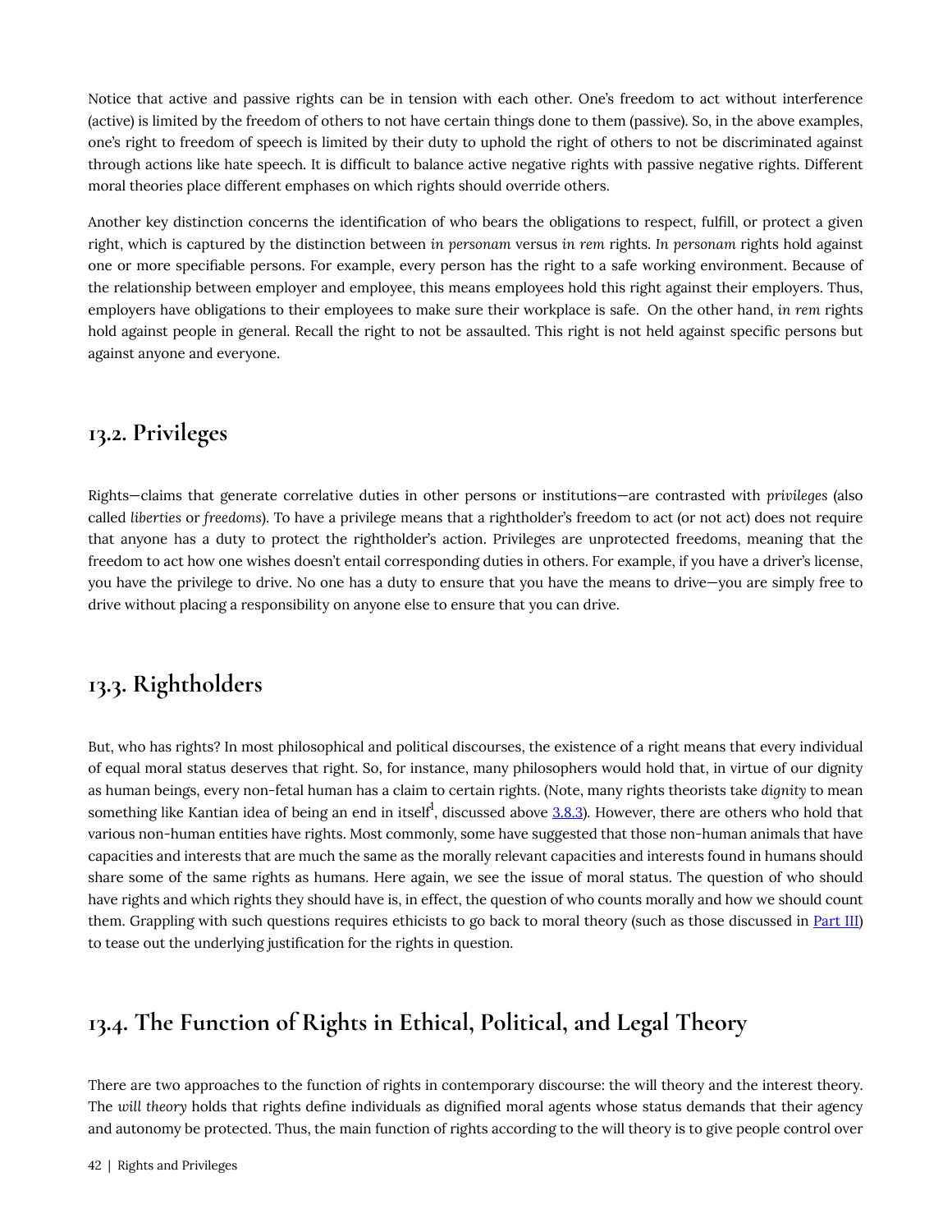Notice that active and passive rights can be in tension with each other. One's freedom to act without interference (active) is limited by the freedom of others to not have certain things done to them (passive). So, in the above examples, one's right to freedom of speech is limited by their duty to uphold the right of others to not be discriminated against through actions like hate speech. It is difficult to balance active negative rights with passive negative rights. Different moral theories place different emphases on which rights should override others.

Another key distinction concerns the identification of who bears the obligations to respect, fulfill, or protect a given right, which is captured by the distinction between *in personam* versus *in rem* rights. *In personam* rights hold against one or more specifiable persons. For example, every person has the right to a safe working environment. Because of the relationship between employer and employee, this means employees hold this right against their employers. Thus, employers have obligations to their employees to make sure their workplace is safe. On the other hand, *in rem* rights hold against people in general. Recall the right to not be assaulted. This right is not held against specific persons but against anyone and everyone.

## 13.2. Privileges

Rights—claims that generate correlative duties in other persons or institutions—are contrasted with *privileges* (also called *liberties* or *freedoms*). To have a privilege means that a rightholder's freedom to act (or not act) does not require that anyone has a duty to protect the rightholder's action. Privileges are unprotected freedoms, meaning that the freedom to act how one wishes doesn't entail corresponding duties in others. For example, if you have a driver's license, you have the privilege to drive. No one has a duty to ensure that you have the means to drive—you are simply free to drive without placing a responsibility on anyone else to ensure that you can drive.

## 13.3. Rightholders

But, who has rights? In most philosophical and political discourses, the existence of a right means that every individual of equal moral status deserves that right. So, for instance, many philosophers would hold that, in virtue of our dignity as human beings, every non-fetal human has a claim to certain rights. (Note, many rights theorists take *dignity* to mean something like Kantian idea of being an end in itself[1], discussed above 3.8.3). However, there are others who hold that various non-human entities have rights. Most commonly, some have suggested that those non-human animals that have capacities and interests that are much the same as the morally relevant capacities and interests found in humans should share some of the same rights as humans. Here again, we see the issue of moral status. The question of who should have rights and which rights they should have is, in effect, the question of who counts morally and how we should count them. Grappling with such questions requires ethicists to go back to moral theory (such as those discussed in Part III) to tease out the underlying justification for the rights in question.

## 13.4. The Function of Rights in Ethical, Political, and Legal Theory

There are two approaches to the function of rights in contemporary discourse: the will theory and the interest theory. The *will theory* holds that rights define individuals as dignified moral agents whose status demands that their agency and autonomy be protected. Thus, the main function of rights according to the will theory is to give people control over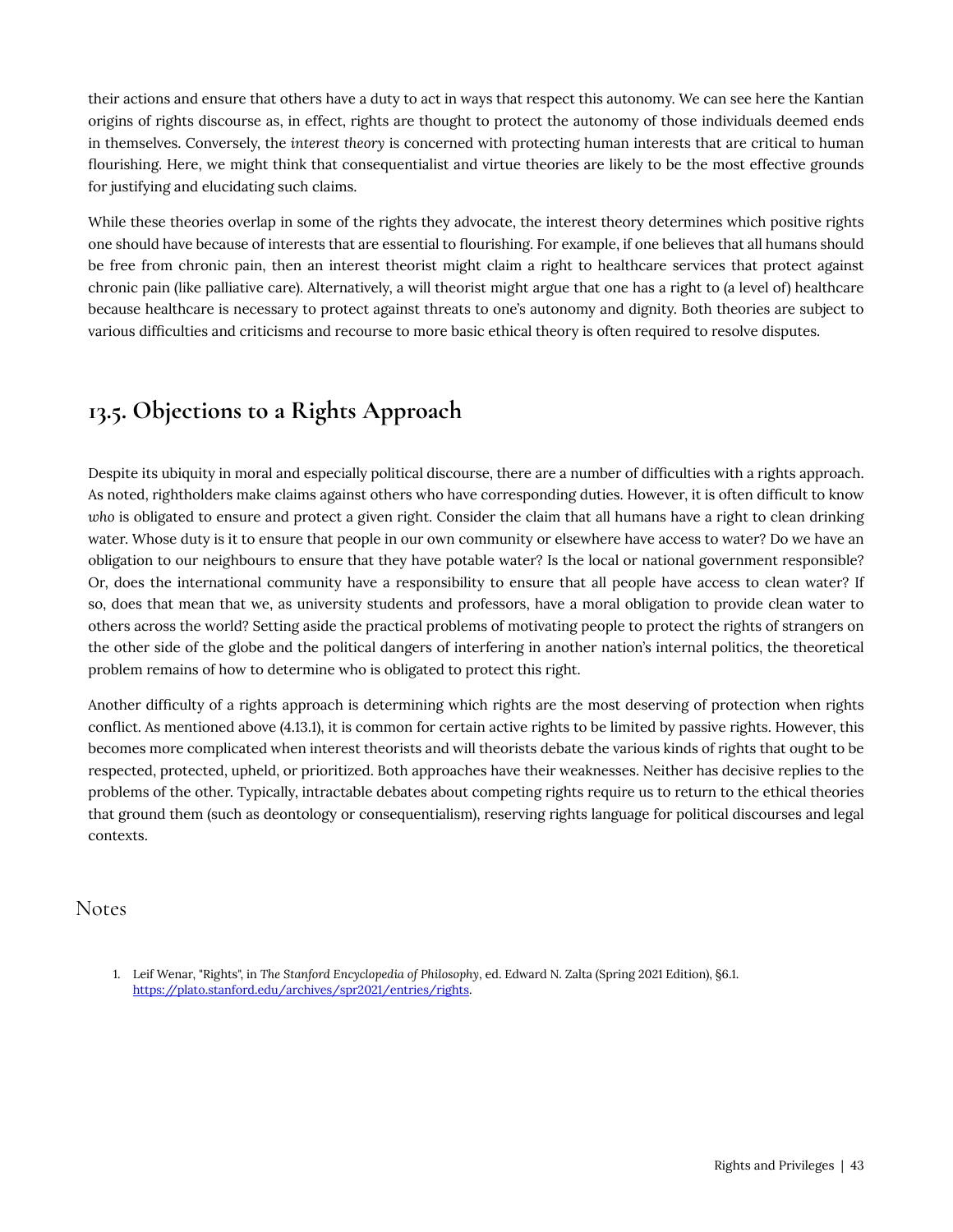their actions and ensure that others have a duty to act in ways that respect this autonomy. We can see here the Kantian origins of rights discourse as, in effect, rights are thought to protect the autonomy of those individuals deemed ends in themselves. Conversely, the *interest theory* is concerned with protecting human interests that are critical to human flourishing. Here, we might think that consequentialist and virtue theories are likely to be the most effective grounds for justifying and elucidating such claims.

While these theories overlap in some of the rights they advocate, the interest theory determines which positive rights one should have because of interests that are essential to flourishing. For example, if one believes that all humans should be free from chronic pain, then an interest theorist might claim a right to healthcare services that protect against chronic pain (like palliative care). Alternatively, a will theorist might argue that one has a right to (a level of) healthcare because healthcare is necessary to protect against threats to one's autonomy and dignity. Both theories are subject to various difficulties and criticisms and recourse to more basic ethical theory is often required to resolve disputes.

## 13.5. Objections to a Rights Approach

Despite its ubiquity in moral and especially political discourse, there are a number of difficulties with a rights approach. As noted, rightholders make claims against others who have corresponding duties. However, it is often difficult to know *who* is obligated to ensure and protect a given right. Consider the claim that all humans have a right to clean drinking water. Whose duty is it to ensure that people in our own community or elsewhere have access to water? Do we have an obligation to our neighbours to ensure that they have potable water? Is the local or national government responsible? Or, does the international community have a responsibility to ensure that all people have access to clean water? If so, does that mean that we, as university students and professors, have a moral obligation to provide clean water to others across the world? Setting aside the practical problems of motivating people to protect the rights of strangers on the other side of the globe and the political dangers of interfering in another nation's internal politics, the theoretical problem remains of how to determine who is obligated to protect this right.

Another difficulty of a rights approach is determining which rights are the most deserving of protection when rights conflict. As mentioned above (4.13.1), it is common for certain active rights to be limited by passive rights. However, this becomes more complicated when interest theorists and will theorists debate the various kinds of rights that ought to be respected, protected, upheld, or prioritized. Both approaches have their weaknesses. Neither has decisive replies to the problems of the other. Typically, intractable debates about competing rights require us to return to the ethical theories that ground them (such as deontology or consequentialism), reserving rights language for political discourses and legal contexts.

## Notes

1. Leif Wenar, "Rights", in *The Stanford Encyclopedia of Philosophy*, ed. Edward N. Zalta (Spring 2021 Edition), §6.1. https://plato.stanford.edu/archives/spr2021/entries/rights.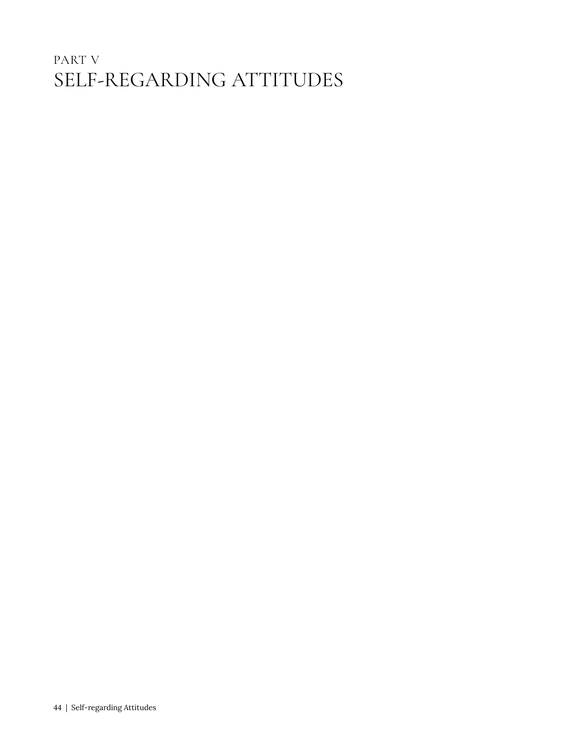# PART V
# SELF-REGARDING ATTITUDES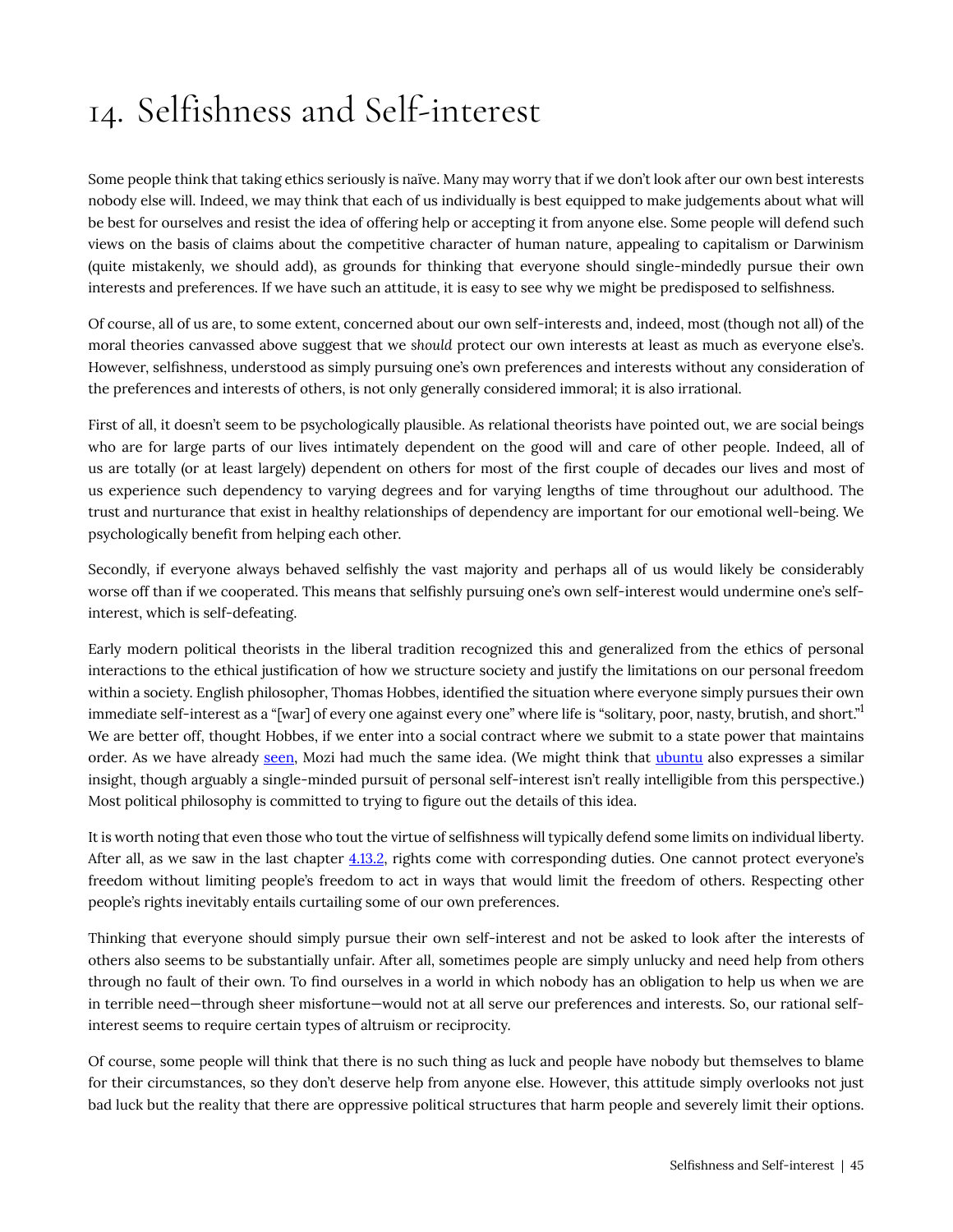# 14. Selfishness and Self-interest

Some people think that taking ethics seriously is naïve. Many may worry that if we don't look after our own best interests nobody else will. Indeed, we may think that each of us individually is best equipped to make judgements about what will be best for ourselves and resist the idea of offering help or accepting it from anyone else. Some people will defend such views on the basis of claims about the competitive character of human nature, appealing to capitalism or Darwinism (quite mistakenly, we should add), as grounds for thinking that everyone should single-mindedly pursue their own interests and preferences. If we have such an attitude, it is easy to see why we might be predisposed to selfishness.

Of course, all of us are, to some extent, concerned about our own self-interests and, indeed, most (though not all) of the moral theories canvassed above suggest that we *should* protect our own interests at least as much as everyone else's. However, selfishness, understood as simply pursuing one's own preferences and interests without any consideration of the preferences and interests of others, is not only generally considered immoral; it is also irrational.

First of all, it doesn't seem to be psychologically plausible. As relational theorists have pointed out, we are social beings who are for large parts of our lives intimately dependent on the good will and care of other people. Indeed, all of us are totally (or at least largely) dependent on others for most of the first couple of decades our lives and most of us experience such dependency to varying degrees and for varying lengths of time throughout our adulthood. The trust and nurturance that exist in healthy relationships of dependency are important for our emotional well-being. We psychologically benefit from helping each other.

Secondly, if everyone always behaved selfishly the vast majority and perhaps all of us would likely be considerably worse off than if we cooperated. This means that selfishly pursuing one's own self-interest would undermine one's self-interest, which is self-defeating.

Early modern political theorists in the liberal tradition recognized this and generalized from the ethics of personal interactions to the ethical justification of how we structure society and justify the limitations on our personal freedom within a society. English philosopher, Thomas Hobbes, identified the situation where everyone simply pursues their own immediate self-interest as a "[war] of every one against every one" where life is "solitary, poor, nasty, brutish, and short."[1] We are better off, thought Hobbes, if we enter into a social contract where we submit to a state power that maintains order. As we have already seen, Mozi had much the same idea. (We might think that ubuntu also expresses a similar insight, though arguably a single-minded pursuit of personal self-interest isn't really intelligible from this perspective.) Most political philosophy is committed to trying to figure out the details of this idea.

It is worth noting that even those who tout the virtue of selfishness will typically defend some limits on individual liberty. After all, as we saw in the last chapter 4.13.2, rights come with corresponding duties. One cannot protect everyone's freedom without limiting people's freedom to act in ways that would limit the freedom of others. Respecting other people's rights inevitably entails curtailing some of our own preferences.

Thinking that everyone should simply pursue their own self-interest and not be asked to look after the interests of others also seems to be substantially unfair. After all, sometimes people are simply unlucky and need help from others through no fault of their own. To find ourselves in a world in which nobody has an obligation to help us when we are in terrible need—through sheer misfortune—would not at all serve our preferences and interests. So, our rational self-interest seems to require certain types of altruism or reciprocity.

Of course, some people will think that there is no such thing as luck and people have nobody but themselves to blame for their circumstances, so they don't deserve help from anyone else. However, this attitude simply overlooks not just bad luck but the reality that there are oppressive political structures that harm people and severely limit their options.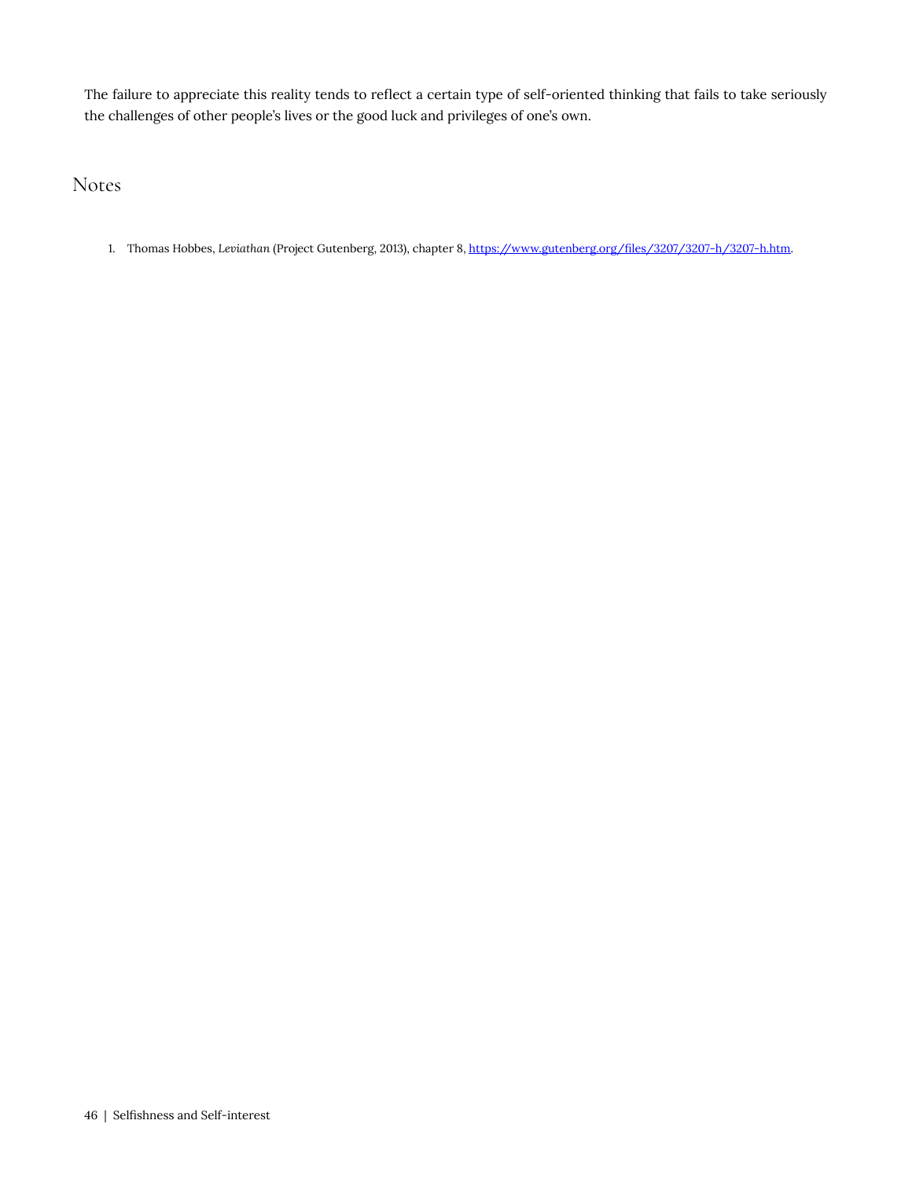The failure to appreciate this reality tends to reflect a certain type of self-oriented thinking that fails to take seriously the challenges of other people's lives or the good luck and privileges of one's own.

## Notes

1. Thomas Hobbes, *Leviathan* (Project Gutenberg, 2013), chapter 8, https://www.gutenberg.org/files/3207/3207-h/3207-h.htm.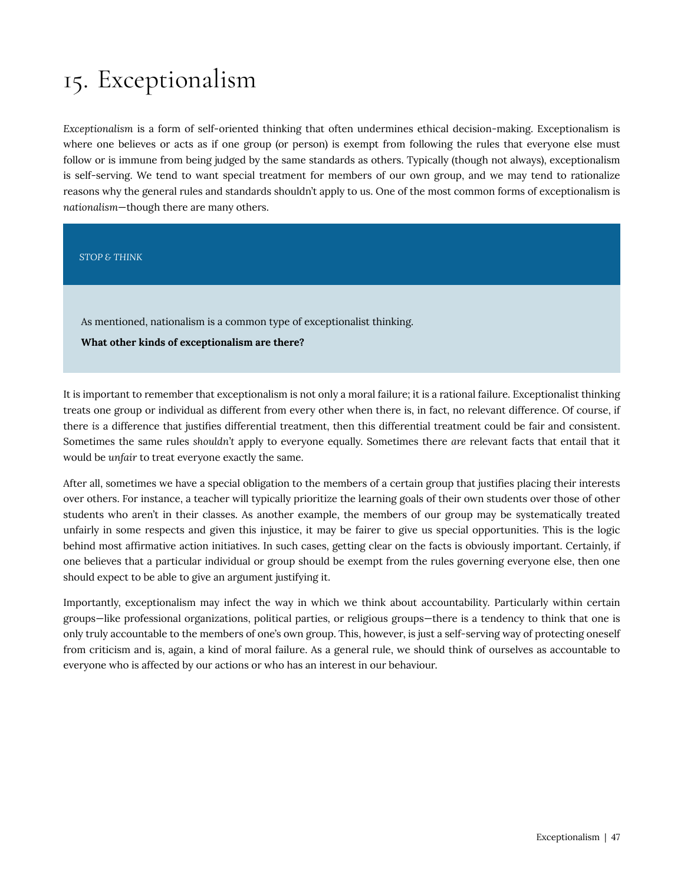# 15. Exceptionalism

*Exceptionalism* is a form of self-oriented thinking that often undermines ethical decision-making. Exceptionalism is where one believes or acts as if one group (or person) is exempt from following the rules that everyone else must follow or is immune from being judged by the same standards as others. Typically (though not always), exceptionalism is self-serving. We tend to want special treatment for members of our own group, and we may tend to rationalize reasons why the general rules and standards shouldn't apply to us. One of the most common forms of exceptionalism is *nationalism*—though there are many others.

> *STOP & THINK*
>
> As mentioned, nationalism is a common type of exceptionalist thinking.
>
> **What other kinds of exceptionalism are there?**

It is important to remember that exceptionalism is not only a moral failure; it is a rational failure. Exceptionalist thinking treats one group or individual as different from every other when there is, in fact, no relevant difference. Of course, if there *is* a difference that justifies differential treatment, then this differential treatment could be fair and consistent. Sometimes the same rules *shouldn't* apply to everyone equally. Sometimes there *are* relevant facts that entail that it would be *unfair* to treat everyone exactly the same.

After all, sometimes we have a special obligation to the members of a certain group that justifies placing their interests over others. For instance, a teacher will typically prioritize the learning goals of their own students over those of other students who aren't in their classes. As another example, the members of our group may be systematically treated unfairly in some respects and given this injustice, it may be fairer to give us special opportunities. This is the logic behind most affirmative action initiatives. In such cases, getting clear on the facts is obviously important. Certainly, if one believes that a particular individual or group should be exempt from the rules governing everyone else, then one should expect to be able to give an argument justifying it.

Importantly, exceptionalism may infect the way in which we think about accountability. Particularly within certain groups—like professional organizations, political parties, or religious groups—there is a tendency to think that one is only truly accountable to the members of one's own group. This, however, is just a self-serving way of protecting oneself from criticism and is, again, a kind of moral failure. As a general rule, we should think of ourselves as accountable to everyone who is affected by our actions or who has an interest in our behaviour.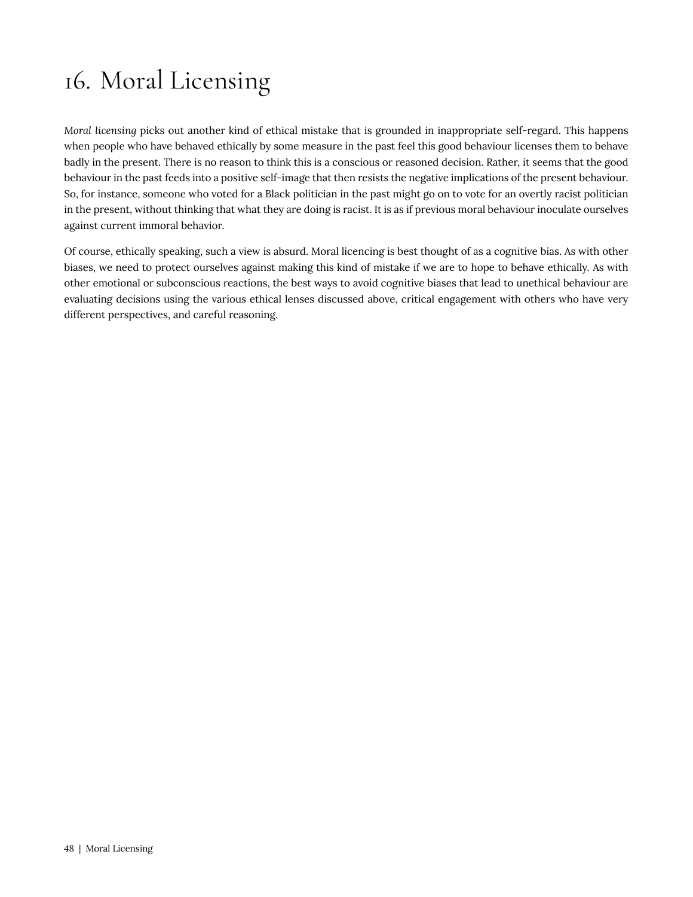# 16. Moral Licensing

*Moral licensing* picks out another kind of ethical mistake that is grounded in inappropriate self-regard. This happens when people who have behaved ethically by some measure in the past feel this good behaviour licenses them to behave badly in the present. There is no reason to think this is a conscious or reasoned decision. Rather, it seems that the good behaviour in the past feeds into a positive self-image that then resists the negative implications of the present behaviour. So, for instance, someone who voted for a Black politician in the past might go on to vote for an overtly racist politician in the present, without thinking that what they are doing is racist. It is as if previous moral behaviour inoculate ourselves against current immoral behavior.

Of course, ethically speaking, such a view is absurd. Moral licencing is best thought of as a cognitive bias. As with other biases, we need to protect ourselves against making this kind of mistake if we are to hope to behave ethically. As with other emotional or subconscious reactions, the best ways to avoid cognitive biases that lead to unethical behaviour are evaluating decisions using the various ethical lenses discussed above, critical engagement with others who have very different perspectives, and careful reasoning.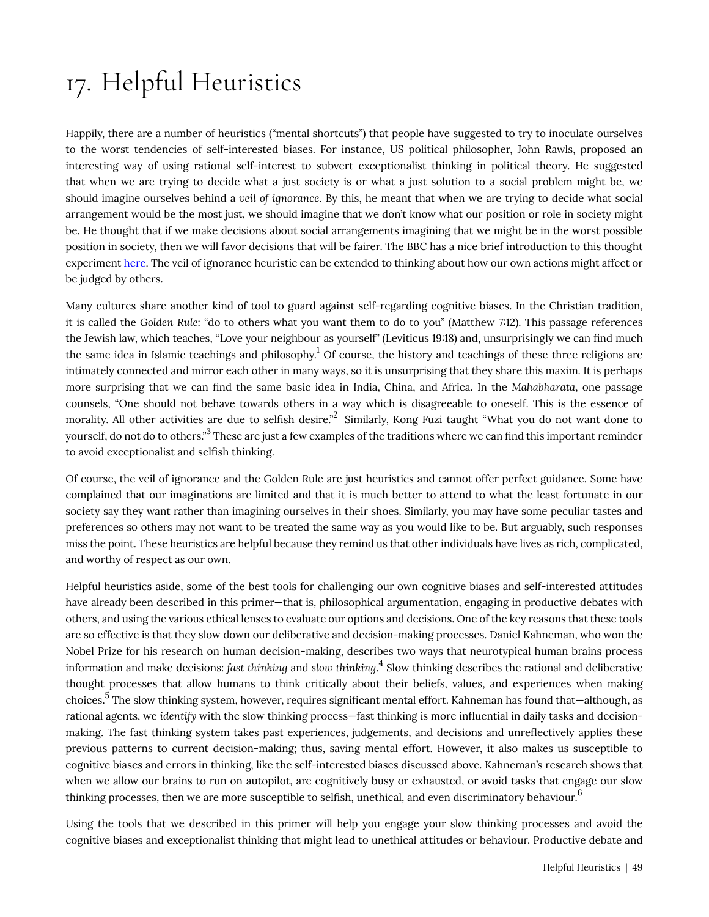# 17. Helpful Heuristics

Happily, there are a number of heuristics ("mental shortcuts") that people have suggested to try to inoculate ourselves to the worst tendencies of self-interested biases. For instance, US political philosopher, John Rawls, proposed an interesting way of using rational self-interest to subvert exceptionalist thinking in political theory. He suggested that when we are trying to decide what a just society is or what a just solution to a social problem might be, we should imagine ourselves behind a *veil of ignorance*. By this, he meant that when we are trying to decide what social arrangement would be the most just, we should imagine that we don't know what our position or role in society might be. He thought that if we make decisions about social arrangements imagining that we might be in the worst possible position in society, then we will favor decisions that will be fairer. The BBC has a nice brief introduction to this thought experiment [here](). The veil of ignorance heuristic can be extended to thinking about how our own actions might affect or be judged by others.

Many cultures share another kind of tool to guard against self-regarding cognitive biases. In the Christian tradition, it is called the *Golden Rule*: "do to others what you want them to do to you" (Matthew 7:12). This passage references the Jewish law, which teaches, "Love your neighbour as yourself" (Leviticus 19:18) and, unsurprisingly we can find much the same idea in Islamic teachings and philosophy.[1] Of course, the history and teachings of these three religions are intimately connected and mirror each other in many ways, so it is unsurprising that they share this maxim. It is perhaps more surprising that we can find the same basic idea in India, China, and Africa. In the *Mahabharata*, one passage counsels, "One should not behave towards others in a way which is disagreeable to oneself. This is the essence of morality. All other activities are due to selfish desire."[2] Similarly, Kong Fuzi taught "What you do not want done to yourself, do not do to others."[3] These are just a few examples of the traditions where we can find this important reminder to avoid exceptionalist and selfish thinking.

Of course, the veil of ignorance and the Golden Rule are just heuristics and cannot offer perfect guidance. Some have complained that our imaginations are limited and that it is much better to attend to what the least fortunate in our society say they want rather than imagining ourselves in their shoes. Similarly, you may have some peculiar tastes and preferences so others may not want to be treated the same way as you would like to be. But arguably, such responses miss the point. These heuristics are helpful because they remind us that other individuals have lives as rich, complicated, and worthy of respect as our own.

Helpful heuristics aside, some of the best tools for challenging our own cognitive biases and self-interested attitudes have already been described in this primer—that is, philosophical argumentation, engaging in productive debates with others, and using the various ethical lenses to evaluate our options and decisions. One of the key reasons that these tools are so effective is that they slow down our deliberative and decision-making processes. Daniel Kahneman, who won the Nobel Prize for his research on human decision-making, describes two ways that neurotypical human brains process information and make decisions: *fast thinking* and *slow thinking*.[4] Slow thinking describes the rational and deliberative thought processes that allow humans to think critically about their beliefs, values, and experiences when making choices.[5] The slow thinking system, however, requires significant mental effort. Kahneman has found that—although, as rational agents, we *identify* with the slow thinking process—fast thinking is more influential in daily tasks and decision-making. The fast thinking system takes past experiences, judgements, and decisions and unreflectively applies these previous patterns to current decision-making; thus, saving mental effort. However, it also makes us susceptible to cognitive biases and errors in thinking, like the self-interested biases discussed above. Kahneman's research shows that when we allow our brains to run on autopilot, are cognitively busy or exhausted, or avoid tasks that engage our slow thinking processes, then we are more susceptible to selfish, unethical, and even discriminatory behaviour.[6]

Using the tools that we described in this primer will help you engage your slow thinking processes and avoid the cognitive biases and exceptionalist thinking that might lead to unethical attitudes or behaviour. Productive debate and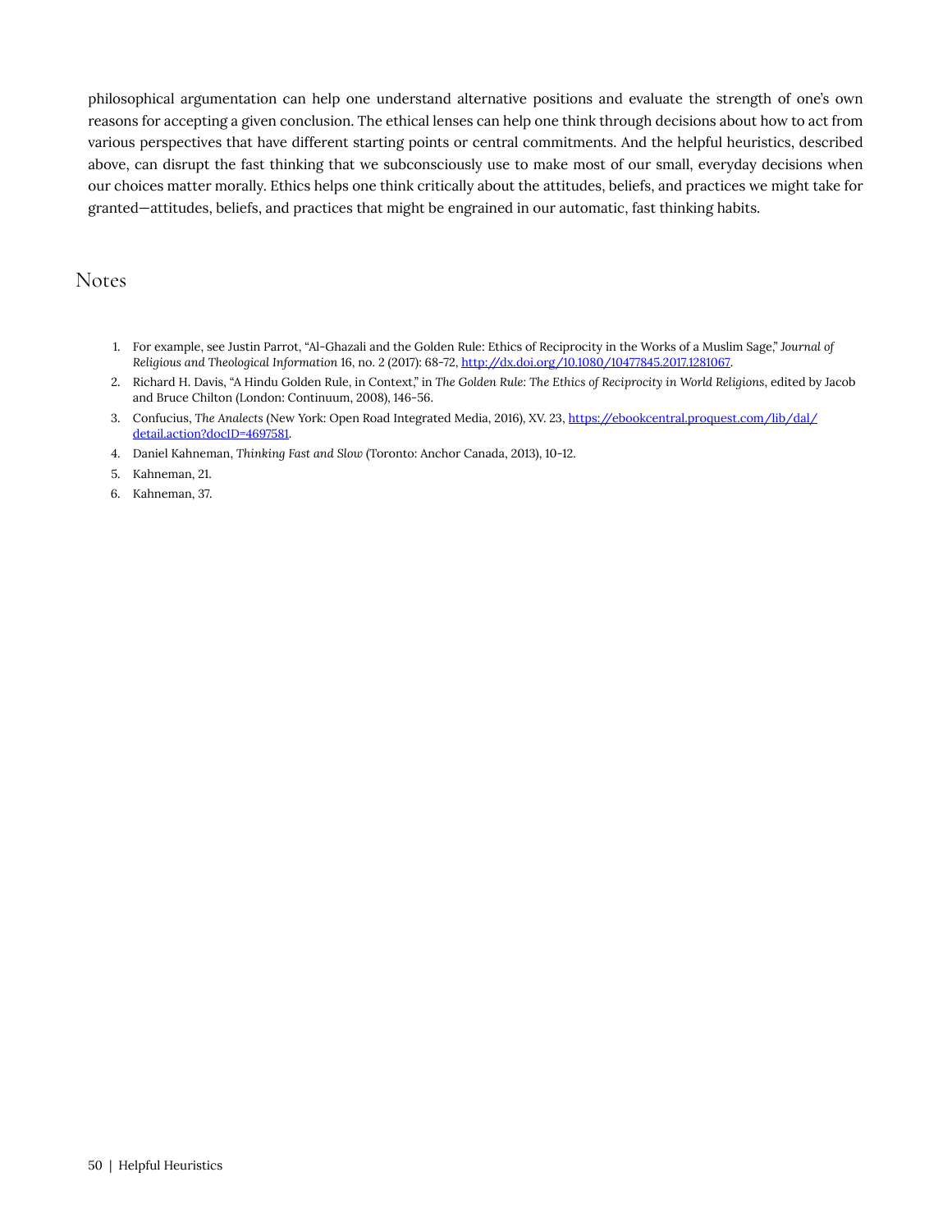philosophical argumentation can help one understand alternative positions and evaluate the strength of one's own reasons for accepting a given conclusion. The ethical lenses can help one think through decisions about how to act from various perspectives that have different starting points or central commitments. And the helpful heuristics, described above, can disrupt the fast thinking that we subconsciously use to make most of our small, everyday decisions when our choices matter morally. Ethics helps one think critically about the attitudes, beliefs, and practices we might take for granted—attitudes, beliefs, and practices that might be engrained in our automatic, fast thinking habits.

## Notes

1. For example, see Justin Parrot, "Al-Ghazali and the Golden Rule: Ethics of Reciprocity in the Works of a Muslim Sage," *Journal of Religious and Theological Information* 16, no. 2 (2017): 68-72, [http://dx.doi.org/10.1080/10477845.2017.1281067](http://dx.doi.org/10.1080/10477845.2017.1281067).
2. Richard H. Davis, "A Hindu Golden Rule, in Context," in *The Golden Rule: The Ethics of Reciprocity in World Religions*, edited by Jacob and Bruce Chilton (London: Continuum, 2008), 146-56.
3. Confucius, *The Analects* (New York: Open Road Integrated Media, 2016), XV. 23, [https://ebookcentral.proquest.com/lib/dal/detail.action?docID=4697581](https://ebookcentral.proquest.com/lib/dal/detail.action?docID=4697581).
4. Daniel Kahneman, *Thinking Fast and Slow* (Toronto: Anchor Canada, 2013), 10-12.
5. Kahneman, 21.
6. Kahneman, 37.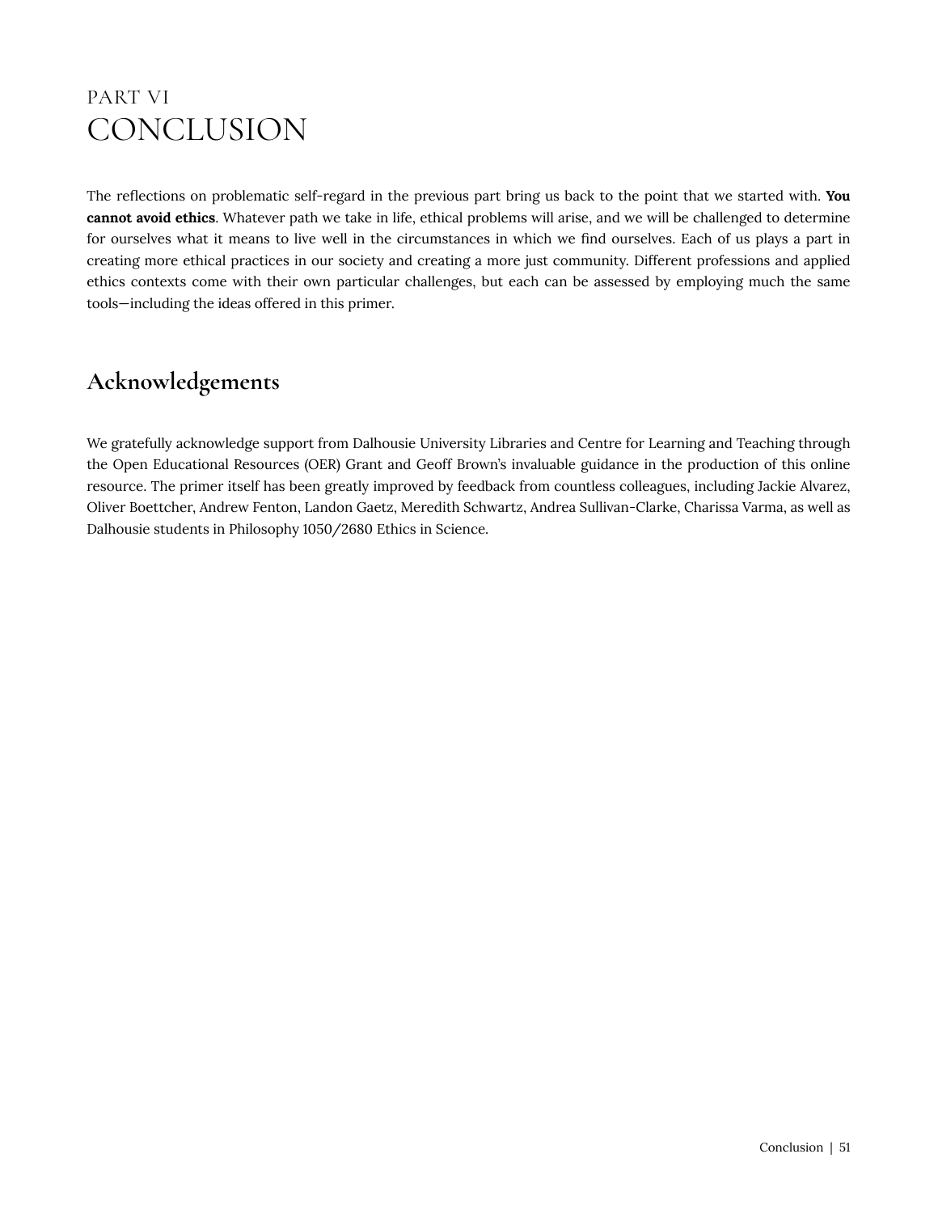# PART VI
# CONCLUSION

The reflections on problematic self-regard in the previous part bring us back to the point that we started with. **You cannot avoid ethics**. Whatever path we take in life, ethical problems will arise, and we will be challenged to determine for ourselves what it means to live well in the circumstances in which we find ourselves. Each of us plays a part in creating more ethical practices in our society and creating a more just community. Different professions and applied ethics contexts come with their own particular challenges, but each can be assessed by employing much the same tools—including the ideas offered in this primer.

## Acknowledgements

We gratefully acknowledge support from Dalhousie University Libraries and Centre for Learning and Teaching through the Open Educational Resources (OER) Grant and Geoff Brown's invaluable guidance in the production of this online resource. The primer itself has been greatly improved by feedback from countless colleagues, including Jackie Alvarez, Oliver Boettcher, Andrew Fenton, Landon Gaetz, Meredith Schwartz, Andrea Sullivan-Clarke, Charissa Varma, as well as Dalhousie students in Philosophy 1050/2680 Ethics in Science.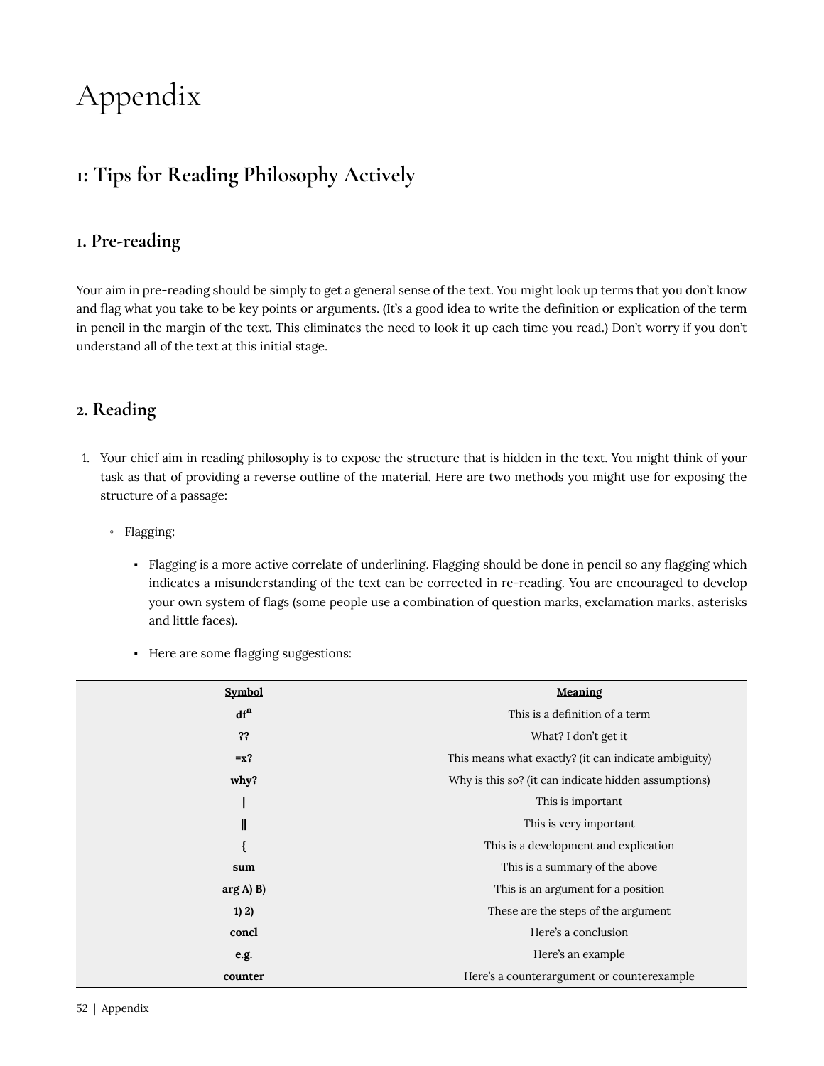# Appendix

## 1: Tips for Reading Philosophy Actively

### 1. Pre-reading

Your aim in pre-reading should be simply to get a general sense of the text. You might look up terms that you don't know and flag what you take to be key points or arguments. (It's a good idea to write the definition or explication of the term in pencil in the margin of the text. This eliminates the need to look it up each time you read.) Don't worry if you don't understand all of the text at this initial stage.

### 2. Reading

1. Your chief aim in reading philosophy is to expose the structure that is hidden in the text. You might think of your task as that of providing a reverse outline of the material. Here are two methods you might use for exposing the structure of a passage:
    - Flagging:
        - Flagging is a more active correlate of underlining. Flagging should be done in pencil so any flagging which indicates a misunderstanding of the text can be corrected in re-reading. You are encouraged to develop your own system of flags (some people use a combination of question marks, exclamation marks, asterisks and little faces).
        - Here are some flagging suggestions:

| Symbol | Meaning |
|---|---|
| **df$^n$** | This is a definition of a term |
| **??** | What? I don't get it |
| **=x?** | This means what exactly? (it can indicate ambiguity) |
| **why?** | Why is this so? (it can indicate hidden assumptions) |
| **\|** | This is important |
| **\|\|** | This is very important |
| **{** | This is a development and explication |
| **sum** | This is a summary of the above |
| **arg A) B)** | This is an argument for a position |
| **1) 2)** | These are the steps of the argument |
| **concl** | Here's a conclusion |
| **e.g.** | Here's an example |
| **counter** | Here's a counterargument or counterexample |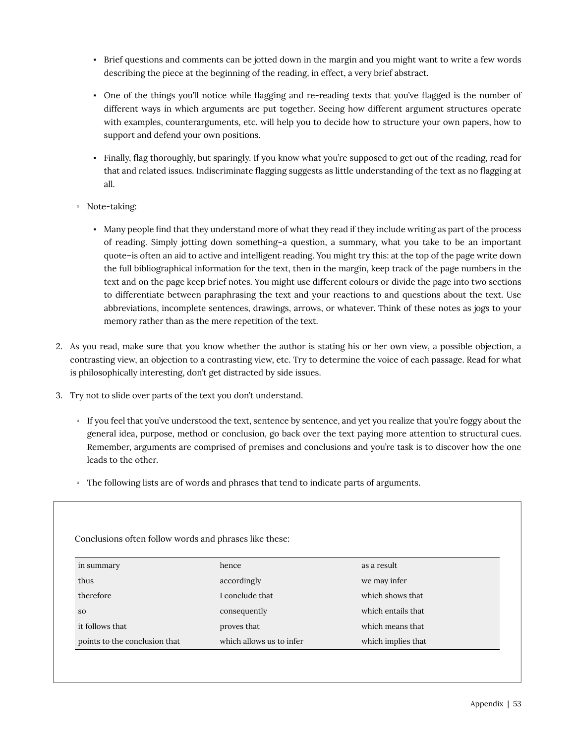- Brief questions and comments can be jotted down in the margin and you might want to write a few words describing the piece at the beginning of the reading, in effect, a very brief abstract.
    - One of the things you'll notice while flagging and re-reading texts that you've flagged is the number of different ways in which arguments are put together. Seeing how different argument structures operate with examples, counterarguments, etc. will help you to decide how to structure your own papers, how to support and defend your own positions.
    - Finally, flag thoroughly, but sparingly. If you know what you're supposed to get out of the reading, read for that and related issues. Indiscriminate flagging suggests as little understanding of the text as no flagging at all.
  - Note-taking:
    - Many people find that they understand more of what they read if they include writing as part of the process of reading. Simply jotting down something–a question, a summary, what you take to be an important quote–is often an aid to active and intelligent reading. You might try this: at the top of the page write down the full bibliographical information for the text, then in the margin, keep track of the page numbers in the text and on the page keep brief notes. You might use different colours or divide the page into two sections to differentiate between paraphrasing the text and your reactions to and questions about the text. Use abbreviations, incomplete sentences, drawings, arrows, or whatever. Think of these notes as jogs to your memory rather than as the mere repetition of the text.

2. As you read, make sure that you know whether the author is stating his or her own view, a possible objection, a contrasting view, an objection to a contrasting view, etc. Try to determine the voice of each passage. Read for what is philosophically interesting, don't get distracted by side issues.
3. Try not to slide over parts of the text you don't understand.
   - If you feel that you've understood the text, sentence by sentence, and yet you realize that you're foggy about the general idea, purpose, method or conclusion, go back over the text paying more attention to structural cues. Remember, arguments are comprised of premises and conclusions and you're task is to discover how the one leads to the other.
   - The following lists are of words and phrases that tend to indicate parts of arguments.

Conclusions often follow words and phrases like these:

| | | |
|---|---|---|
| in summary | hence | as a result |
| thus | accordingly | we may infer |
| therefore | I conclude that | which shows that |
| so | consequently | which entails that |
| it follows that | proves that | which means that |
| points to the conclusion that | which allows us to infer | which implies that |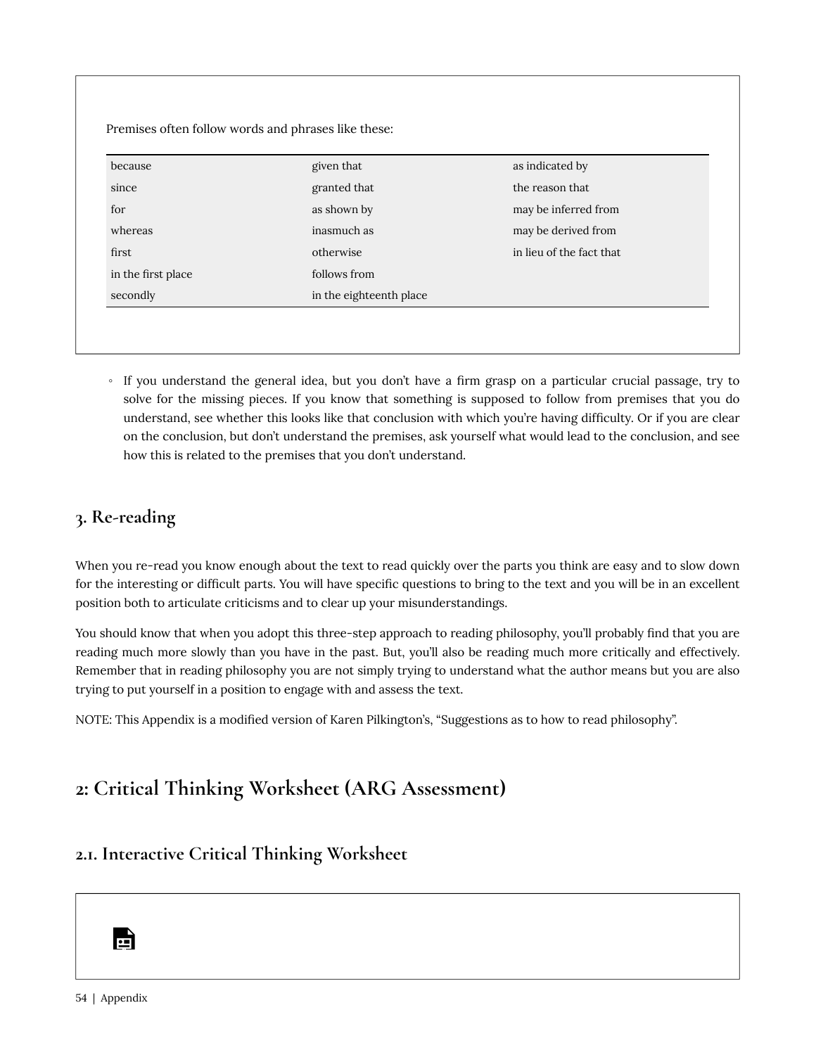Premises often follow words and phrases like these:

| | | |
|---|---|---|
| because | given that | as indicated by |
| since | granted that | the reason that |
| for | as shown by | may be inferred from |
| whereas | inasmuch as | may be derived from |
| first | otherwise | in lieu of the fact that |
| in the first place | follows from | |
| secondly | in the eighteenth place | |

- If you understand the general idea, but you don't have a firm grasp on a particular crucial passage, try to solve for the missing pieces. If you know that something is supposed to follow from premises that you do understand, see whether this looks like that conclusion with which you're having difficulty. Or if you are clear on the conclusion, but don't understand the premises, ask yourself what would lead to the conclusion, and see how this is related to the premises that you don't understand.

### 3. Re-reading

When you re-read you know enough about the text to read quickly over the parts you think are easy and to slow down for the interesting or difficult parts. You will have specific questions to bring to the text and you will be in an excellent position both to articulate criticisms and to clear up your misunderstandings.

You should know that when you adopt this three-step approach to reading philosophy, you'll probably find that you are reading much more slowly than you have in the past. But, you'll also be reading much more critically and effectively. Remember that in reading philosophy you are not simply trying to understand what the author means but you are also trying to put yourself in a position to engage with and assess the text.

NOTE: This Appendix is a modified version of Karen Pilkington's, "Suggestions as to how to read philosophy".

## 2: Critical Thinking Worksheet (ARG Assessment)

### 2.1. Interactive Critical Thinking Worksheet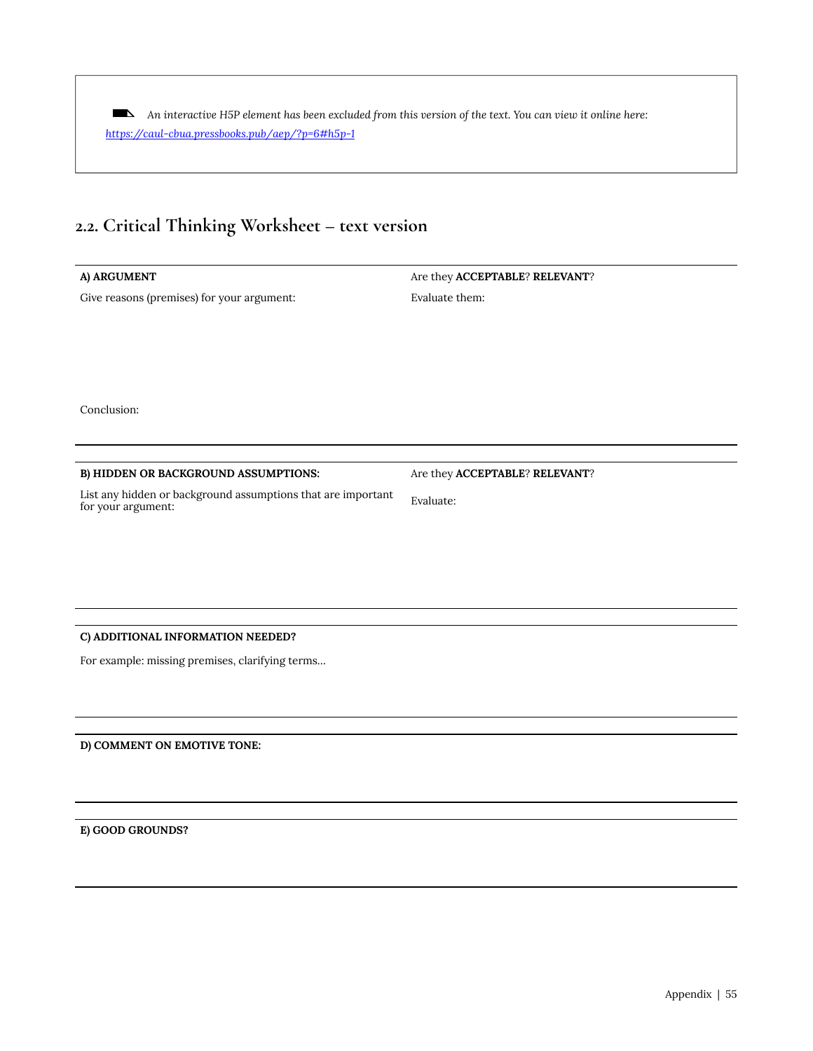*An interactive H5P element has been excluded from this version of the text. You can view it online here: https://caul-cbua.pressbooks.pub/aep/?p=6#h5p-1*

## 2.2. Critical Thinking Worksheet – text version

| **A) ARGUMENT** | Are they **ACCEPTABLE**? **RELEVANT**? |
|---|---|
| Give reasons (premises) for your argument: | Evaluate them: |
| Conclusion: | |

| **B) HIDDEN OR BACKGROUND ASSUMPTIONS:** | Are they **ACCEPTABLE**? **RELEVANT**? |
|---|---|
| List any hidden or background assumptions that are important for your argument: | Evaluate: |

| **C) ADDITIONAL INFORMATION NEEDED?** |
|---|
| For example: missing premises, clarifying terms… |

| **D) COMMENT ON EMOTIVE TONE:** |
|---|
| |

| **E) GOOD GROUNDS?** |
|---|
| |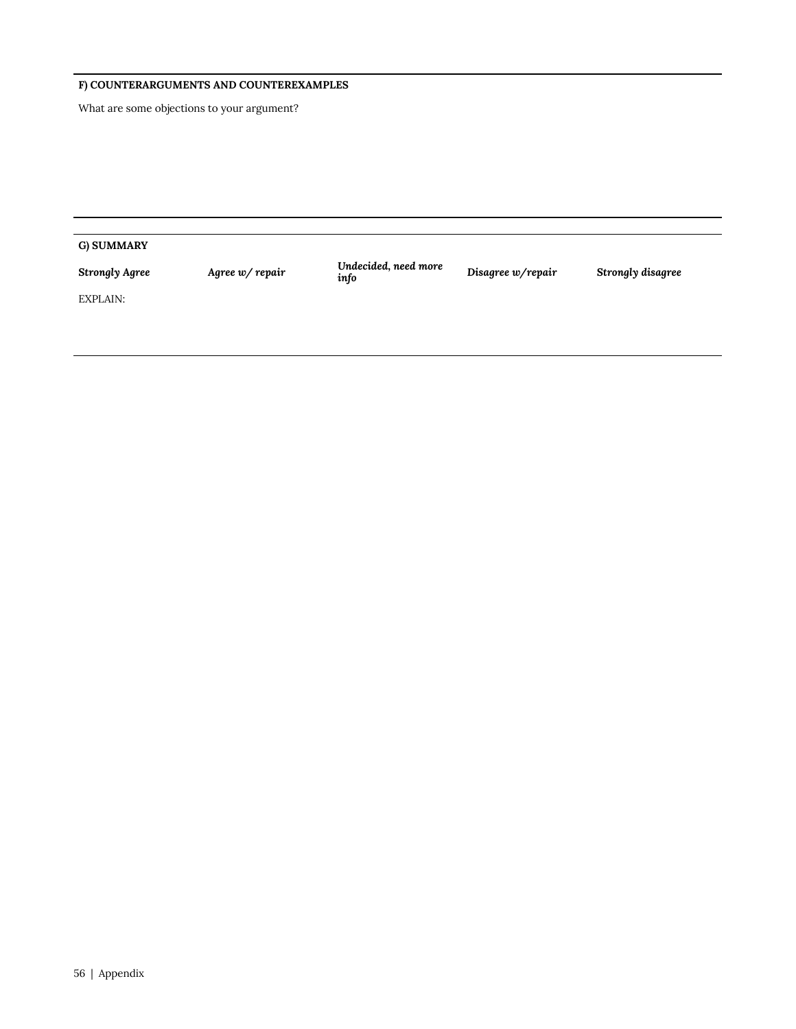**F) COUNTERARGUMENTS AND COUNTEREXAMPLES**

What are some objections to your argument?

**G) SUMMARY**

| | | | | |
|---|---|---|---|---|
| ***Strongly Agree*** | ***Agree w/ repair*** | ***Undecided, need more info*** | ***Disagree w/repair*** | ***Strongly disagree*** |

EXPLAIN: